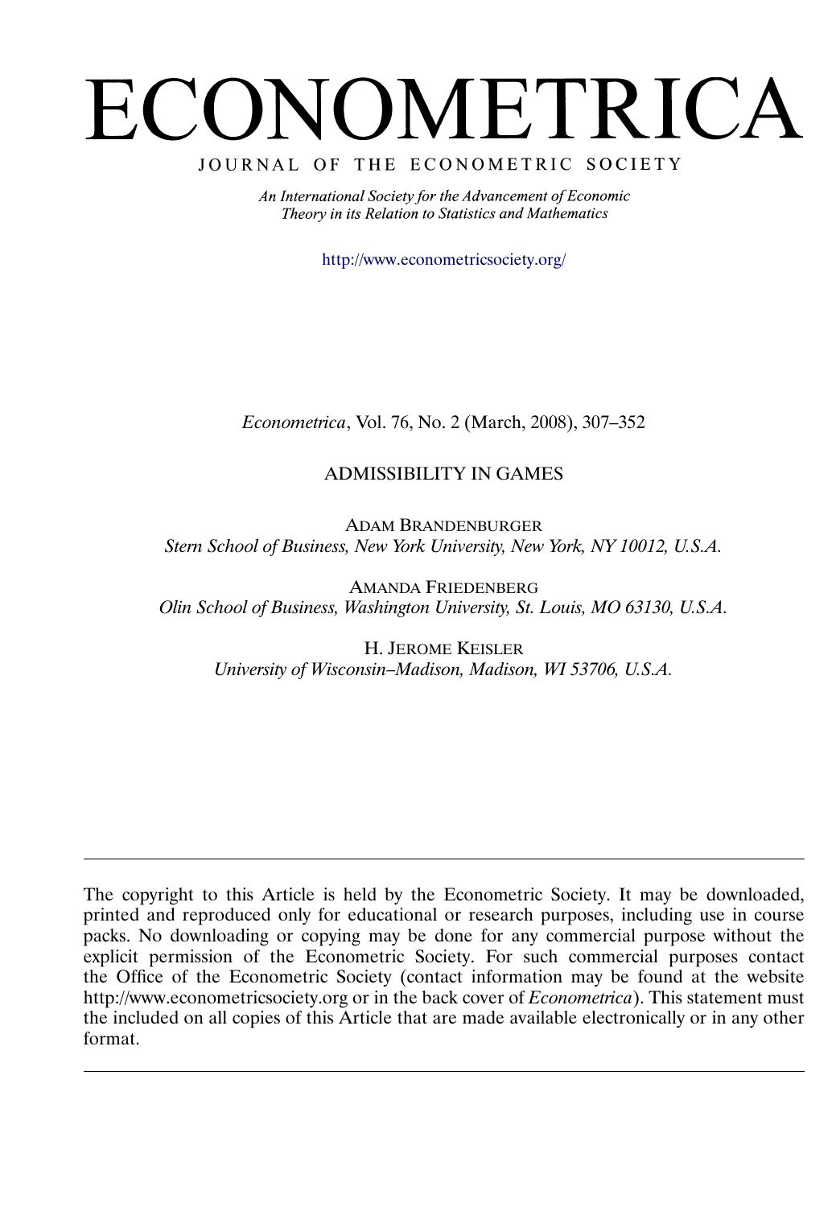# ECONOMETRICA

JOURNAL OF THE ECONOMETRIC SOCIETY

*An International Society for the Advancement of Economic Theory in its Relation to Statistics and Mathematics*

http://www.econometricsociety.org/

*Econometrica*, Vol. 76, No. 2 (March, 2008), 307–352

## ADMISSIBILITY IN GAMES

ADAM BRANDENBURGER
*Stern School of Business, New York University, New York, NY 10012, U.S.A.*

AMANDA FRIEDENBERG
*Olin School of Business, Washington University, St. Louis, MO 63130, U.S.A.*

H. JEROME KEISLER
*University of Wisconsin–Madison, Madison, WI 53706, U.S.A.*

---

The copyright to this Article is held by the Econometric Society. It may be downloaded, printed and reproduced only for educational or research purposes, including use in course packs. No downloading or copying may be done for any commercial purpose without the explicit permission of the Econometric Society. For such commercial purposes contact the Office of the Econometric Society (contact information may be found at the website http://www.econometricsociety.org or in the back cover of *Econometrica*). This statement must the included on all copies of this Article that are made available electronically or in any other format.

---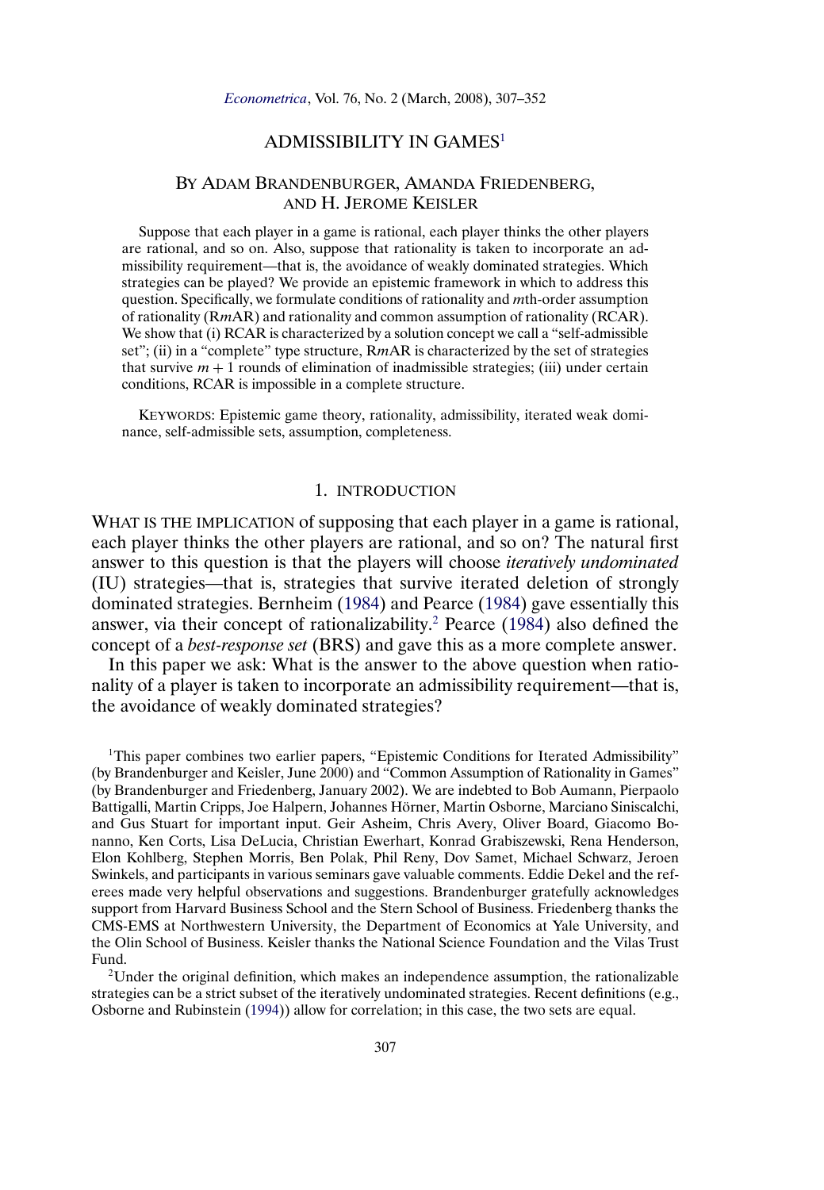# ADMISSIBILITY IN GAMES[1]

By Adam Brandenburger, Amanda Friedenberg, and H. Jerome Keisler

Suppose that each player in a game is rational, each player thinks the other players are rational, and so on. Also, suppose that rationality is taken to incorporate an admissibility requirement—that is, the avoidance of weakly dominated strategies. Which strategies can be played? We provide an epistemic framework in which to address this question. Specifically, we formulate conditions of rationality and $m$th-order assumption of rationality (R$m$AR) and rationality and common assumption of rationality (RCAR). We show that (i) RCAR is characterized by a solution concept we call a "self-admissible set"; (ii) in a "complete" type structure, R$m$AR is characterized by the set of strategies that survive $m + 1$ rounds of elimination of inadmissible strategies; (iii) under certain conditions, RCAR is impossible in a complete structure.

Keywords: Epistemic game theory, rationality, admissibility, iterated weak dominance, self-admissible sets, assumption, completeness.

## 1. INTRODUCTION

What is the implication of supposing that each player in a game is rational, each player thinks the other players are rational, and so on? The natural first answer to this question is that the players will choose *iteratively undominated* (IU) strategies—that is, strategies that survive iterated deletion of strongly dominated strategies. Bernheim (1984) and Pearce (1984) gave essentially this answer, via their concept of rationalizability.[2] Pearce (1984) also defined the concept of a *best-response set* (BRS) and gave this as a more complete answer.

In this paper we ask: What is the answer to the above question when rationality of a player is taken to incorporate an admissibility requirement—that is, the avoidance of weakly dominated strategies?

[1]This paper combines two earlier papers, "Epistemic Conditions for Iterated Admissibility" (by Brandenburger and Keisler, June 2000) and "Common Assumption of Rationality in Games" (by Brandenburger and Friedenberg, January 2002). We are indebted to Bob Aumann, Pierpaolo Battigalli, Martin Cripps, Joe Halpern, Johannes Hörner, Martin Osborne, Marciano Siniscalchi, and Gus Stuart for important input. Geir Asheim, Chris Avery, Oliver Board, Giacomo Bonanno, Ken Corts, Lisa DeLucia, Christian Ewerhart, Konrad Grabiszewski, Rena Henderson, Elon Kohlberg, Stephen Morris, Ben Polak, Phil Reny, Dov Samet, Michael Schwarz, Jeroen Swinkels, and participants in various seminars gave valuable comments. Eddie Dekel and the referees made very helpful observations and suggestions. Brandenburger gratefully acknowledges support from Harvard Business School and the Stern School of Business. Friedenberg thanks the CMS-EMS at Northwestern University, the Department of Economics at Yale University, and the Olin School of Business. Keisler thanks the National Science Foundation and the Vilas Trust Fund.

[2]Under the original definition, which makes an independence assumption, the rationalizable strategies can be a strict subset of the iteratively undominated strategies. Recent definitions (e.g., Osborne and Rubinstein (1994)) allow for correlation; in this case, the two sets are equal.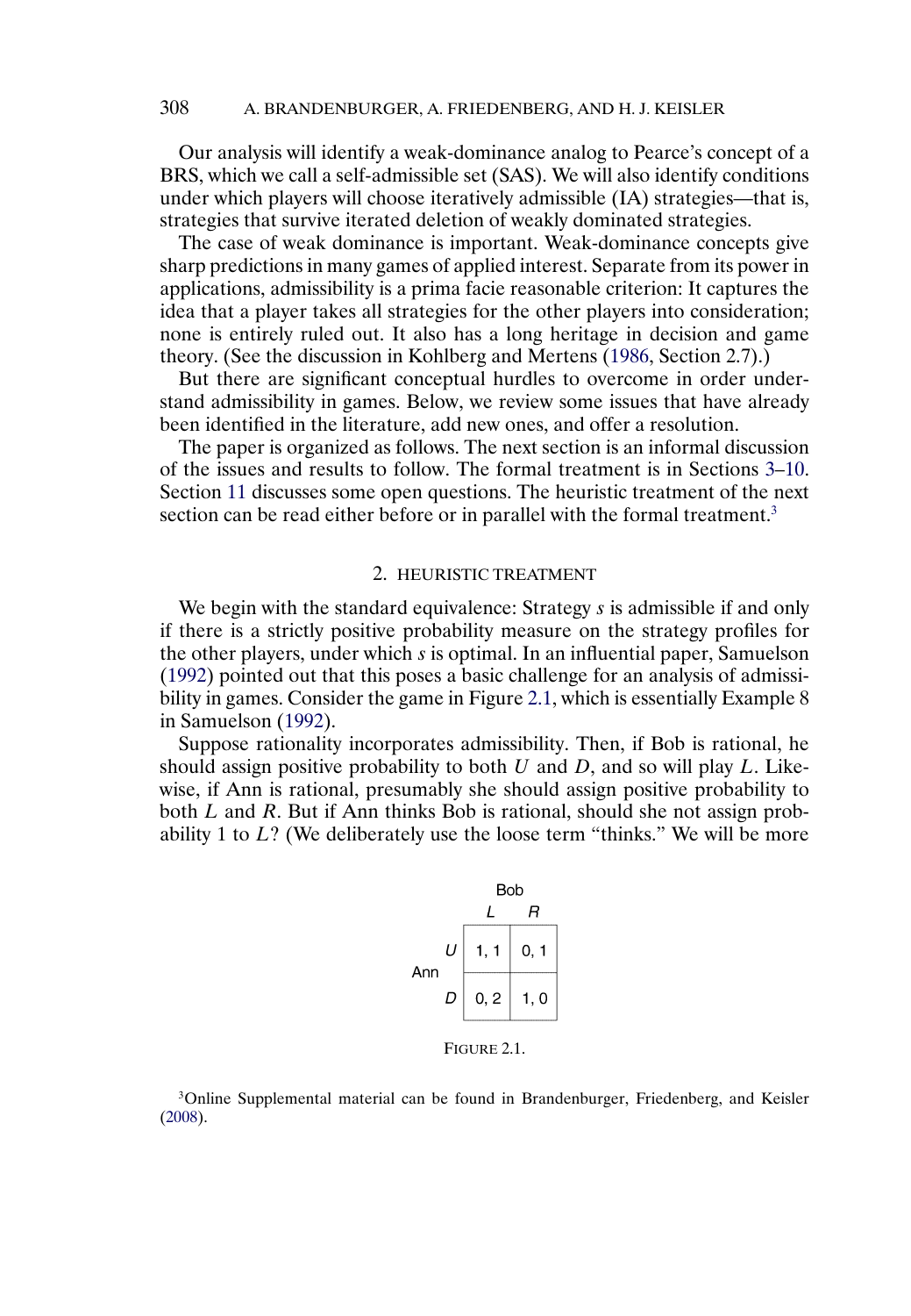Our analysis will identify a weak-dominance analog to Pearce's concept of a BRS, which we call a self-admissible set (SAS). We will also identify conditions under which players will choose iteratively admissible (IA) strategies—that is, strategies that survive iterated deletion of weakly dominated strategies.

The case of weak dominance is important. Weak-dominance concepts give sharp predictions in many games of applied interest. Separate from its power in applications, admissibility is a prima facie reasonable criterion: It captures the idea that a player takes all strategies for the other players into consideration; none is entirely ruled out. It also has a long heritage in decision and game theory. (See the discussion in Kohlberg and Mertens (1986, Section 2.7).)

But there are significant conceptual hurdles to overcome in order understand admissibility in games. Below, we review some issues that have already been identified in the literature, add new ones, and offer a resolution.

The paper is organized as follows. The next section is an informal discussion of the issues and results to follow. The formal treatment is in Sections 3–10. Section 11 discusses some open questions. The heuristic treatment of the next section can be read either before or in parallel with the formal treatment.[3]

## 2. HEURISTIC TREATMENT

We begin with the standard equivalence: Strategy *s* is admissible if and only if there is a strictly positive probability measure on the strategy profiles for the other players, under which *s* is optimal. In an influential paper, Samuelson (1992) pointed out that this poses a basic challenge for an analysis of admissibility in games. Consider the game in Figure 2.1, which is essentially Example 8 in Samuelson (1992).

Suppose rationality incorporates admissibility. Then, if Bob is rational, he should assign positive probability to both $U$ and $D$, and so will play $L$. Likewise, if Ann is rational, presumably she should assign positive probability to both $L$ and $R$. But if Ann thinks Bob is rational, should she not assign probability 1 to $L$? (We deliberately use the loose term "thinks." We will be more

| | | Bob | |
|---|---|---|---|
| | | $L$ | $R$ |
| Ann | $U$ | 1, 1 | 0, 1 |
| | $D$ | 0, 2 | 1, 0 |

FIGURE 2.1.

[3]Online Supplemental material can be found in Brandenburger, Friedenberg, and Keisler (2008).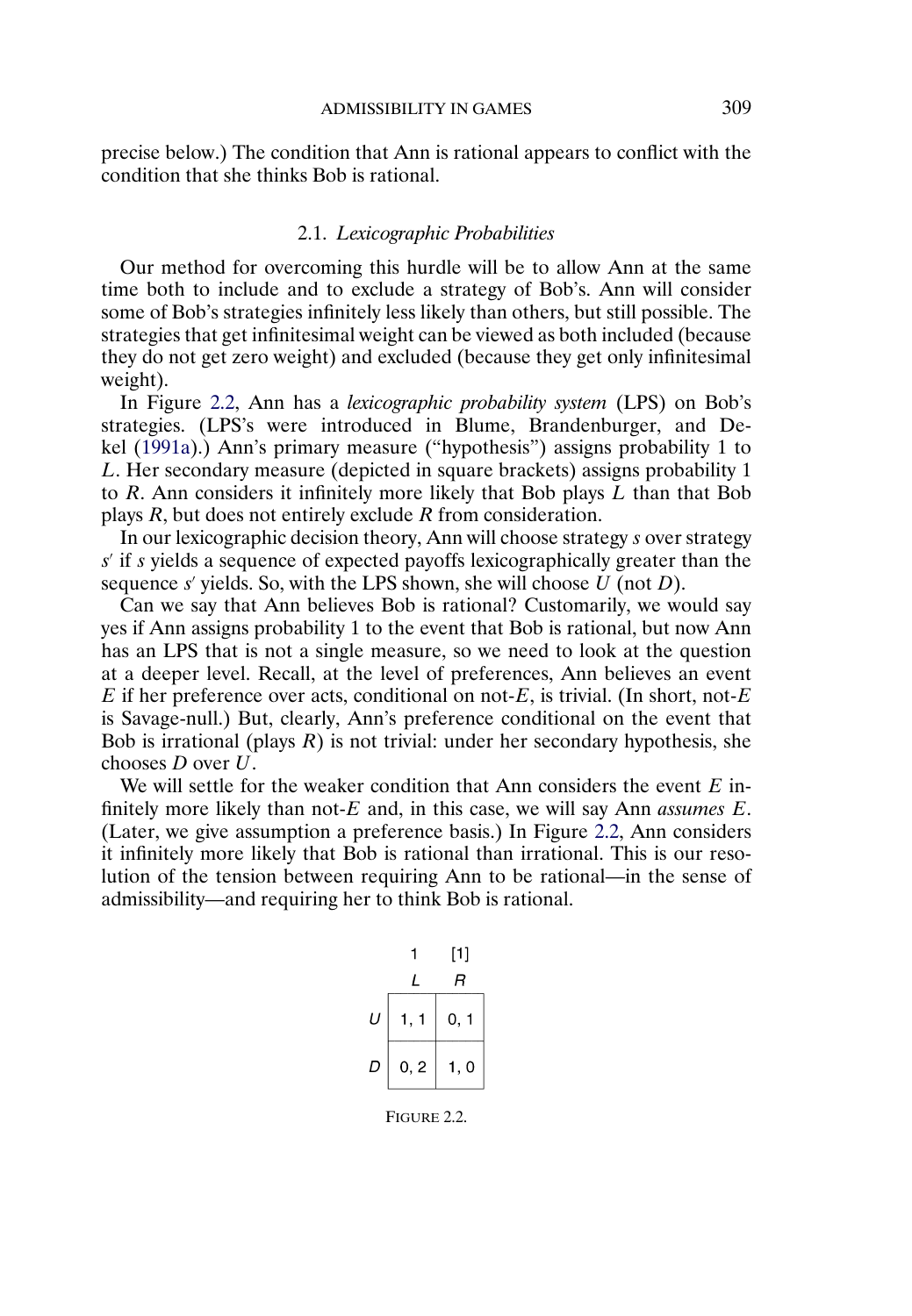precise below.) The condition that Ann is rational appears to conflict with the condition that she thinks Bob is rational.

### 2.1. *Lexicographic Probabilities*

Our method for overcoming this hurdle will be to allow Ann at the same time both to include and to exclude a strategy of Bob's. Ann will consider some of Bob's strategies infinitely less likely than others, but still possible. The strategies that get infinitesimal weight can be viewed as both included (because they do not get zero weight) and excluded (because they get only infinitesimal weight).

In Figure 2.2, Ann has a *lexicographic probability system* (LPS) on Bob's strategies. (LPS's were introduced in Blume, Brandenburger, and Dekel (1991a).) Ann's primary measure ("hypothesis") assigns probability 1 to $L$. Her secondary measure (depicted in square brackets) assigns probability 1 to $R$. Ann considers it infinitely more likely that Bob plays $L$ than that Bob plays $R$, but does not entirely exclude $R$ from consideration.

In our lexicographic decision theory, Ann will choose strategy $s$ over strategy $s'$ if $s$ yields a sequence of expected payoffs lexicographically greater than the sequence $s'$ yields. So, with the LPS shown, she will choose $U$ (not $D$).

Can we say that Ann believes Bob is rational? Customarily, we would say yes if Ann assigns probability 1 to the event that Bob is rational, but now Ann has an LPS that is not a single measure, so we need to look at the question at a deeper level. Recall, at the level of preferences, Ann believes an event $E$ if her preference over acts, conditional on not-$E$, is trivial. (In short, not-$E$ is Savage-null.) But, clearly, Ann's preference conditional on the event that Bob is irrational (plays $R$) is not trivial: under her secondary hypothesis, she chooses $D$ over $U$.

We will settle for the weaker condition that Ann considers the event $E$ infinitely more likely than not-$E$ and, in this case, we will say Ann *assumes* $E$. (Later, we give assumption a preference basis.) In Figure 2.2, Ann considers it infinitely more likely that Bob is rational than irrational. This is our resolution of the tension between requiring Ann to be rational—in the sense of admissibility—and requiring her to think Bob is rational.

| | 1 | [1] |
|---|---|---|
| | $L$ | $R$ |
| $U$ | 1, 1 | 0, 1 |
| $D$ | 0, 2 | 1, 0 |

FIGURE 2.2.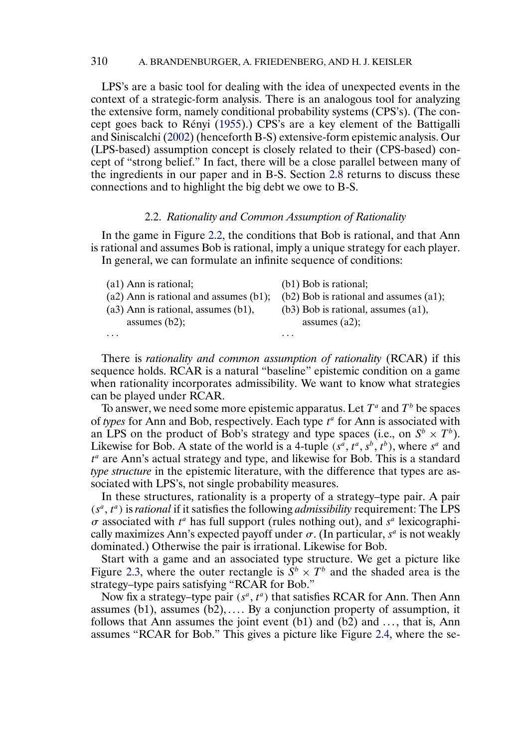LPS's are a basic tool for dealing with the idea of unexpected events in the context of a strategic-form analysis. There is an analogous tool for analyzing the extensive form, namely conditional probability systems (CPS's). (The concept goes back to Rényi (1955).) CPS's are a key element of the Battigalli and Siniscalchi (2002) (henceforth B-S) extensive-form epistemic analysis. Our (LPS-based) assumption concept is closely related to their (CPS-based) concept of "strong belief." In fact, there will be a close parallel between many of the ingredients in our paper and in B-S. Section 2.8 returns to discuss these connections and to highlight the big debt we owe to B-S.

### 2.2. *Rationality and Common Assumption of Rationality*

In the game in Figure 2.2, the conditions that Bob is rational, and that Ann is rational and assumes Bob is rational, imply a unique strategy for each player.

In general, we can formulate an infinite sequence of conditions:

| | |
|---|---|
| (a1) Ann is rational; | (b1) Bob is rational; |
| (a2) Ann is rational and assumes (b1); | (b2) Bob is rational and assumes (a1); |
| (a3) Ann is rational, assumes (b1), assumes (b2); | (b3) Bob is rational, assumes (a1), assumes (a2); |
| ... | ... |

There is *rationality and common assumption of rationality* (RCAR) if this sequence holds. RCAR is a natural "baseline" epistemic condition on a game when rationality incorporates admissibility. We want to know what strategies can be played under RCAR.

To answer, we need some more epistemic apparatus. Let $T^a$ and $T^b$ be spaces of *types* for Ann and Bob, respectively. Each type $t^a$ for Ann is associated with an LPS on the product of Bob's strategy and type spaces (i.e., on $S^b \times T^b$). Likewise for Bob. A state of the world is a 4-tuple $(s^a, t^a, s^b, t^b)$, where $s^a$ and $t^a$ are Ann's actual strategy and type, and likewise for Bob. This is a standard *type structure* in the epistemic literature, with the difference that types are associated with LPS's, not single probability measures.

In these structures, rationality is a property of a strategy–type pair. A pair $(s^a, t^a)$ is *rational* if it satisfies the following *admissibility* requirement: The LPS $\sigma$ associated with $t^a$ has full support (rules nothing out), and $s^a$ lexicographically maximizes Ann's expected payoff under $\sigma$. (In particular, $s^a$ is not weakly dominated.) Otherwise the pair is irrational. Likewise for Bob.

Start with a game and an associated type structure. We get a picture like Figure 2.3, where the outer rectangle is $S^b \times T^b$ and the shaded area is the strategy–type pairs satisfying "RCAR for Bob."

Now fix a strategy–type pair $(s^a, t^a)$ that satisfies RCAR for Ann. Then Ann assumes (b1), assumes (b2), .... By a conjunction property of assumption, it follows that Ann assumes the joint event (b1) and (b2) and ..., that is, Ann assumes "RCAR for Bob." This gives a picture like Figure 2.4, where the se-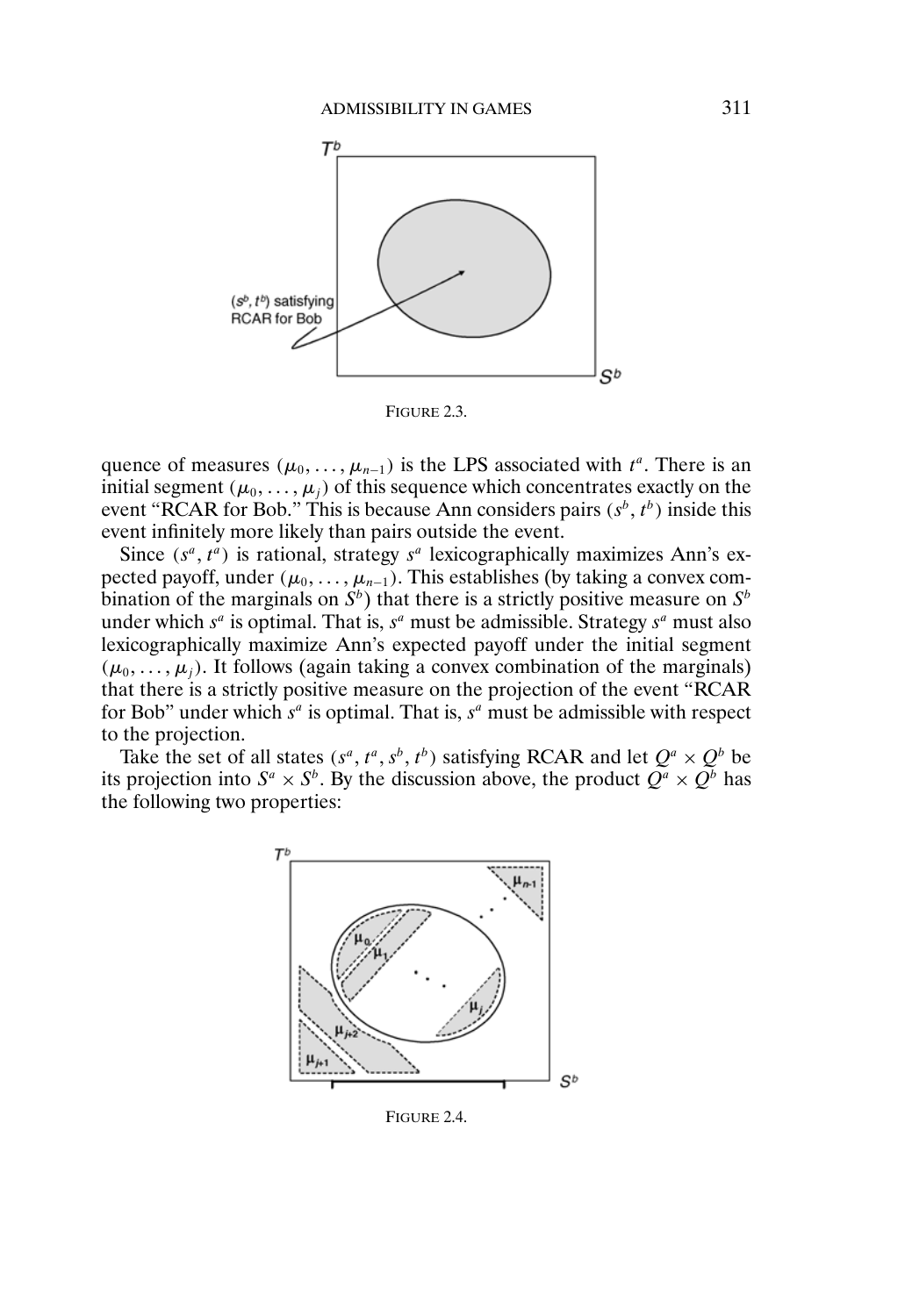FIGURE 2.3.

quence of measures $(\mu_0, \ldots, \mu_{n-1})$ is the LPS associated with $t^a$. There is an initial segment $(\mu_0, \ldots, \mu_j)$ of this sequence which concentrates exactly on the event "RCAR for Bob." This is because Ann considers pairs $(s^b, t^b)$ inside this event infinitely more likely than pairs outside the event.

Since $(s^a, t^a)$ is rational, strategy $s^a$ lexicographically maximizes Ann's expected payoff, under $(\mu_0, \ldots, \mu_{n-1})$. This establishes (by taking a convex combination of the marginals on $S^b$) that there is a strictly positive measure on $S^b$ under which $s^a$ is optimal. That is, $s^a$ must be admissible. Strategy $s^a$ must also lexicographically maximize Ann's expected payoff under the initial segment $(\mu_0, \ldots, \mu_j)$. It follows (again taking a convex combination of the marginals) that there is a strictly positive measure on the projection of the event "RCAR for Bob" under which $s^a$ is optimal. That is, $s^a$ must be admissible with respect to the projection.

Take the set of all states $(s^a, t^a, s^b, t^b)$ satisfying RCAR and let $Q^a \times Q^b$ be its projection into $S^a \times S^b$. By the discussion above, the product $Q^a \times Q^b$ has the following two properties:

FIGURE 2.4.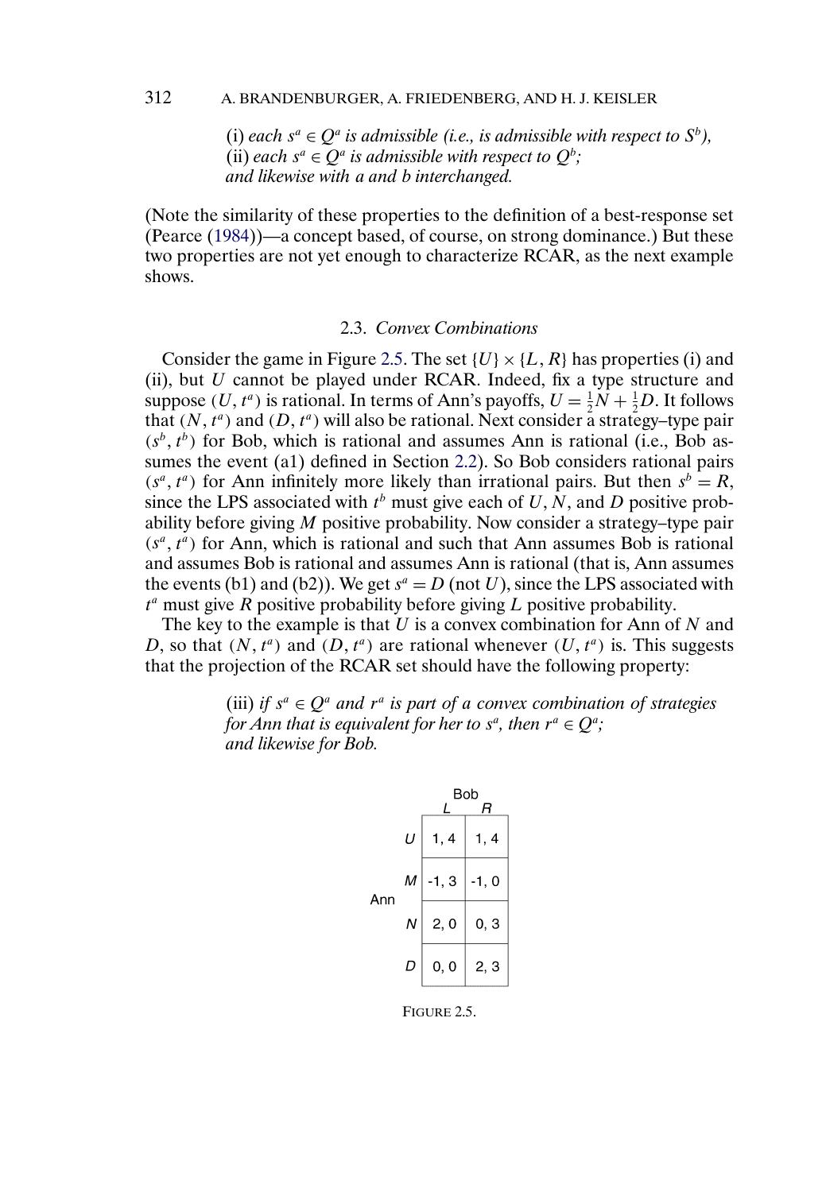(i) *each* $s^a \in Q^a$ *is admissible (i.e., is admissible with respect to* $S^b$*),*
(ii) *each* $s^a \in Q^a$ *is admissible with respect to* $Q^b$*;*
*and likewise with a and b interchanged.*

(Note the similarity of these properties to the definition of a best-response set (Pearce (1984))—a concept based, of course, on strong dominance.) But these two properties are not yet enough to characterize RCAR, as the next example shows.

### 2.3. *Convex Combinations*

Consider the game in Figure 2.5. The set $\{U\} \times \{L, R\}$ has properties (i) and (ii), but $U$ cannot be played under RCAR. Indeed, fix a type structure and suppose $(U, t^a)$ is rational. In terms of Ann's payoffs, $U = \frac{1}{2}N + \frac{1}{2}D$. It follows that $(N, t^a)$ and $(D, t^a)$ will also be rational. Next consider a strategy–type pair $(s^b, t^b)$ for Bob, which is rational and assumes Ann is rational (i.e., Bob assumes the event (a1) defined in Section 2.2). So Bob considers rational pairs $(s^a, t^a)$ for Ann infinitely more likely than irrational pairs. But then $s^b = R$, since the LPS associated with $t^b$ must give each of $U$, $N$, and $D$ positive probability before giving $M$ positive probability. Now consider a strategy–type pair $(s^a, t^a)$ for Ann, which is rational and such that Ann assumes Bob is rational and assumes Bob is rational and assumes Ann is rational (that is, Ann assumes the events (b1) and (b2)). We get $s^a = D$ (not $U$), since the LPS associated with $t^a$ must give $R$ positive probability before giving $L$ positive probability.

The key to the example is that $U$ is a convex combination for Ann of $N$ and $D$, so that $(N, t^a)$ and $(D, t^a)$ are rational whenever $(U, t^a)$ is. This suggests that the projection of the RCAR set should have the following property:

(iii) *if* $s^a \in Q^a$ *and* $r^a$ *is part of a convex combination of strategies for Ann that is equivalent for her to* $s^a$*, then* $r^a \in Q^a$*;*
*and likewise for Bob.*

| Ann \ Bob | $L$ | $R$ |
|---|---|---|
| $U$ | 1, 4 | 1, 4 |
| $M$ | -1, 3 | -1, 0 |
| $N$ | 2, 0 | 0, 3 |
| $D$ | 0, 0 | 2, 3 |

FIGURE 2.5.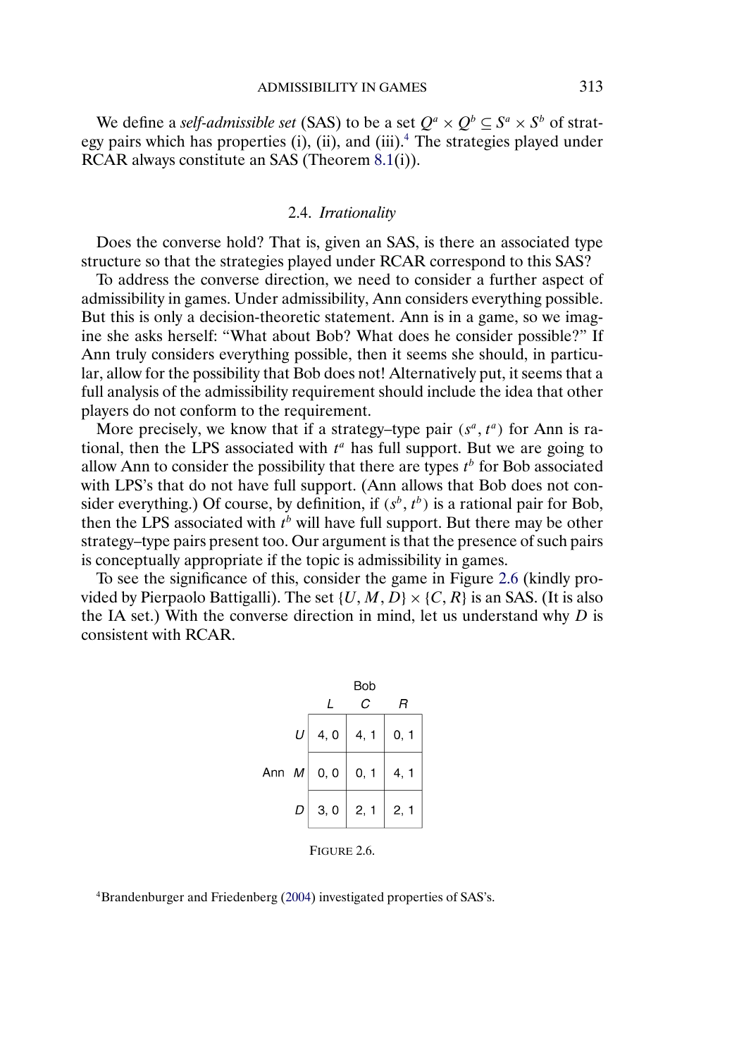We define a *self-admissible set* (SAS) to be a set $Q^a \times Q^b \subseteq S^a \times S^b$ of strategy pairs which has properties (i), (ii), and (iii).[4] The strategies played under RCAR always constitute an SAS (Theorem 8.1(i)).

### 2.4. *Irrationality*

Does the converse hold? That is, given an SAS, is there an associated type structure so that the strategies played under RCAR correspond to this SAS?

To address the converse direction, we need to consider a further aspect of admissibility in games. Under admissibility, Ann considers everything possible. But this is only a decision-theoretic statement. Ann is in a game, so we imagine she asks herself: "What about Bob? What does he consider possible?" If Ann truly considers everything possible, then it seems she should, in particular, allow for the possibility that Bob does not! Alternatively put, it seems that a full analysis of the admissibility requirement should include the idea that other players do not conform to the requirement.

More precisely, we know that if a strategy–type pair $(s^a, t^a)$ for Ann is rational, then the LPS associated with $t^a$ has full support. But we are going to allow Ann to consider the possibility that there are types $t^b$ for Bob associated with LPS's that do not have full support. (Ann allows that Bob does not consider everything.) Of course, by definition, if $(s^b, t^b)$ is a rational pair for Bob, then the LPS associated with $t^b$ will have full support. But there may be other strategy–type pairs present too. Our argument is that the presence of such pairs is conceptually appropriate if the topic is admissibility in games.

To see the significance of this, consider the game in Figure 2.6 (kindly provided by Pierpaolo Battigalli). The set $\{U, M, D\} \times \{C, R\}$ is an SAS. (It is also the IA set.) With the converse direction in mind, let us understand why $D$ is consistent with RCAR.

| | | Bob | | |
|---|---|---|---|---|
| | | $L$ | $C$ | $R$ |
| Ann | $U$ | 4, 0 | 4, 1 | 0, 1 |
| | $M$ | 0, 0 | 0, 1 | 4, 1 |
| | $D$ | 3, 0 | 2, 1 | 2, 1 |

FIGURE 2.6.

[4] Brandenburger and Friedenberg (2004) investigated properties of SAS's.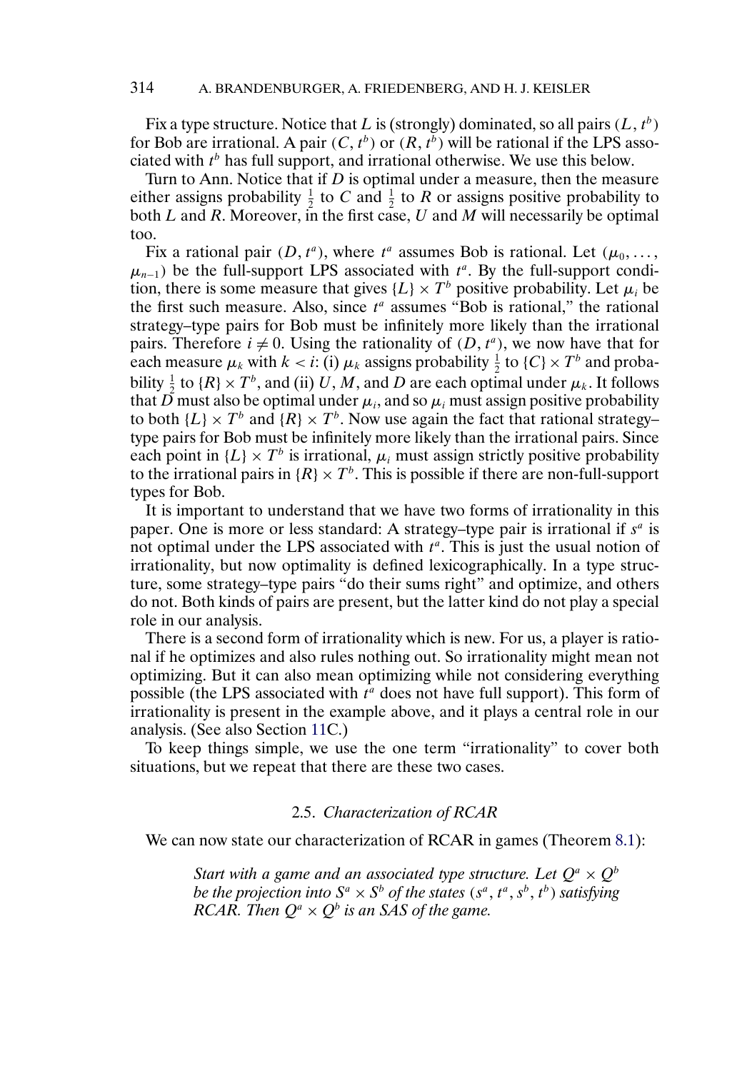Fix a type structure. Notice that $L$ is (strongly) dominated, so all pairs $(L, t^b)$ for Bob are irrational. A pair $(C, t^b)$ or $(R, t^b)$ will be rational if the LPS associated with $t^b$ has full support, and irrational otherwise. We use this below.

Turn to Ann. Notice that if $D$ is optimal under a measure, then the measure either assigns probability $\frac{1}{2}$ to $C$ and $\frac{1}{2}$ to $R$ or assigns positive probability to both $L$ and $R$. Moreover, in the first case, $U$ and $M$ will necessarily be optimal too.

Fix a rational pair $(D, t^a)$, where $t^a$ assumes Bob is rational. Let $(\mu_0, \ldots, \mu_{n-1})$ be the full-support LPS associated with $t^a$. By the full-support condition, there is some measure that gives $\{L\} \times T^b$ positive probability. Let $\mu_i$ be the first such measure. Also, since $t^a$ assumes "Bob is rational," the rational strategy–type pairs for Bob must be infinitely more likely than the irrational pairs. Therefore $i \neq 0$. Using the rationality of $(D, t^a)$, we now have that for each measure $\mu_k$ with $k < i$: (i) $\mu_k$ assigns probability $\frac{1}{2}$ to $\{C\} \times T^b$ and probability $\frac{1}{2}$ to $\{R\} \times T^b$, and (ii) $U$, $M$, and $D$ are each optimal under $\mu_k$. It follows that $D$ must also be optimal under $\mu_i$, and so $\mu_i$ must assign positive probability to both $\{L\} \times T^b$ and $\{R\} \times T^b$. Now use again the fact that rational strategy–type pairs for Bob must be infinitely more likely than the irrational pairs. Since each point in $\{L\} \times T^b$ is irrational, $\mu_i$ must assign strictly positive probability to the irrational pairs in $\{R\} \times T^b$. This is possible if there are non-full-support types for Bob.

It is important to understand that we have two forms of irrationality in this paper. One is more or less standard: A strategy–type pair is irrational if $s^a$ is not optimal under the LPS associated with $t^a$. This is just the usual notion of irrationality, but now optimality is defined lexicographically. In a type structure, some strategy–type pairs "do their sums right" and optimize, and others do not. Both kinds of pairs are present, but the latter kind do not play a special role in our analysis.

There is a second form of irrationality which is new. For us, a player is rational if he optimizes and also rules nothing out. So irrationality might mean not optimizing. But it can also mean optimizing while not considering everything possible (the LPS associated with $t^a$ does not have full support). This form of irrationality is present in the example above, and it plays a central role in our analysis. (See also Section 11C.)

To keep things simple, we use the one term "irrationality" to cover both situations, but we repeat that there are these two cases.

### 2.5. *Characterization of RCAR*

We can now state our characterization of RCAR in games (Theorem 8.1):

> *Start with a game and an associated type structure. Let $Q^a \times Q^b$ be the projection into $S^a \times S^b$ of the states $(s^a, t^a, s^b, t^b)$ satisfying RCAR. Then $Q^a \times Q^b$ is an SAS of the game.*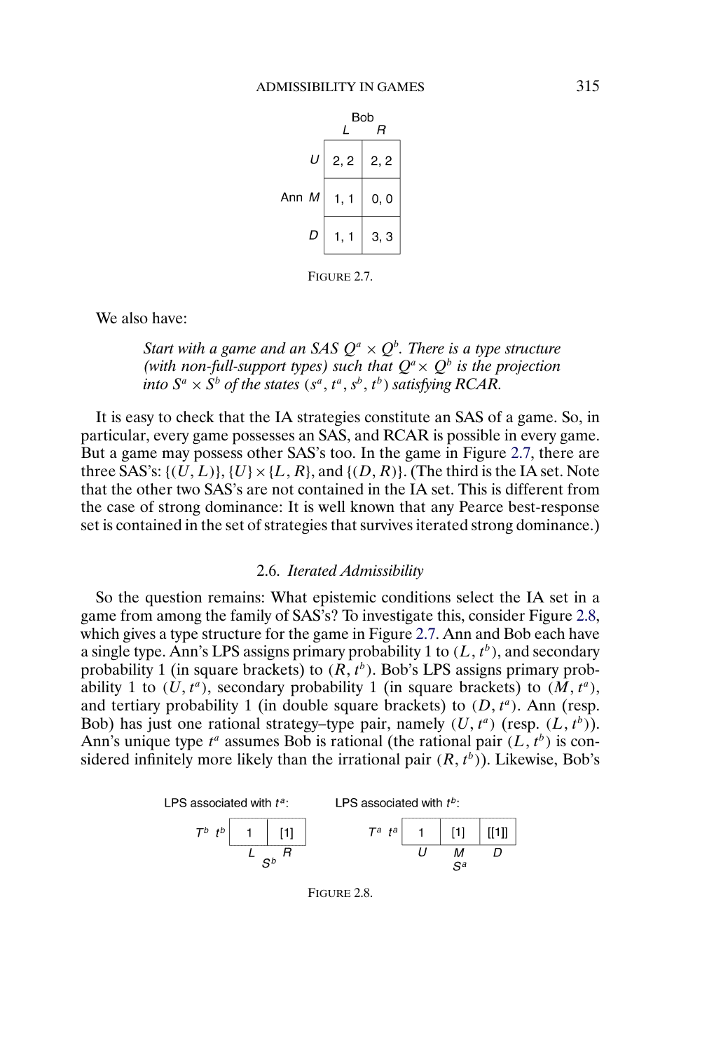|  |  | Bob |  |
|---|---|---|---|
|  |  | $L$ | $R$ |
| Ann | $U$ | 2, 2 | 2, 2 |
|  | $M$ | 1, 1 | 0, 0 |
|  | $D$ | 1, 1 | 3, 3 |

FIGURE 2.7.

We also have:

> *Start with a game and an SAS $Q^a \times Q^b$. There is a type structure (with non-full-support types) such that $Q^a \times Q^b$ is the projection into $S^a \times S^b$ of the states $(s^a, t^a, s^b, t^b)$ satisfying RCAR.*

It is easy to check that the IA strategies constitute an SAS of a game. So, in particular, every game possesses an SAS, and RCAR is possible in every game. But a game may possess other SAS's too. In the game in Figure 2.7, there are three SAS's: $\{(U, L)\}$, $\{U\} \times \{L, R\}$, and $\{(D, R)\}$. (The third is the IA set. Note that the other two SAS's are not contained in the IA set. This is different from the case of strong dominance: It is well known that any Pearce best-response set is contained in the set of strategies that survives iterated strong dominance.)

### 2.6. *Iterated Admissibility*

So the question remains: What epistemic conditions select the IA set in a game from among the family of SAS's? To investigate this, consider Figure 2.8, which gives a type structure for the game in Figure 2.7. Ann and Bob each have a single type. Ann's LPS assigns primary probability 1 to $(L, t^b)$, and secondary probability 1 (in square brackets) to $(R, t^b)$. Bob's LPS assigns primary probability 1 to $(U, t^a)$, secondary probability 1 (in square brackets) to $(M, t^a)$, and tertiary probability 1 (in double square brackets) to $(D, t^a)$. Ann (resp. Bob) has just one rational strategy–type pair, namely $(U, t^a)$ (resp. $(L, t^b)$). Ann's unique type $t^a$ assumes Bob is rational (the rational pair $(L, t^b)$ is considered infinitely more likely than the irrational pair $(R, t^b)$). Likewise, Bob's

LPS associated with $t^a$:

|  |  | $L$ | $R$ |
|---|---|---|---|
| $T^b$ | $t^b$ | 1 | [1] |
|  |  | $S^b$ |  |

LPS associated with $t^b$:

|  |  | $U$ | $M$ | $D$ |
|---|---|---|---|---|
| $T^a$ | $t^a$ | 1 | [1] | [[1]] |
|  |  |  | $S^a$ |  |

FIGURE 2.8.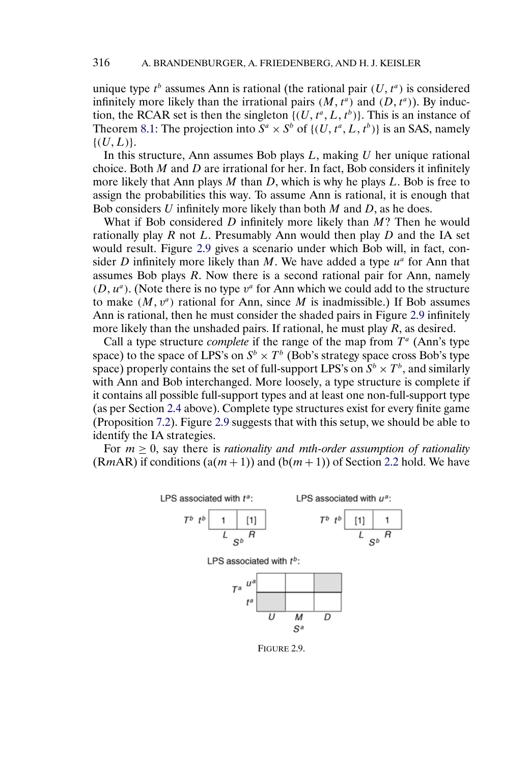unique type $t^b$ assumes Ann is rational (the rational pair $(U, t^a)$ is considered infinitely more likely than the irrational pairs $(M, t^a)$ and $(D, t^a)$). By induction, the RCAR set is then the singleton $\{(U, t^a, L, t^b)\}$. This is an instance of Theorem 8.1: The projection into $S^a \times S^b$ of $\{(U, t^a, L, t^b)\}$ is an SAS, namely $\{(U, L)\}$.

In this structure, Ann assumes Bob plays $L$, making $U$ her unique rational choice. Both $M$ and $D$ are irrational for her. In fact, Bob considers it infinitely more likely that Ann plays $M$ than $D$, which is why he plays $L$. Bob is free to assign the probabilities this way. To assume Ann is rational, it is enough that Bob considers $U$ infinitely more likely than both $M$ and $D$, as he does.

What if Bob considered $D$ infinitely more likely than $M$? Then he would rationally play $R$ not $L$. Presumably Ann would then play $D$ and the IA set would result. Figure 2.9 gives a scenario under which Bob will, in fact, consider $D$ infinitely more likely than $M$. We have added a type $u^a$ for Ann that assumes Bob plays $R$. Now there is a second rational pair for Ann, namely $(D, u^a)$. (Note there is no type $v^a$ for Ann which we could add to the structure to make $(M, v^a)$ rational for Ann, since $M$ is inadmissible.) If Bob assumes Ann is rational, then he must consider the shaded pairs in Figure 2.9 infinitely more likely than the unshaded pairs. If rational, he must play $R$, as desired.

Call a type structure *complete* if the range of the map from $T^a$ (Ann's type space) to the space of LPS's on $S^b \times T^b$ (Bob's strategy space cross Bob's type space) properly contains the set of full-support LPS's on $S^b \times T^b$, and similarly with Ann and Bob interchanged. More loosely, a type structure is complete if it contains all possible full-support types and at least one non-full-support type (as per Section 2.4 above). Complete type structures exist for every finite game (Proposition 7.2). Figure 2.9 suggests that with this setup, we should be able to identify the IA strategies.

For $m \geq 0$, say there is *rationality and mth-order assumption of rationality* (R$m$AR) if conditions (a$(m+1)$) and (b$(m+1)$) of Section 2.2 hold. We have

LPS associated with $t^a$:

| $T^b$ | $L$ | $R$ |
|---|---|---|
| $t^b$ | 1 | [1] |

LPS associated with $u^a$:

| $T^b$ | $L$ | $R$ |
|---|---|---|
| $t^b$ | [1] | 1 |

LPS associated with $t^b$:

| $T^a$ | $U$ | $M$ | $D$ |
|---|---|---|---|
| $u^a$ | | | (shaded) |
| $t^a$ | (shaded) | | |

FIGURE 2.9.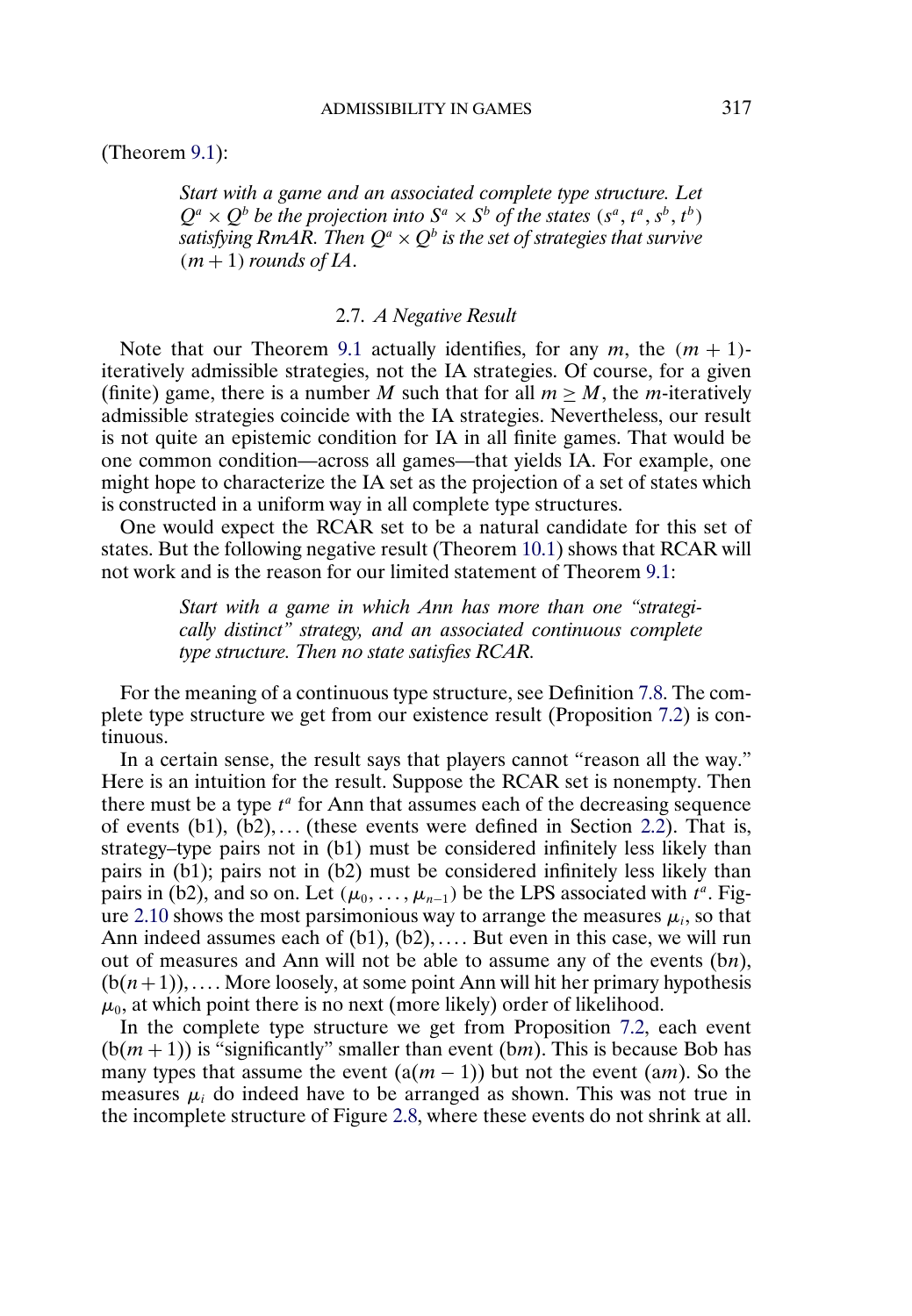(Theorem 9.1):

> *Start with a game and an associated complete type structure. Let $Q^a \times Q^b$ be the projection into $S^a \times S^b$ of the states $(s^a, t^a, s^b, t^b)$ satisfying RmAR. Then $Q^a \times Q^b$ is the set of strategies that survive $(m+1)$ rounds of IA.*

### 2.7. *A Negative Result*

Note that our Theorem 9.1 actually identifies, for any $m$, the $(m+1)$-iteratively admissible strategies, not the IA strategies. Of course, for a given (finite) game, there is a number $M$ such that for all $m \geq M$, the $m$-iteratively admissible strategies coincide with the IA strategies. Nevertheless, our result is not quite an epistemic condition for IA in all finite games. That would be one common condition—across all games—that yields IA. For example, one might hope to characterize the IA set as the projection of a set of states which is constructed in a uniform way in all complete type structures.

One would expect the RCAR set to be a natural candidate for this set of states. But the following negative result (Theorem 10.1) shows that RCAR will not work and is the reason for our limited statement of Theorem 9.1:

> *Start with a game in which Ann has more than one "strategically distinct" strategy, and an associated continuous complete type structure. Then no state satisfies RCAR.*

For the meaning of a continuous type structure, see Definition 7.8. The complete type structure we get from our existence result (Proposition 7.2) is continuous.

In a certain sense, the result says that players cannot "reason all the way." Here is an intuition for the result. Suppose the RCAR set is nonempty. Then there must be a type $t^a$ for Ann that assumes each of the decreasing sequence of events (b1), (b2), ... (these events were defined in Section 2.2). That is, strategy–type pairs not in (b1) must be considered infinitely less likely than pairs in (b1); pairs not in (b2) must be considered infinitely less likely than pairs in (b2), and so on. Let $(\mu_0, \ldots, \mu_{n-1})$ be the LPS associated with $t^a$. Figure 2.10 shows the most parsimonious way to arrange the measures $\mu_i$, so that Ann indeed assumes each of (b1), (b2), .... But even in this case, we will run out of measures and Ann will not be able to assume any of the events (b$n$), (b$(n+1)$), .... More loosely, at some point Ann will hit her primary hypothesis $\mu_0$, at which point there is no next (more likely) order of likelihood.

In the complete type structure we get from Proposition 7.2, each event (b$(m+1)$) is "significantly" smaller than event (b$m$). This is because Bob has many types that assume the event (a$(m-1)$) but not the event (a$m$). So the measures $\mu_i$ do indeed have to be arranged as shown. This was not true in the incomplete structure of Figure 2.8, where these events do not shrink at all.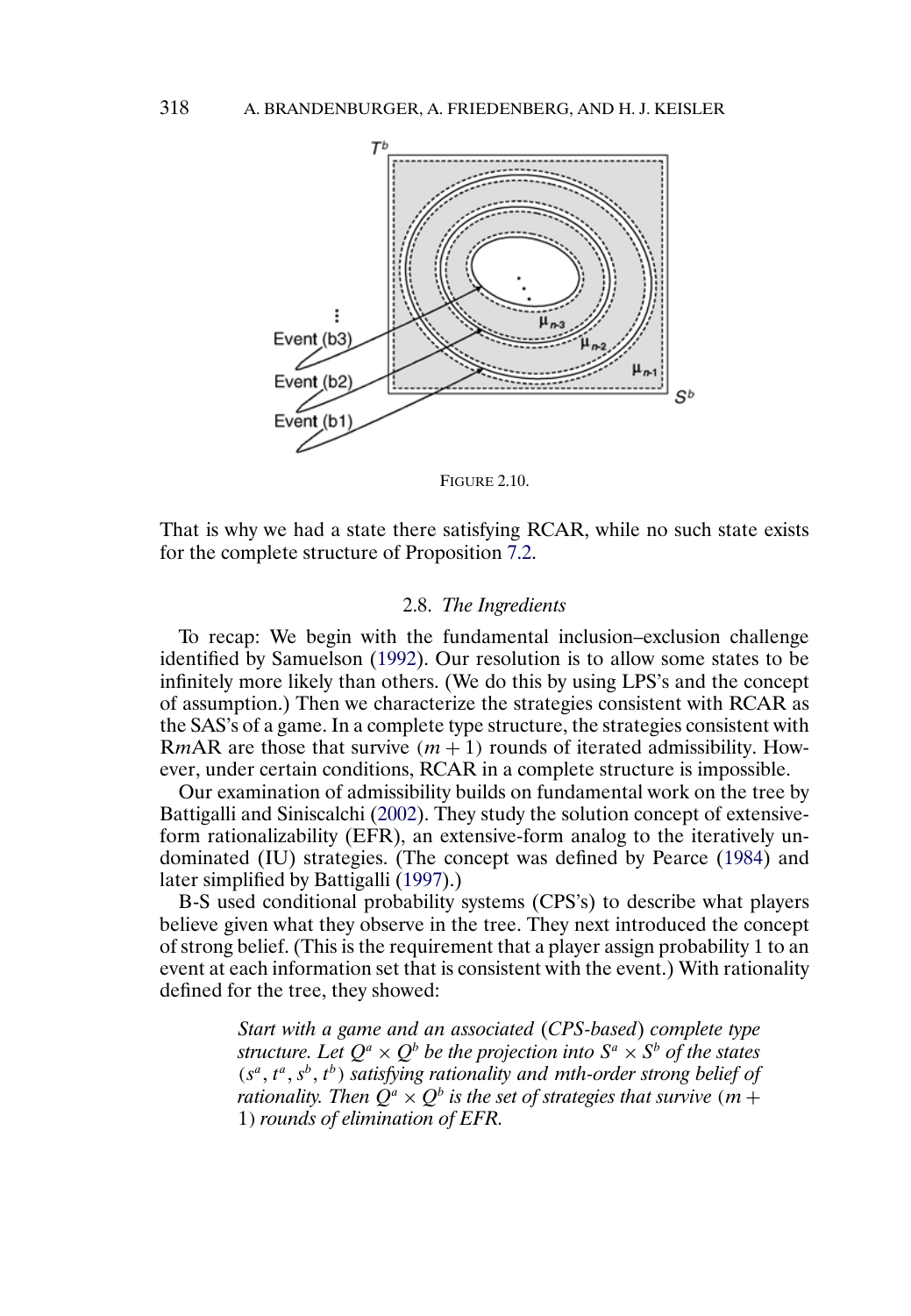FIGURE 2.10.

That is why we had a state there satisfying RCAR, while no such state exists for the complete structure of Proposition 7.2.

### 2.8. *The Ingredients*

To recap: We begin with the fundamental inclusion–exclusion challenge identified by Samuelson (1992). Our resolution is to allow some states to be infinitely more likely than others. (We do this by using LPS's and the concept of assumption.) Then we characterize the strategies consistent with RCAR as the SAS's of a game. In a complete type structure, the strategies consistent with R$m$AR are those that survive $(m+1)$ rounds of iterated admissibility. However, under certain conditions, RCAR in a complete structure is impossible.

Our examination of admissibility builds on fundamental work on the tree by Battigalli and Siniscalchi (2002). They study the solution concept of extensive-form rationalizability (EFR), an extensive-form analog to the iteratively undominated (IU) strategies. (The concept was defined by Pearce (1984) and later simplified by Battigalli (1997).)

B-S used conditional probability systems (CPS's) to describe what players believe given what they observe in the tree. They next introduced the concept of strong belief. (This is the requirement that a player assign probability 1 to an event at each information set that is consistent with the event.) With rationality defined for the tree, they showed:

> *Start with a game and an associated* (*CPS-based*) *complete type structure. Let $Q^a \times Q^b$ be the projection into $S^a \times S^b$ of the states $(s^a, t^a, s^b, t^b)$ satisfying rationality and mth-order strong belief of rationality. Then $Q^a \times Q^b$ is the set of strategies that survive* $(m+1)$ *rounds of elimination of EFR.*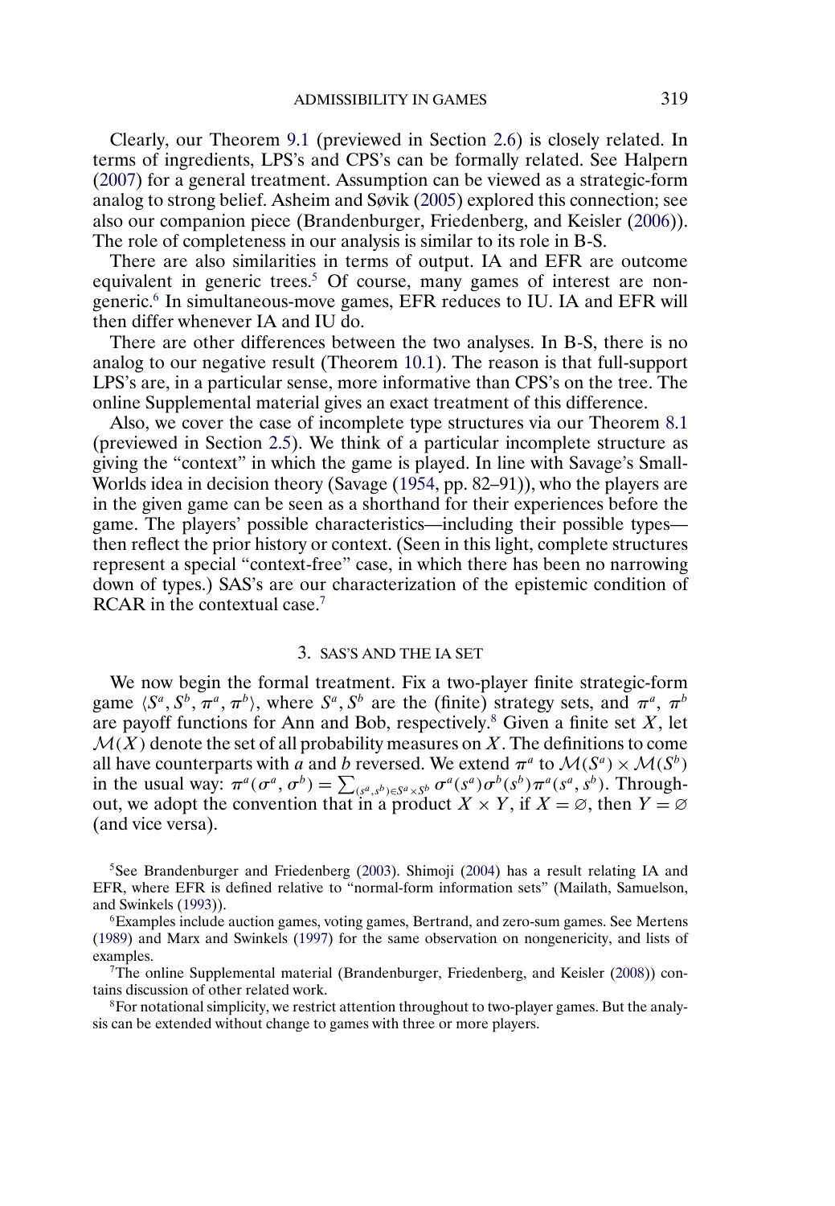Clearly, our Theorem 9.1 (previewed in Section 2.6) is closely related. In terms of ingredients, LPS's and CPS's can be formally related. See Halpern (2007) for a general treatment. Assumption can be viewed as a strategic-form analog to strong belief. Asheim and Søvik (2005) explored this connection; see also our companion piece (Brandenburger, Friedenberg, and Keisler (2006)). The role of completeness in our analysis is similar to its role in B-S.

There are also similarities in terms of output. IA and EFR are outcome equivalent in generic trees.[5] Of course, many games of interest are nongeneric.[6] In simultaneous-move games, EFR reduces to IU. IA and EFR will then differ whenever IA and IU do.

There are other differences between the two analyses. In B-S, there is no analog to our negative result (Theorem 10.1). The reason is that full-support LPS's are, in a particular sense, more informative than CPS's on the tree. The online Supplemental material gives an exact treatment of this difference.

Also, we cover the case of incomplete type structures via our Theorem 8.1 (previewed in Section 2.5). We think of a particular incomplete structure as giving the "context" in which the game is played. In line with Savage's Small-Worlds idea in decision theory (Savage (1954, pp. 82–91)), who the players are in the given game can be seen as a shorthand for their experiences before the game. The players' possible characteristics—including their possible types—then reflect the prior history or context. (Seen in this light, complete structures represent a special "context-free" case, in which there has been no narrowing down of types.) SAS's are our characterization of the epistemic condition of RCAR in the contextual case.[7]

## 3. SAS'S AND THE IA SET

We now begin the formal treatment. Fix a two-player finite strategic-form game $\langle S^a, S^b, \pi^a, \pi^b \rangle$, where $S^a, S^b$ are the (finite) strategy sets, and $\pi^a$, $\pi^b$ are payoff functions for Ann and Bob, respectively.[8] Given a finite set $X$, let $\mathcal{M}(X)$ denote the set of all probability measures on $X$. The definitions to come all have counterparts with $a$ and $b$ reversed. We extend $\pi^a$ to $\mathcal{M}(S^a) \times \mathcal{M}(S^b)$ in the usual way: $\pi^a(\sigma^a, \sigma^b) = \sum_{(s^a, s^b) \in S^a \times S^b} \sigma^a(s^a)\sigma^b(s^b)\pi^a(s^a, s^b)$. Throughout, we adopt the convention that in a product $X \times Y$, if $X = \varnothing$, then $Y = \varnothing$ (and vice versa).

[5] See Brandenburger and Friedenberg (2003). Shimoji (2004) has a result relating IA and EFR, where EFR is defined relative to "normal-form information sets" (Mailath, Samuelson, and Swinkels (1993)).

[6] Examples include auction games, voting games, Bertrand, and zero-sum games. See Mertens (1989) and Marx and Swinkels (1997) for the same observation on nongenericity, and lists of examples.

[7] The online Supplemental material (Brandenburger, Friedenberg, and Keisler (2008)) contains discussion of other related work.

[8] For notational simplicity, we restrict attention throughout to two-player games. But the analysis can be extended without change to games with three or more players.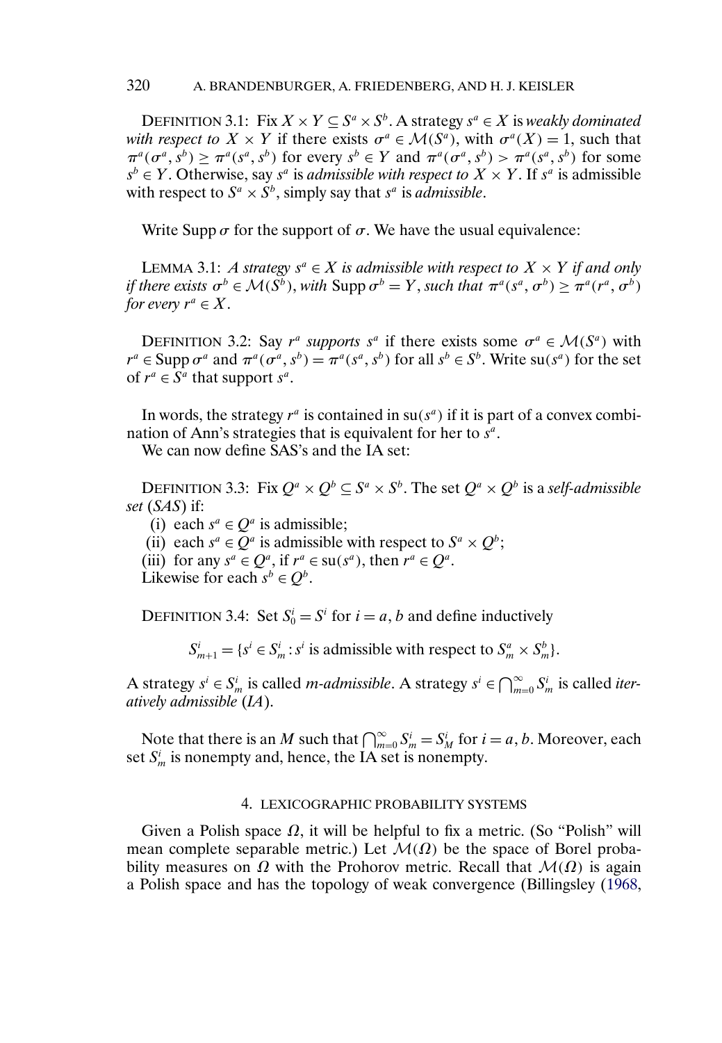DEFINITION 3.1: Fix $X \times Y \subseteq S^a \times S^b$. A strategy $s^a \in X$ is *weakly dominated with respect to* $X \times Y$ if there exists $\sigma^a \in \mathcal{M}(S^a)$, with $\sigma^a(X) = 1$, such that $\pi^a(\sigma^a, s^b) \geq \pi^a(s^a, s^b)$ for every $s^b \in Y$ and $\pi^a(\sigma^a, s^b) > \pi^a(s^a, s^b)$ for some $s^b \in Y$. Otherwise, say $s^a$ is *admissible with respect to* $X \times Y$. If $s^a$ is admissible with respect to $S^a \times S^b$, simply say that $s^a$ is *admissible*.

Write $\operatorname{Supp} \sigma$ for the support of $\sigma$. We have the usual equivalence:

LEMMA 3.1: *A strategy $s^a \in X$ is admissible with respect to $X \times Y$ if and only if there exists $\sigma^b \in \mathcal{M}(S^b)$, with $\operatorname{Supp} \sigma^b = Y$, such that $\pi^a(s^a, \sigma^b) \geq \pi^a(r^a, \sigma^b)$ for every $r^a \in X$.*

DEFINITION 3.2: Say $r^a$ *supports* $s^a$ if there exists some $\sigma^a \in \mathcal{M}(S^a)$ with $r^a \in \operatorname{Supp} \sigma^a$ and $\pi^a(\sigma^a, s^b) = \pi^a(s^a, s^b)$ for all $s^b \in S^b$. Write $\operatorname{su}(s^a)$ for the set of $r^a \in S^a$ that support $s^a$.

In words, the strategy $r^a$ is contained in $\operatorname{su}(s^a)$ if it is part of a convex combination of Ann's strategies that is equivalent for her to $s^a$.

We can now define SAS's and the IA set:

DEFINITION 3.3: Fix $Q^a \times Q^b \subseteq S^a \times S^b$. The set $Q^a \times Q^b$ is a *self-admissible set* (*SAS*) if:

(i) each $s^a \in Q^a$ is admissible;
(ii) each $s^a \in Q^a$ is admissible with respect to $S^a \times Q^b$;
(iii) for any $s^a \in Q^a$, if $r^a \in \operatorname{su}(s^a)$, then $r^a \in Q^a$.

Likewise for each $s^b \in Q^b$.

DEFINITION 3.4: Set $S_0^i = S^i$ for $i = a, b$ and define inductively

$$S_{m+1}^i = \{s^i \in S_m^i : s^i \text{ is admissible with respect to } S_m^a \times S_m^b\}.$$

A strategy $s^i \in S_m^i$ is called *m-admissible*. A strategy $s^i \in \bigcap_{m=0}^{\infty} S_m^i$ is called *iteratively admissible* (*IA*).

Note that there is an $M$ such that $\bigcap_{m=0}^{\infty} S_m^i = S_M^i$ for $i = a, b$. Moreover, each set $S_m^i$ is nonempty and, hence, the IA set is nonempty.

## 4. LEXICOGRAPHIC PROBABILITY SYSTEMS

Given a Polish space $\Omega$, it will be helpful to fix a metric. (So "Polish" will mean complete separable metric.) Let $\mathcal{M}(\Omega)$ be the space of Borel probability measures on $\Omega$ with the Prohorov metric. Recall that $\mathcal{M}(\Omega)$ is again a Polish space and has the topology of weak convergence (Billingsley (1968,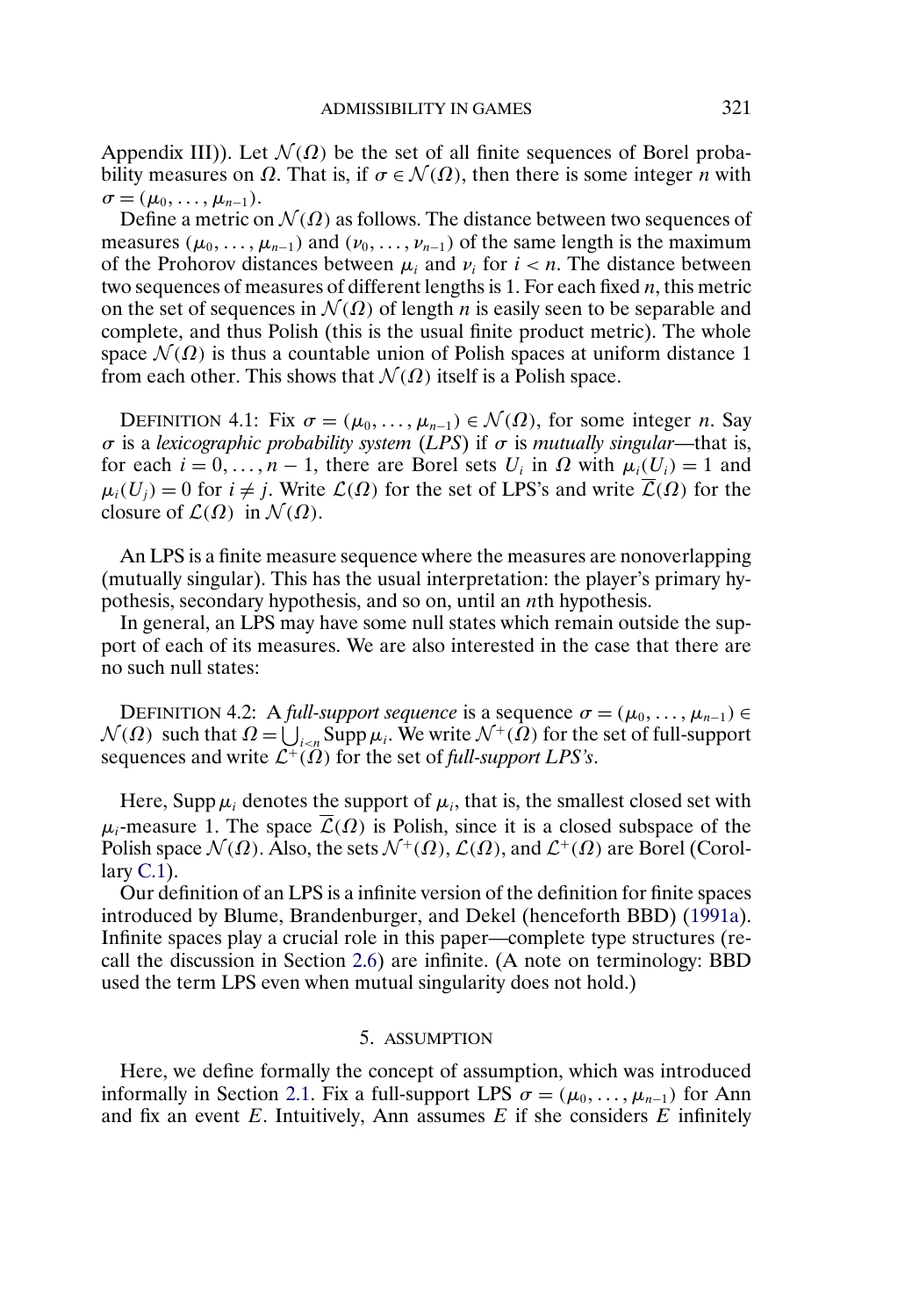Appendix III)). Let $\mathcal{N}(\Omega)$ be the set of all finite sequences of Borel probability measures on $\Omega$. That is, if $\sigma \in \mathcal{N}(\Omega)$, then there is some integer $n$ with $\sigma = (\mu_0, \ldots, \mu_{n-1})$.

Define a metric on $\mathcal{N}(\Omega)$ as follows. The distance between two sequences of measures $(\mu_0, \ldots, \mu_{n-1})$ and $(\nu_0, \ldots, \nu_{n-1})$ of the same length is the maximum of the Prohorov distances between $\mu_i$ and $\nu_i$ for $i < n$. The distance between two sequences of measures of different lengths is 1. For each fixed $n$, this metric on the set of sequences in $\mathcal{N}(\Omega)$ of length $n$ is easily seen to be separable and complete, and thus Polish (this is the usual finite product metric). The whole space $\mathcal{N}(\Omega)$ is thus a countable union of Polish spaces at uniform distance 1 from each other. This shows that $\mathcal{N}(\Omega)$ itself is a Polish space.

DEFINITION 4.1: Fix $\sigma = (\mu_0, \ldots, \mu_{n-1}) \in \mathcal{N}(\Omega)$, for some integer $n$. Say $\sigma$ is a *lexicographic probability system* (*LPS*) if $\sigma$ is *mutually singular*—that is, for each $i = 0, \ldots, n-1$, there are Borel sets $U_i$ in $\Omega$ with $\mu_i(U_i) = 1$ and $\mu_i(U_j) = 0$ for $i \neq j$. Write $\mathcal{L}(\Omega)$ for the set of LPS's and write $\overline{\mathcal{L}}(\Omega)$ for the closure of $\mathcal{L}(\Omega)$ in $\mathcal{N}(\Omega)$.

An LPS is a finite measure sequence where the measures are nonoverlapping (mutually singular). This has the usual interpretation: the player's primary hypothesis, secondary hypothesis, and so on, until an $n$th hypothesis.

In general, an LPS may have some null states which remain outside the support of each of its measures. We are also interested in the case that there are no such null states:

DEFINITION 4.2: A *full-support sequence* is a sequence $\sigma = (\mu_0, \ldots, \mu_{n-1}) \in \mathcal{N}(\Omega)$ such that $\Omega = \bigcup_{i<n} \operatorname{Supp} \mu_i$. We write $\mathcal{N}^+(\Omega)$ for the set of full-support sequences and write $\mathcal{L}^+(\Omega)$ for the set of *full-support LPS's*.

Here, $\operatorname{Supp} \mu_i$ denotes the support of $\mu_i$, that is, the smallest closed set with $\mu_i$-measure 1. The space $\overline{\mathcal{L}}(\Omega)$ is Polish, since it is a closed subspace of the Polish space $\mathcal{N}(\Omega)$. Also, the sets $\mathcal{N}^+(\Omega)$, $\mathcal{L}(\Omega)$, and $\mathcal{L}^+(\Omega)$ are Borel (Corollary C.1).

Our definition of an LPS is a infinite version of the definition for finite spaces introduced by Blume, Brandenburger, and Dekel (henceforth BBD) (1991a). Infinite spaces play a crucial role in this paper—complete type structures (recall the discussion in Section 2.6) are infinite. (A note on terminology: BBD used the term LPS even when mutual singularity does not hold.)

## 5. ASSUMPTION

Here, we define formally the concept of assumption, which was introduced informally in Section 2.1. Fix a full-support LPS $\sigma = (\mu_0, \ldots, \mu_{n-1})$ for Ann and fix an event $E$. Intuitively, Ann assumes $E$ if she considers $E$ infinitely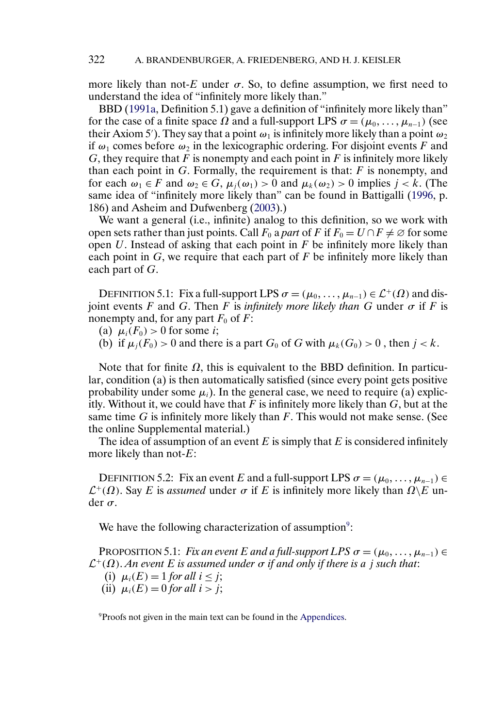more likely than not-$E$ under $\sigma$. So, to define assumption, we first need to understand the idea of "infinitely more likely than."

BBD (1991a, Definition 5.1) gave a definition of "infinitely more likely than" for the case of a finite space $\Omega$ and a full-support LPS $\sigma = (\mu_0, \ldots, \mu_{n-1})$ (see their Axiom 5′). They say that a point $\omega_1$ is infinitely more likely than a point $\omega_2$ if $\omega_1$ comes before $\omega_2$ in the lexicographic ordering. For disjoint events $F$ and $G$, they require that $F$ is nonempty and each point in $F$ is infinitely more likely than each point in $G$. Formally, the requirement is that: $F$ is nonempty, and for each $\omega_1 \in F$ and $\omega_2 \in G$, $\mu_j(\omega_1) > 0$ and $\mu_k(\omega_2) > 0$ implies $j < k$. (The same idea of "infinitely more likely than" can be found in Battigalli (1996, p. 186) and Asheim and Dufwenberg (2003).)

We want a general (i.e., infinite) analog to this definition, so we work with open sets rather than just points. Call $F_0$ a *part* of $F$ if $F_0 = U \cap F \neq \varnothing$ for some open $U$. Instead of asking that each point in $F$ be infinitely more likely than each point in $G$, we require that each part of $F$ be infinitely more likely than each part of $G$.

DEFINITION 5.1: Fix a full-support LPS $\sigma = (\mu_0, \ldots, \mu_{n-1}) \in \mathcal{L}^+(\Omega)$ and disjoint events $F$ and $G$. Then $F$ is *infinitely more likely than* $G$ under $\sigma$ if $F$ is nonempty and, for any part $F_0$ of $F$:

(a) $\mu_i(F_0) > 0$ for some $i$;

(b) if $\mu_j(F_0) > 0$ and there is a part $G_0$ of $G$ with $\mu_k(G_0) > 0$, then $j < k$.

Note that for finite $\Omega$, this is equivalent to the BBD definition. In particular, condition (a) is then automatically satisfied (since every point gets positive probability under some $\mu_i$). In the general case, we need to require (a) explicitly. Without it, we could have that $F$ is infinitely more likely than $G$, but at the same time $G$ is infinitely more likely than $F$. This would not make sense. (See the online Supplemental material.)

The idea of assumption of an event $E$ is simply that $E$ is considered infinitely more likely than not-$E$:

DEFINITION 5.2: Fix an event $E$ and a full-support LPS $\sigma = (\mu_0, \ldots, \mu_{n-1}) \in \mathcal{L}^+(\Omega)$. Say $E$ is *assumed* under $\sigma$ if $E$ is infinitely more likely than $\Omega \backslash E$ under $\sigma$.

We have the following characterization of assumption[9]:

PROPOSITION 5.1: *Fix an event $E$ and a full-support LPS $\sigma = (\mu_0, \ldots, \mu_{n-1}) \in \mathcal{L}^+(\Omega)$. An event $E$ is assumed under $\sigma$ if and only if there is a $j$ such that*:

(i) $\mu_i(E) = 1$ *for all* $i \leq j$;

(ii) $\mu_i(E) = 0$ *for all* $i > j$;

[9]Proofs not given in the main text can be found in the Appendices.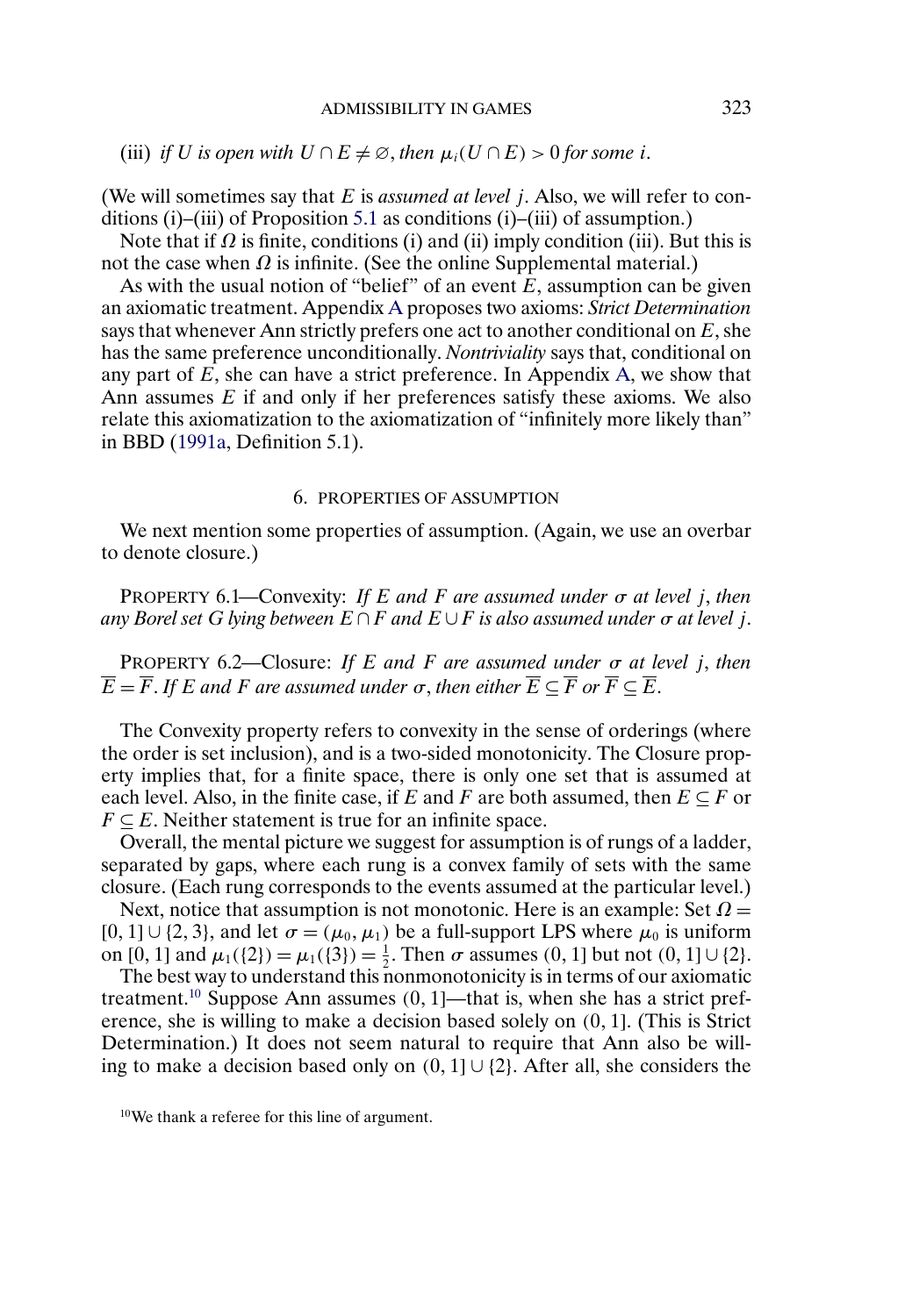(iii) *if $U$ is open with $U \cap E \neq \varnothing$, then $\mu_i(U \cap E) > 0$ for some $i$.*

(We will sometimes say that $E$ is *assumed at level $j$*. Also, we will refer to conditions (i)–(iii) of Proposition 5.1 as conditions (i)–(iii) of assumption.)

Note that if $\Omega$ is finite, conditions (i) and (ii) imply condition (iii). But this is not the case when $\Omega$ is infinite. (See the online Supplemental material.)

As with the usual notion of "belief" of an event $E$, assumption can be given an axiomatic treatment. Appendix A proposes two axioms: *Strict Determination* says that whenever Ann strictly prefers one act to another conditional on $E$, she has the same preference unconditionally. *Nontriviality* says that, conditional on any part of $E$, she can have a strict preference. In Appendix A, we show that Ann assumes $E$ if and only if her preferences satisfy these axioms. We also relate this axiomatization to the axiomatization of "infinitely more likely than" in BBD (1991a, Definition 5.1).

## 6. PROPERTIES OF ASSUMPTION

We next mention some properties of assumption. (Again, we use an overbar to denote closure.)

PROPERTY 6.1—Convexity: *If $E$ and $F$ are assumed under $\sigma$ at level $j$, then any Borel set $G$ lying between $E \cap F$ and $E \cup F$ is also assumed under $\sigma$ at level $j$.*

PROPERTY 6.2—Closure: *If $E$ and $F$ are assumed under $\sigma$ at level $j$, then $\overline{E} = \overline{F}$. If $E$ and $F$ are assumed under $\sigma$, then either $\overline{E} \subseteq \overline{F}$ or $\overline{F} \subseteq \overline{E}$.*

The Convexity property refers to convexity in the sense of orderings (where the order is set inclusion), and is a two-sided monotonicity. The Closure property implies that, for a finite space, there is only one set that is assumed at each level. Also, in the finite case, if $E$ and $F$ are both assumed, then $E \subseteq F$ or $F \subseteq E$. Neither statement is true for an infinite space.

Overall, the mental picture we suggest for assumption is of rungs of a ladder, separated by gaps, where each rung is a convex family of sets with the same closure. (Each rung corresponds to the events assumed at the particular level.)

Next, notice that assumption is not monotonic. Here is an example: Set $\Omega = [0,1] \cup \{2,3\}$, and let $\sigma = (\mu_0, \mu_1)$ be a full-support LPS where $\mu_0$ is uniform on $[0,1]$ and $\mu_1(\{2\}) = \mu_1(\{3\}) = \frac{1}{2}$. Then $\sigma$ assumes $(0,1]$ but not $(0,1] \cup \{2\}$.

The best way to understand this nonmonotonicity is in terms of our axiomatic treatment.[10] Suppose Ann assumes $(0,1]$—that is, when she has a strict preference, she is willing to make a decision based solely on $(0,1]$. (This is Strict Determination.) It does not seem natural to require that Ann also be willing to make a decision based only on $(0,1] \cup \{2\}$. After all, she considers the

[10] We thank a referee for this line of argument.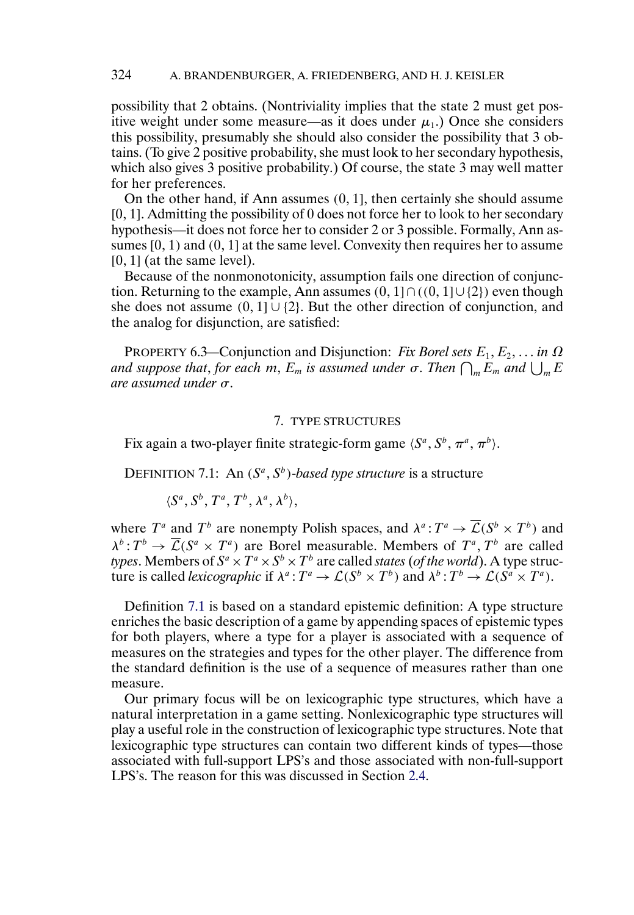possibility that 2 obtains. (Nontriviality implies that the state 2 must get positive weight under some measure—as it does under $\mu_1$.) Once she considers this possibility, presumably she should also consider the possibility that 3 obtains. (To give 2 positive probability, she must look to her secondary hypothesis, which also gives 3 positive probability.) Of course, the state 3 may well matter for her preferences.

On the other hand, if Ann assumes $(0, 1]$, then certainly she should assume $[0, 1]$. Admitting the possibility of 0 does not force her to look to her secondary hypothesis—it does not force her to consider 2 or 3 possible. Formally, Ann assumes $[0, 1)$ and $(0, 1]$ at the same level. Convexity then requires her to assume $[0, 1]$ (at the same level).

Because of the nonmonotonicity, assumption fails one direction of conjunction. Returning to the example, Ann assumes $(0, 1] \cap ((0, 1] \cup \{2\})$ even though she does not assume $(0, 1] \cup \{2\}$. But the other direction of conjunction, and the analog for disjunction, are satisfied:

PROPERTY 6.3—Conjunction and Disjunction: *Fix Borel sets $E_1, E_2, \ldots$ in $\Omega$ and suppose that, for each $m$, $E_m$ is assumed under $\sigma$. Then $\bigcap_m E_m$ and $\bigcup_m E$ are assumed under $\sigma$.*

## 7. TYPE STRUCTURES

Fix again a two-player finite strategic-form game $\langle S^a, S^b, \pi^a, \pi^b \rangle$.

DEFINITION 7.1: An $(S^a, S^b)$-*based type structure* is a structure

$$\langle S^a, S^b, T^a, T^b, \lambda^a, \lambda^b \rangle,$$

where $T^a$ and $T^b$ are nonempty Polish spaces, and $\lambda^a : T^a \to \overline{\mathcal{L}}(S^b \times T^b)$ and $\lambda^b : T^b \to \overline{\mathcal{L}}(S^a \times T^a)$ are Borel measurable. Members of $T^a$, $T^b$ are called *types*. Members of $S^a \times T^a \times S^b \times T^b$ are called *states* (*of the world*). A type structure is called *lexicographic* if $\lambda^a : T^a \to \mathcal{L}(S^b \times T^b)$ and $\lambda^b : T^b \to \mathcal{L}(S^a \times T^a)$.

Definition 7.1 is based on a standard epistemic definition: A type structure enriches the basic description of a game by appending spaces of epistemic types for both players, where a type for a player is associated with a sequence of measures on the strategies and types for the other player. The difference from the standard definition is the use of a sequence of measures rather than one measure.

Our primary focus will be on lexicographic type structures, which have a natural interpretation in a game setting. Nonlexicographic type structures will play a useful role in the construction of lexicographic type structures. Note that lexicographic type structures can contain two different kinds of types—those associated with full-support LPS's and those associated with non-full-support LPS's. The reason for this was discussed in Section 2.4.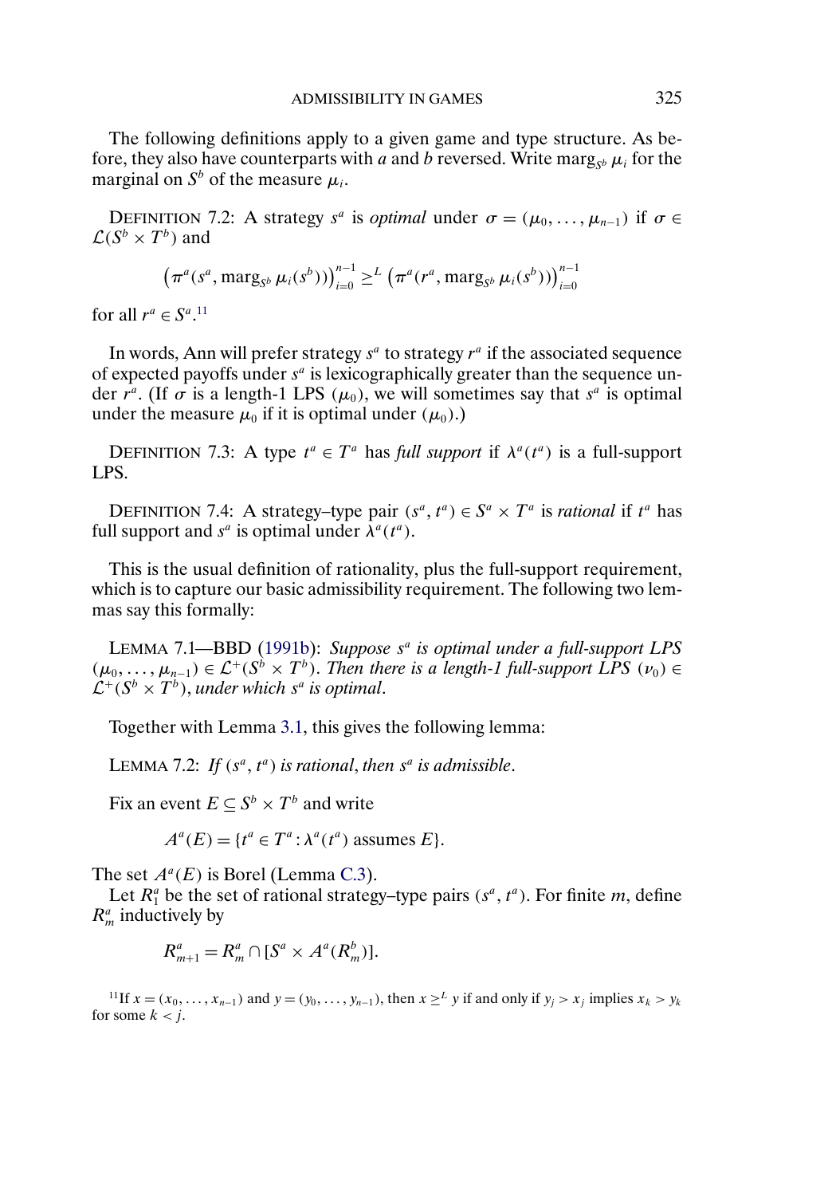The following definitions apply to a given game and type structure. As before, they also have counterparts with $a$ and $b$ reversed. Write $\text{marg}_{S^b}\,\mu_i$ for the marginal on $S^b$ of the measure $\mu_i$.

DEFINITION 7.2: A strategy $s^a$ is *optimal* under $\sigma = (\mu_0, \dots, \mu_{n-1})$ if $\sigma \in \mathcal{L}(S^b \times T^b)$ and

$$\left(\pi^a(s^a, \text{marg}_{S^b}\,\mu_i(s^b))\right)_{i=0}^{n-1} \geq^L \left(\pi^a(r^a, \text{marg}_{S^b}\,\mu_i(s^b))\right)_{i=0}^{n-1}$$

for all $r^a \in S^a$.[11]

In words, Ann will prefer strategy $s^a$ to strategy $r^a$ if the associated sequence of expected payoffs under $s^a$ is lexicographically greater than the sequence under $r^a$. (If $\sigma$ is a length-1 LPS $(\mu_0)$, we will sometimes say that $s^a$ is optimal under the measure $\mu_0$ if it is optimal under $(\mu_0)$.)

DEFINITION 7.3: A type $t^a \in T^a$ has *full support* if $\lambda^a(t^a)$ is a full-support LPS.

DEFINITION 7.4: A strategy–type pair $(s^a, t^a) \in S^a \times T^a$ is *rational* if $t^a$ has full support and $s^a$ is optimal under $\lambda^a(t^a)$.

This is the usual definition of rationality, plus the full-support requirement, which is to capture our basic admissibility requirement. The following two lemmas say this formally:

LEMMA 7.1—BBD (1991b): *Suppose $s^a$ is optimal under a full-support LPS $(\mu_0, \dots, \mu_{n-1}) \in \mathcal{L}^+(S^b \times T^b)$. Then there is a length-1 full-support LPS $(\nu_0) \in \mathcal{L}^+(S^b \times T^b)$, under which $s^a$ is optimal.*

Together with Lemma 3.1, this gives the following lemma:

LEMMA 7.2: *If $(s^a, t^a)$ is rational, then $s^a$ is admissible.*

Fix an event $E \subseteq S^b \times T^b$ and write

$$A^a(E) = \{t^a \in T^a : \lambda^a(t^a) \text{ assumes } E\}.$$

The set $A^a(E)$ is Borel (Lemma C.3).

Let $R_1^a$ be the set of rational strategy–type pairs $(s^a, t^a)$. For finite $m$, define $R_m^a$ inductively by

$$R_{m+1}^a = R_m^a \cap [S^a \times A^a(R_m^b)].$$

[11] If $x = (x_0, \dots, x_{n-1})$ and $y = (y_0, \dots, y_{n-1})$, then $x \geq^L y$ if and only if $y_j > x_j$ implies $x_k > y_k$ for some $k < j$.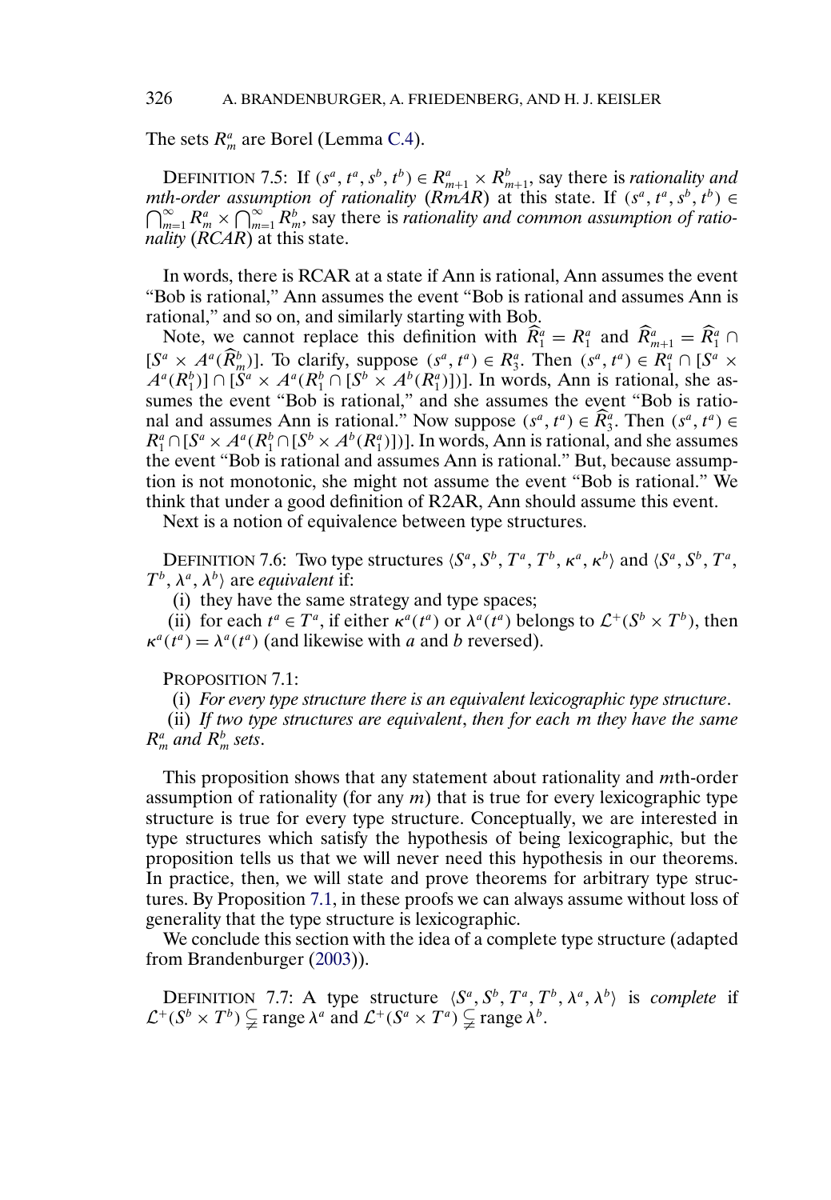The sets $R_m^a$ are Borel (Lemma C.4).

DEFINITION 7.5: If $(s^a, t^a, s^b, t^b) \in R_{m+1}^a \times R_{m+1}^b$, say there is *rationality and mth-order assumption of rationality* (*RmAR*) at this state. If $(s^a, t^a, s^b, t^b) \in \bigcap_{m=1}^{\infty} R_m^a \times \bigcap_{m=1}^{\infty} R_m^b$, say there is *rationality and common assumption of rationality* (*RCAR*) at this state.

In words, there is RCAR at a state if Ann is rational, Ann assumes the event "Bob is rational," Ann assumes the event "Bob is rational and assumes Ann is rational," and so on, and similarly starting with Bob.

Note, we cannot replace this definition with $\widehat{R}_1^a = R_1^a$ and $\widehat{R}_{m+1}^a = \widehat{R}_1^a \cap [S^a \times A^a(\widehat{R}_m^b)]$. To clarify, suppose $(s^a, t^a) \in R_3^a$. Then $(s^a, t^a) \in R_1^a \cap [S^a \times A^a(R_1^b)] \cap [S^a \times A^a(R_1^b \cap [S^b \times A^b(R_1^a)])]$. In words, Ann is rational, she assumes the event "Bob is rational," and she assumes the event "Bob is rational and assumes Ann is rational." Now suppose $(s^a, t^a) \in \widehat{R}_3^a$. Then $(s^a, t^a) \in R_1^a \cap [S^a \times A^a(R_1^b \cap [S^b \times A^b(R_1^a)])]$. In words, Ann is rational, and she assumes the event "Bob is rational and assumes Ann is rational." But, because assumption is not monotonic, she might not assume the event "Bob is rational." We think that under a good definition of R2AR, Ann should assume this event.

Next is a notion of equivalence between type structures.

DEFINITION 7.6: Two type structures $\langle S^a, S^b, T^a, T^b, \kappa^a, \kappa^b \rangle$ and $\langle S^a, S^b, T^a, T^b, \lambda^a, \lambda^b \rangle$ are *equivalent* if:

(i) they have the same strategy and type spaces;

(ii) for each $t^a \in T^a$, if either $\kappa^a(t^a)$ or $\lambda^a(t^a)$ belongs to $\mathcal{L}^+(S^b \times T^b)$, then $\kappa^a(t^a) = \lambda^a(t^a)$ (and likewise with $a$ and $b$ reversed).

PROPOSITION 7.1:

(i) *For every type structure there is an equivalent lexicographic type structure*.

(ii) *If two type structures are equivalent*, *then for each $m$ they have the same $R_m^a$ and $R_m^b$ sets*.

This proposition shows that any statement about rationality and $m$th-order assumption of rationality (for any $m$) that is true for every lexicographic type structure is true for every type structure. Conceptually, we are interested in type structures which satisfy the hypothesis of being lexicographic, but the proposition tells us that we will never need this hypothesis in our theorems. In practice, then, we will state and prove theorems for arbitrary type structures. By Proposition 7.1, in these proofs we can always assume without loss of generality that the type structure is lexicographic.

We conclude this section with the idea of a complete type structure (adapted from Brandenburger (2003)).

DEFINITION 7.7: A type structure $\langle S^a, S^b, T^a, T^b, \lambda^a, \lambda^b \rangle$ is *complete* if $\mathcal{L}^+(S^b \times T^b) \subsetneqq \text{range}\, \lambda^a$ and $\mathcal{L}^+(S^a \times T^a) \subsetneqq \text{range}\, \lambda^b$.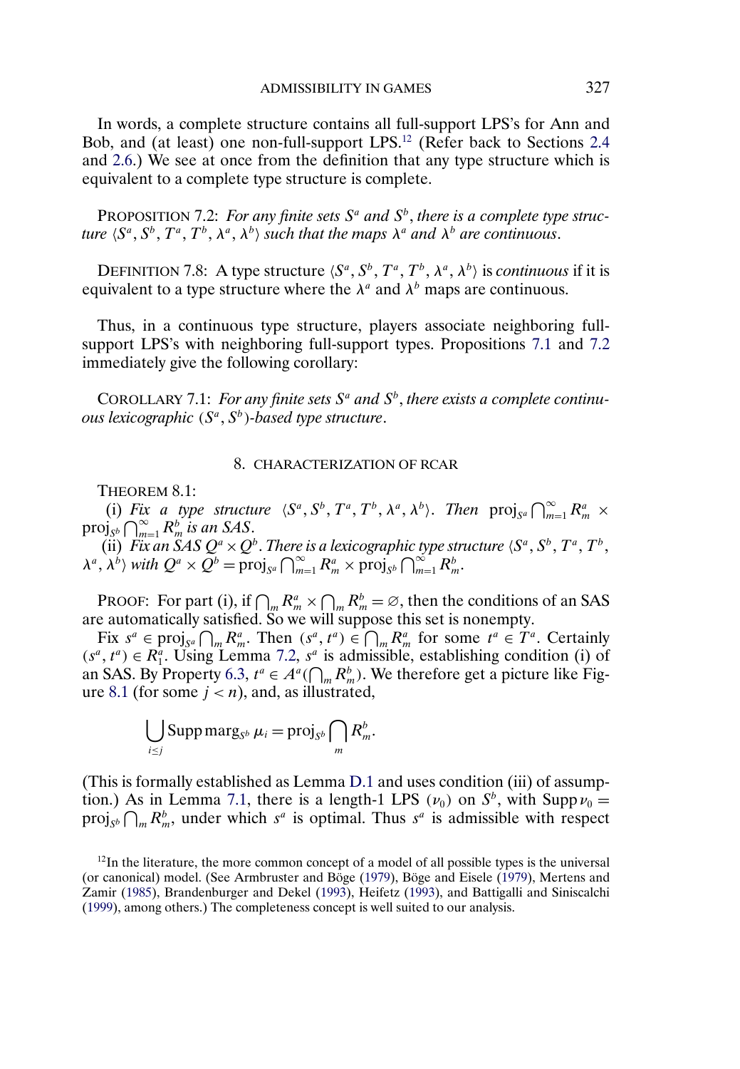In words, a complete structure contains all full-support LPS's for Ann and Bob, and (at least) one non-full-support LPS.[12] (Refer back to Sections 2.4 and 2.6.) We see at once from the definition that any type structure which is equivalent to a complete type structure is complete.

PROPOSITION 7.2: *For any finite sets $S^a$ and $S^b$, there is a complete type structure $\langle S^a, S^b, T^a, T^b, \lambda^a, \lambda^b \rangle$ such that the maps $\lambda^a$ and $\lambda^b$ are continuous.*

DEFINITION 7.8: A type structure $\langle S^a, S^b, T^a, T^b, \lambda^a, \lambda^b \rangle$ is *continuous* if it is equivalent to a type structure where the $\lambda^a$ and $\lambda^b$ maps are continuous.

Thus, in a continuous type structure, players associate neighboring full-support LPS's with neighboring full-support types. Propositions 7.1 and 7.2 immediately give the following corollary:

COROLLARY 7.1: *For any finite sets $S^a$ and $S^b$, there exists a complete continuous lexicographic $(S^a, S^b)$-based type structure.*

## 8. CHARACTERIZATION OF RCAR

THEOREM 8.1:

(i) *Fix a type structure $\langle S^a, S^b, T^a, T^b, \lambda^a, \lambda^b \rangle$. Then $\text{proj}_{S^a} \bigcap_{m=1}^{\infty} R_m^a \times \text{proj}_{S^b} \bigcap_{m=1}^{\infty} R_m^b$ is an SAS.*

(ii) *Fix an SAS $Q^a \times Q^b$. There is a lexicographic type structure $\langle S^a, S^b, T^a, T^b, \lambda^a, \lambda^b \rangle$ with $Q^a \times Q^b = \text{proj}_{S^a} \bigcap_{m=1}^{\infty} R_m^a \times \text{proj}_{S^b} \bigcap_{m=1}^{\infty} R_m^b$.*

PROOF: For part (i), if $\bigcap_m R_m^a \times \bigcap_m R_m^b = \varnothing$, then the conditions of an SAS are automatically satisfied. So we will suppose this set is nonempty.

Fix $s^a \in \text{proj}_{S^a} \bigcap_m R_m^a$. Then $(s^a, t^a) \in \bigcap_m R_m^a$ for some $t^a \in T^a$. Certainly $(s^a, t^a) \in R_1^a$. Using Lemma 7.2, $s^a$ is admissible, establishing condition (i) of an SAS. By Property 6.3, $t^a \in A^a(\bigcap_m R_m^b)$. We therefore get a picture like Figure 8.1 (for some $j < n$), and, as illustrated,

$$\bigcup_{i \leq j} \text{Supp}\, \text{marg}_{S^b}\, \mu_i = \text{proj}_{S^b} \bigcap_m R_m^b.$$

(This is formally established as Lemma D.1 and uses condition (iii) of assumption.) As in Lemma 7.1, there is a length-1 LPS $(\nu_0)$ on $S^b$, with $\text{Supp}\, \nu_0 = \text{proj}_{S^b} \bigcap_m R_m^b$, under which $s^a$ is optimal. Thus $s^a$ is admissible with respect

[12]In the literature, the more common concept of a model of all possible types is the universal (or canonical) model. (See Armbruster and Böge (1979), Böge and Eisele (1979), Mertens and Zamir (1985), Brandenburger and Dekel (1993), Heifetz (1993), and Battigalli and Siniscalchi (1999), among others.) The completeness concept is well suited to our analysis.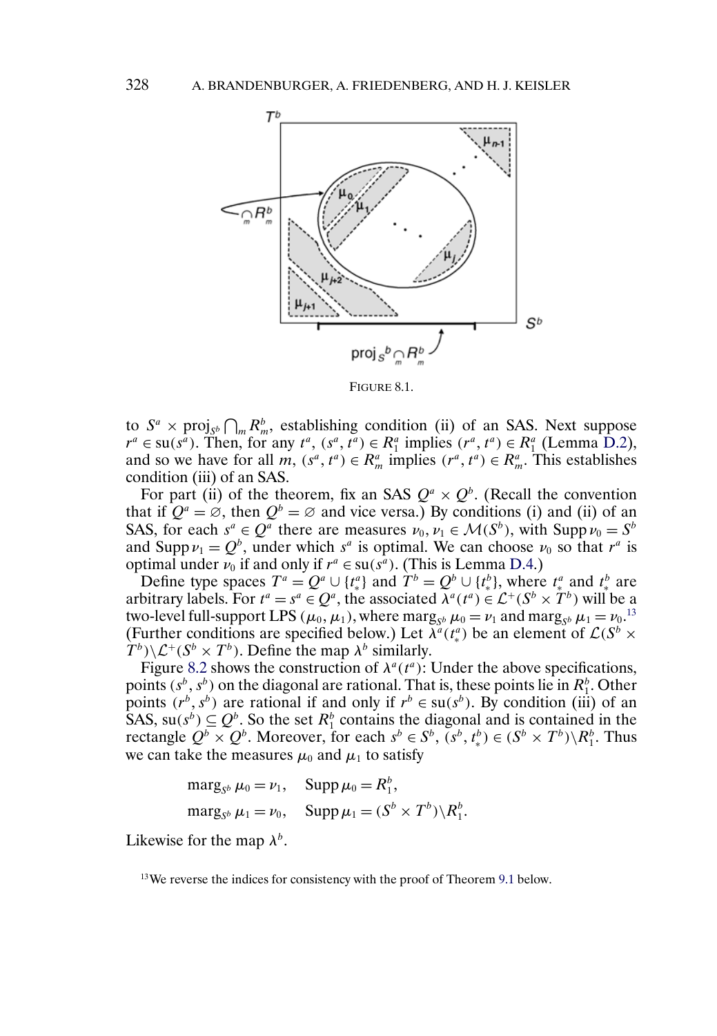FIGURE 8.1.

to $S^a \times \text{proj}_{S^b} \bigcap_m R^b_m$, establishing condition (ii) of an SAS. Next suppose $r^a \in \text{su}(s^a)$. Then, for any $t^a$, $(s^a, t^a) \in R^a_1$ implies $(r^a, t^a) \in R^a_1$ (Lemma D.2), and so we have for all $m$, $(s^a, t^a) \in R^a_m$ implies $(r^a, t^a) \in R^a_m$. This establishes condition (iii) of an SAS.

For part (ii) of the theorem, fix an SAS $Q^a \times Q^b$. (Recall the convention that if $Q^a = \varnothing$, then $Q^b = \varnothing$ and vice versa.) By conditions (i) and (ii) of an SAS, for each $s^a \in Q^a$ there are measures $\nu_0, \nu_1 \in \mathcal{M}(S^b)$, with $\text{Supp}\, \nu_0 = S^b$ and $\text{Supp}\, \nu_1 = Q^b$, under which $s^a$ is optimal. We can choose $\nu_0$ so that $r^a$ is optimal under $\nu_0$ if and only if $r^a \in \text{su}(s^a)$. (This is Lemma D.4.)

Define type spaces $T^a = Q^a \cup \{t^a_*\}$ and $T^b = Q^b \cup \{t^b_*\}$, where $t^a_*$ and $t^b_*$ are arbitrary labels. For $t^a = s^a \in Q^a$, the associated $\lambda^a(t^a) \in \mathcal{L}^+(S^b \times T^b)$ will be a two-level full-support LPS $(\mu_0, \mu_1)$, where $\text{marg}_{S^b}\, \mu_0 = \nu_1$ and $\text{marg}_{S^b}\, \mu_1 = \nu_0$.[13] (Further conditions are specified below.) Let $\lambda^a(t^a_*)$ be an element of $\mathcal{L}(S^b \times T^b) \backslash \mathcal{L}^+(S^b \times T^b)$. Define the map $\lambda^b$ similarly.

Figure 8.2 shows the construction of $\lambda^a(t^a)$: Under the above specifications, points $(s^b, s^b)$ on the diagonal are rational. That is, these points lie in $R^b_1$. Other points $(r^b, s^b)$ are rational if and only if $r^b \in \text{su}(s^b)$. By condition (iii) of an SAS, $\text{su}(s^b) \subseteq Q^b$. So the set $R^b_1$ contains the diagonal and is contained in the rectangle $Q^b \times Q^b$. Moreover, for each $s^b \in S^b$, $(s^b, t^b_*) \in (S^b \times T^b) \backslash R^b_1$. Thus we can take the measures $\mu_0$ and $\mu_1$ to satisfy

$$
\begin{aligned}
\text{marg}_{S^b}\, \mu_0 &= \nu_1, \quad \text{Supp}\, \mu_0 = R^b_1, \\
\text{marg}_{S^b}\, \mu_1 &= \nu_0, \quad \text{Supp}\, \mu_1 = (S^b \times T^b) \backslash R^b_1.
\end{aligned}
$$

Likewise for the map $\lambda^b$.

[13] We reverse the indices for consistency with the proof of Theorem 9.1 below.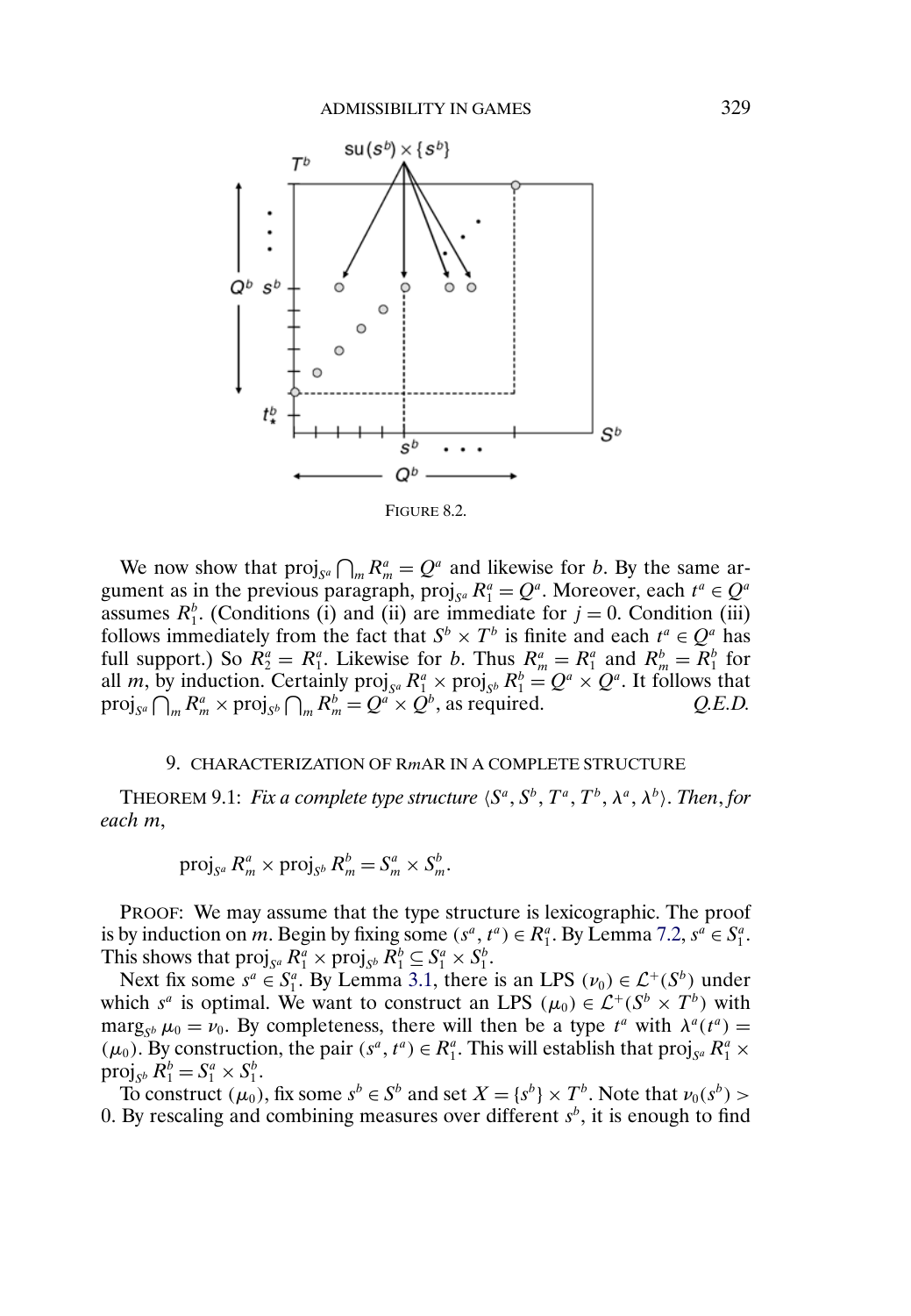FIGURE 8.2.

We now show that $\text{proj}_{S^a} \bigcap_m R_m^a = Q^a$ and likewise for $b$. By the same argument as in the previous paragraph, $\text{proj}_{S^a} R_1^a = Q^a$. Moreover, each $t^a \in Q^a$ assumes $R_1^b$. (Conditions (i) and (ii) are immediate for $j = 0$. Condition (iii) follows immediately from the fact that $S^b \times T^b$ is finite and each $t^a \in Q^a$ has full support.) So $R_2^a = R_1^a$. Likewise for $b$. Thus $R_m^a = R_1^a$ and $R_m^b = R_1^b$ for all $m$, by induction. Certainly $\text{proj}_{S^a} R_1^a \times \text{proj}_{S^b} R_1^b = Q^a \times Q^a$. It follows that $\text{proj}_{S^a} \bigcap_m R_m^a \times \text{proj}_{S^b} \bigcap_m R_m^b = Q^a \times Q^b$, as required. *Q.E.D.*

## 9. CHARACTERIZATION OF R$m$AR IN A COMPLETE STRUCTURE

THEOREM 9.1: *Fix a complete type structure $\langle S^a, S^b, T^a, T^b, \lambda^a, \lambda^b \rangle$. Then, for each $m$,*

$$\text{proj}_{S^a} R_m^a \times \text{proj}_{S^b} R_m^b = S_m^a \times S_m^b.$$

PROOF: We may assume that the type structure is lexicographic. The proof is by induction on $m$. Begin by fixing some $(s^a, t^a) \in R_1^a$. By Lemma 7.2, $s^a \in S_1^a$. This shows that $\text{proj}_{S^a} R_1^a \times \text{proj}_{S^b} R_1^b \subseteq S_1^a \times S_1^b$.

Next fix some $s^a \in S_1^a$. By Lemma 3.1, there is an LPS $(\nu_0) \in \mathcal{L}^+(S^b)$ under which $s^a$ is optimal. We want to construct an LPS $(\mu_0) \in \mathcal{L}^+(S^b \times T^b)$ with $\text{marg}_{S^b} \mu_0 = \nu_0$. By completeness, there will then be a type $t^a$ with $\lambda^a(t^a) = (\mu_0)$. By construction, the pair $(s^a, t^a) \in R_1^a$. This will establish that $\text{proj}_{S^a} R_1^a \times \text{proj}_{S^b} R_1^b = S_1^a \times S_1^b$.

To construct $(\mu_0)$, fix some $s^b \in S^b$ and set $X = \{s^b\} \times T^b$. Note that $\nu_0(s^b) > 0$. By rescaling and combining measures over different $s^b$, it is enough to find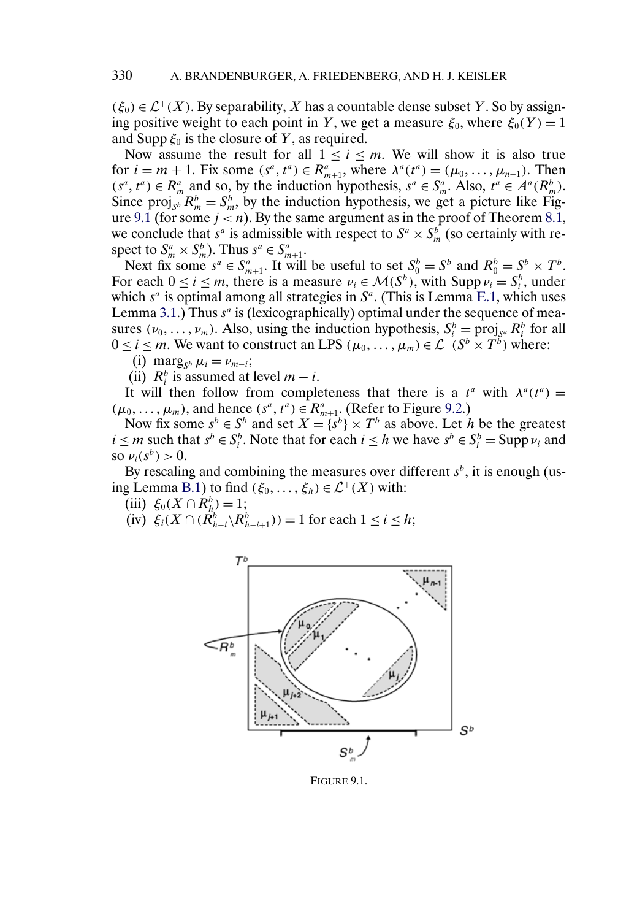$(\xi_0) \in \mathcal{L}^+(X)$. By separability, $X$ has a countable dense subset $Y$. So by assigning positive weight to each point in $Y$, we get a measure $\xi_0$, where $\xi_0(Y) = 1$ and $\operatorname{Supp} \xi_0$ is the closure of $Y$, as required.

Now assume the result for all $1 \leq i \leq m$. We will show it is also true for $i = m + 1$. Fix some $(s^a, t^a) \in R^a_{m+1}$, where $\lambda^a(t^a) = (\mu_0, \ldots, \mu_{n-1})$. Then $(s^a, t^a) \in R^a_m$ and so, by the induction hypothesis, $s^a \in S^a_m$. Also, $t^a \in A^a(R^b_m)$. Since $\operatorname{proj}_{S^b} R^b_m = S^b_m$, by the induction hypothesis, we get a picture like Figure 9.1 (for some $j < n$). By the same argument as in the proof of Theorem 8.1, we conclude that $s^a$ is admissible with respect to $S^a \times S^b_m$ (so certainly with respect to $S^a_m \times S^b_m$). Thus $s^a \in S^a_{m+1}$.

Next fix some $s^a \in S^a_{m+1}$. It will be useful to set $S^b_0 = S^b$ and $R^b_0 = S^b \times T^b$. For each $0 \leq i \leq m$, there is a measure $\nu_i \in \mathcal{M}(S^b)$, with $\operatorname{Supp} \nu_i = S^b_i$, under which $s^a$ is optimal among all strategies in $S^a$. (This is Lemma E.1, which uses Lemma 3.1.) Thus $s^a$ is (lexicographically) optimal under the sequence of measures $(\nu_0, \ldots, \nu_m)$. Also, using the induction hypothesis, $S^b_i = \operatorname{proj}_{S^a} R^b_i$ for all $0 \leq i \leq m$. We want to construct an LPS $(\mu_0, \ldots, \mu_m) \in \mathcal{L}^+(S^b \times T^b)$ where:

(i) $\operatorname{marg}_{S^b} \mu_i = \nu_{m-i}$;

(ii) $R^b_i$ is assumed at level $m - i$.

It will then follow from completeness that there is a $t^a$ with $\lambda^a(t^a) = (\mu_0, \ldots, \mu_m)$, and hence $(s^a, t^a) \in R^a_{m+1}$. (Refer to Figure 9.2.)

Now fix some $s^b \in S^b$ and set $X = \{s^b\} \times T^b$ as above. Let $h$ be the greatest $i \leq m$ such that $s^b \in S^b_i$. Note that for each $i \leq h$ we have $s^b \in S^b_i = \operatorname{Supp} \nu_i$ and so $\nu_i(s^b) > 0$.

By rescaling and combining the measures over different $s^b$, it is enough (using Lemma B.1) to find $(\xi_0, \ldots, \xi_h) \in \mathcal{L}^+(X)$ with:

(iii) $\xi_0(X \cap R^b_h) = 1$;

(iv) $\xi_i(X \cap (R^b_{h-i} \backslash R^b_{h-i+1})) = 1$ for each $1 \leq i \leq h$;

FIGURE 9.1.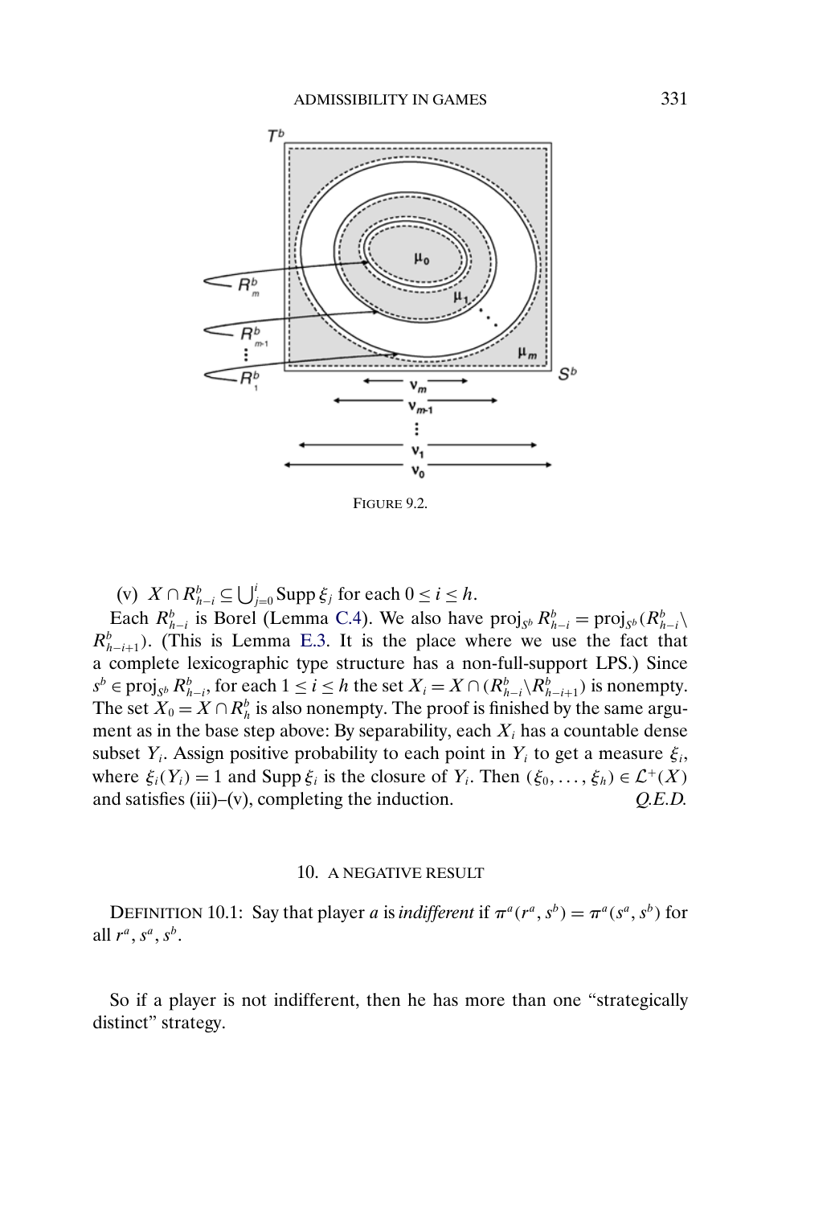FIGURE 9.2.

(v) $X \cap R^b_{h-i} \subseteq \bigcup_{j=0}^{i} \operatorname{Supp} \xi_j$ for each $0 \leq i \leq h$.

Each $R^b_{h-i}$ is Borel (Lemma C.4). We also have $\operatorname{proj}_{S^b} R^b_{h-i} = \operatorname{proj}_{S^b}(R^b_{h-i} \backslash R^b_{h-i+1})$. (This is Lemma E.3. It is the place where we use the fact that a complete lexicographic type structure has a non-full-support LPS.) Since $s^b \in \operatorname{proj}_{S^b} R^b_{h-i}$, for each $1 \leq i \leq h$ the set $X_i = X \cap (R^b_{h-i} \backslash R^b_{h-i+1})$ is nonempty. The set $X_0 = X \cap R^b_h$ is also nonempty. The proof is finished by the same argument as in the base step above: By separability, each $X_i$ has a countable dense subset $Y_i$. Assign positive probability to each point in $Y_i$ to get a measure $\xi_i$, where $\xi_i(Y_i) = 1$ and $\operatorname{Supp} \xi_i$ is the closure of $Y_i$. Then $(\xi_0, \ldots, \xi_h) \in \mathcal{L}^+(X)$ and satisfies (iii)–(v), completing the induction. *Q.E.D.*

## 10. A NEGATIVE RESULT

DEFINITION 10.1: Say that player $a$ is *indifferent* if $\pi^a(r^a, s^b) = \pi^a(s^a, s^b)$ for all $r^a, s^a, s^b$.

So if a player is not indifferent, then he has more than one "strategically distinct" strategy.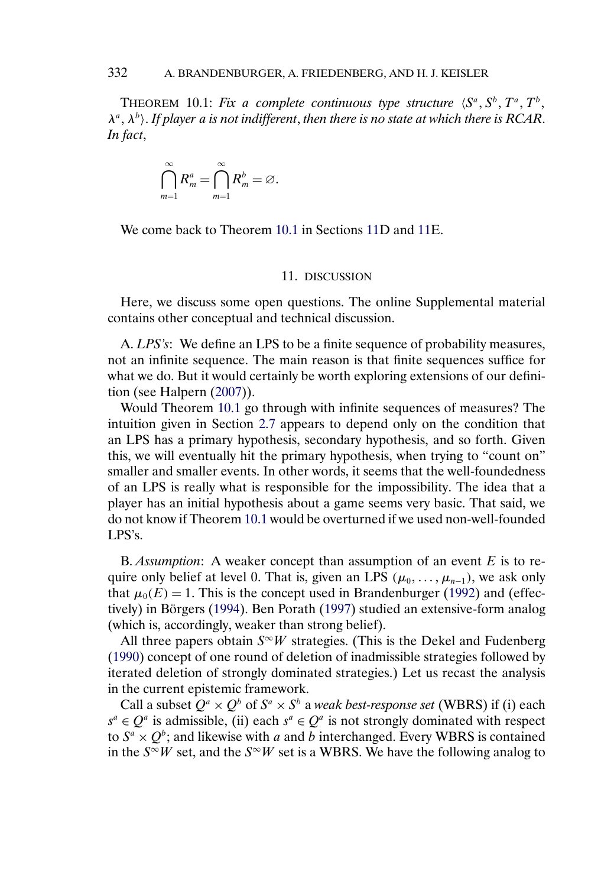THEOREM 10.1: *Fix a complete continuous type structure* $\langle S^a, S^b, T^a, T^b, \lambda^a, \lambda^b \rangle$. *If player a is not indifferent, then there is no state at which there is RCAR. In fact,*

$$\bigcap_{m=1}^{\infty} R_m^a = \bigcap_{m=1}^{\infty} R_m^b = \varnothing.$$

We come back to Theorem 10.1 in Sections 11D and 11E.

## 11. DISCUSSION

Here, we discuss some open questions. The online Supplemental material contains other conceptual and technical discussion.

A. *LPS's*: We define an LPS to be a finite sequence of probability measures, not an infinite sequence. The main reason is that finite sequences suffice for what we do. But it would certainly be worth exploring extensions of our definition (see Halpern (2007)).

Would Theorem 10.1 go through with infinite sequences of measures? The intuition given in Section 2.7 appears to depend only on the condition that an LPS has a primary hypothesis, secondary hypothesis, and so forth. Given this, we will eventually hit the primary hypothesis, when trying to "count on" smaller and smaller events. In other words, it seems that the well-foundedness of an LPS is really what is responsible for the impossibility. The idea that a player has an initial hypothesis about a game seems very basic. That said, we do not know if Theorem 10.1 would be overturned if we used non-well-founded LPS's.

B. *Assumption*: A weaker concept than assumption of an event $E$ is to require only belief at level 0. That is, given an LPS $(\mu_0, \dots, \mu_{n-1})$, we ask only that $\mu_0(E) = 1$. This is the concept used in Brandenburger (1992) and (effectively) in Börgers (1994). Ben Porath (1997) studied an extensive-form analog (which is, accordingly, weaker than strong belief).

All three papers obtain $S^\infty W$ strategies. (This is the Dekel and Fudenberg (1990) concept of one round of deletion of inadmissible strategies followed by iterated deletion of strongly dominated strategies.) Let us recast the analysis in the current epistemic framework.

Call a subset $Q^a \times Q^b$ of $S^a \times S^b$ a *weak best-response set* (WBRS) if (i) each $s^a \in Q^a$ is admissible, (ii) each $s^a \in Q^a$ is not strongly dominated with respect to $S^a \times Q^b$; and likewise with $a$ and $b$ interchanged. Every WBRS is contained in the $S^\infty W$ set, and the $S^\infty W$ set is a WBRS. We have the following analog to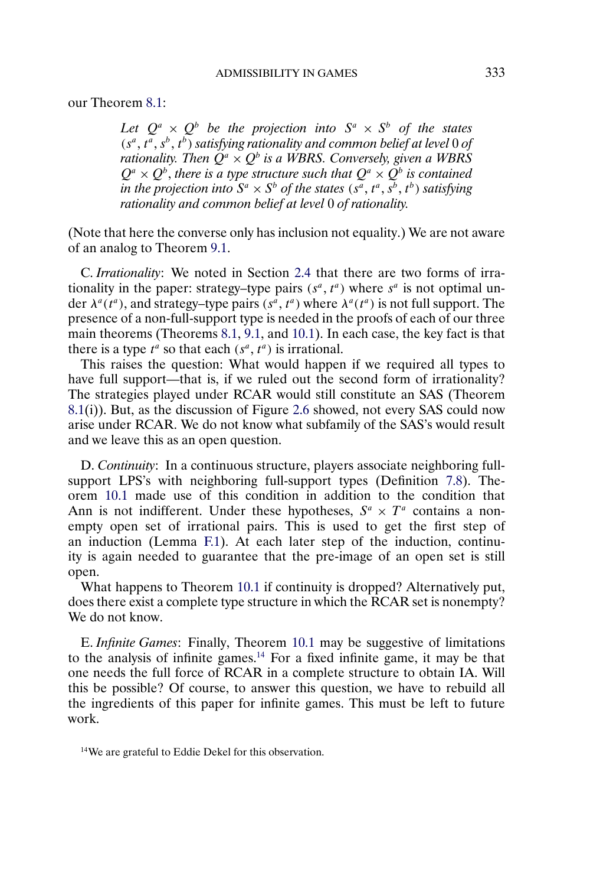our Theorem 8.1:

> *Let $Q^a \times Q^b$ be the projection into $S^a \times S^b$ of the states $(s^a, t^a, s^b, t^b)$ satisfying rationality and common belief at level* 0 *of rationality. Then $Q^a \times Q^b$ is a WBRS. Conversely, given a WBRS $Q^a \times Q^b$, there is a type structure such that $Q^a \times Q^b$ is contained in the projection into $S^a \times S^b$ of the states $(s^a, t^a, s^b, t^b)$ satisfying rationality and common belief at level* 0 *of rationality.*

(Note that here the converse only has inclusion not equality.) We are not aware of an analog to Theorem 9.1.

C. *Irrationality*: We noted in Section 2.4 that there are two forms of irrationality in the paper: strategy–type pairs $(s^a, t^a)$ where $s^a$ is not optimal under $\lambda^a(t^a)$, and strategy–type pairs $(s^a, t^a)$ where $\lambda^a(t^a)$ is not full support. The presence of a non-full-support type is needed in the proofs of each of our three main theorems (Theorems 8.1, 9.1, and 10.1). In each case, the key fact is that there is a type $t^a$ so that each $(s^a, t^a)$ is irrational.

This raises the question: What would happen if we required all types to have full support—that is, if we ruled out the second form of irrationality? The strategies played under RCAR would still constitute an SAS (Theorem 8.1(i)). But, as the discussion of Figure 2.6 showed, not every SAS could now arise under RCAR. We do not know what subfamily of the SAS's would result and we leave this as an open question.

D. *Continuity*: In a continuous structure, players associate neighboring full-support LPS's with neighboring full-support types (Definition 7.8). Theorem 10.1 made use of this condition in addition to the condition that Ann is not indifferent. Under these hypotheses, $S^a \times T^a$ contains a nonempty open set of irrational pairs. This is used to get the first step of an induction (Lemma F.1). At each later step of the induction, continuity is again needed to guarantee that the pre-image of an open set is still open.

What happens to Theorem 10.1 if continuity is dropped? Alternatively put, does there exist a complete type structure in which the RCAR set is nonempty? We do not know.

E. *Infinite Games*: Finally, Theorem 10.1 may be suggestive of limitations to the analysis of infinite games.[14] For a fixed infinite game, it may be that one needs the full force of RCAR in a complete structure to obtain IA. Will this be possible? Of course, to answer this question, we have to rebuild all the ingredients of this paper for infinite games. This must be left to future work.

[14]We are grateful to Eddie Dekel for this observation.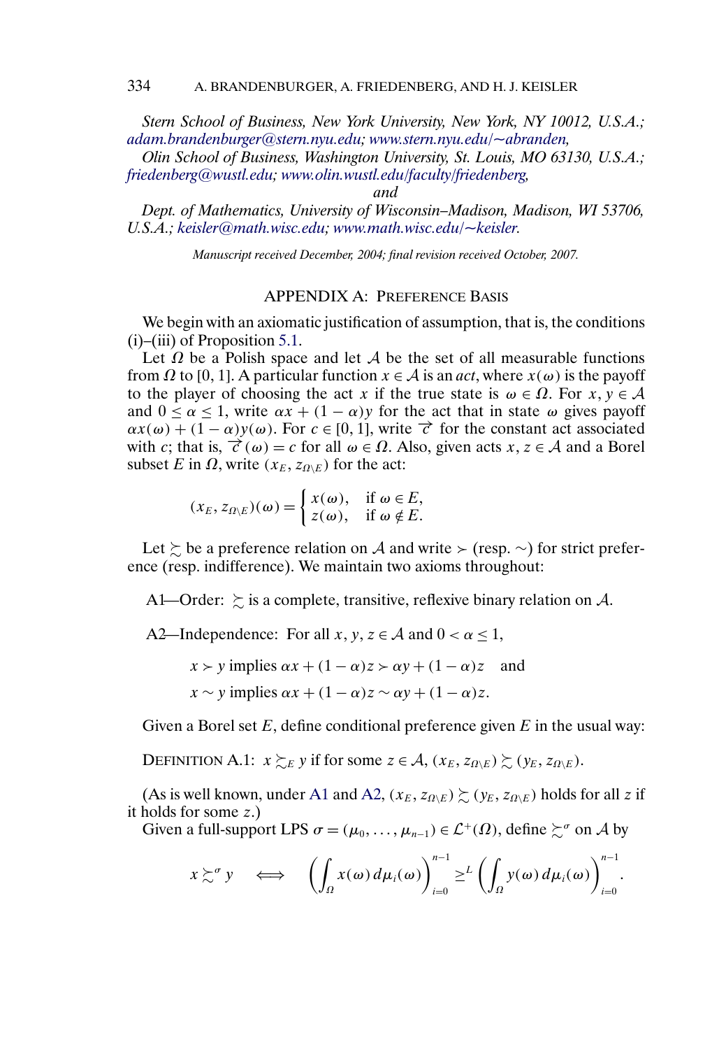*Stern School of Business, New York University, New York, NY 10012, U.S.A.; adam.brandenburger@stern.nyu.edu; www.stern.nyu.edu/~abranden,*

*Olin School of Business, Washington University, St. Louis, MO 63130, U.S.A.; friedenberg@wustl.edu; www.olin.wustl.edu/faculty/friedenberg,*

*and*

*Dept. of Mathematics, University of Wisconsin–Madison, Madison, WI 53706, U.S.A.; keisler@math.wisc.edu; www.math.wisc.edu/~keisler.*

*Manuscript received December, 2004; final revision received October, 2007.*

## APPENDIX A: PREFERENCE BASIS

We begin with an axiomatic justification of assumption, that is, the conditions (i)–(iii) of Proposition 5.1.

Let $\Omega$ be a Polish space and let $\mathcal{A}$ be the set of all measurable functions from $\Omega$ to $[0, 1]$. A particular function $x \in \mathcal{A}$ is an *act*, where $x(\omega)$ is the payoff to the player of choosing the act $x$ if the true state is $\omega \in \Omega$. For $x, y \in \mathcal{A}$ and $0 \leq \alpha \leq 1$, write $\alpha x + (1-\alpha)y$ for the act that in state $\omega$ gives payoff $\alpha x(\omega) + (1-\alpha)y(\omega)$. For $c \in [0, 1]$, write $\overrightarrow{c}$ for the constant act associated with $c$; that is, $\overrightarrow{c}(\omega) = c$ for all $\omega \in \Omega$. Also, given acts $x, z \in \mathcal{A}$ and a Borel subset $E$ in $\Omega$, write $(x_E, z_{\Omega \setminus E})$ for the act:

$$(x_E, z_{\Omega\setminus E})(\omega) = \begin{cases} x(\omega), & \text{if } \omega \in E, \\ z(\omega), & \text{if } \omega \notin E. \end{cases}$$

Let $\succsim$ be a preference relation on $\mathcal{A}$ and write $\succ$ (resp. $\sim$) for strict preference (resp. indifference). We maintain two axioms throughout:

A1—Order: $\succsim$ is a complete, transitive, reflexive binary relation on $\mathcal{A}$.

A2—Independence: For all $x, y, z \in \mathcal{A}$ and $0 < \alpha \leq 1$,

$$x \succ y \text{ implies } \alpha x + (1-\alpha)z \succ \alpha y + (1-\alpha)z \quad \text{and}$$

$$x \sim y \text{ implies } \alpha x + (1-\alpha)z \sim \alpha y + (1-\alpha)z.$$

Given a Borel set $E$, define conditional preference given $E$ in the usual way:

DEFINITION A.1: $x \succsim_E y$ if for some $z \in \mathcal{A}$, $(x_E, z_{\Omega\setminus E}) \succsim (y_E, z_{\Omega\setminus E})$.

(As is well known, under A1 and A2, $(x_E, z_{\Omega\setminus E}) \succsim (y_E, z_{\Omega\setminus E})$ holds for all $z$ if it holds for some $z$.)

Given a full-support LPS $\sigma = (\mu_0, \ldots, \mu_{n-1}) \in \mathcal{L}^+(\Omega)$, define $\succsim^\sigma$ on $\mathcal{A}$ by

$$x \succsim^\sigma y \quad \Longleftrightarrow \quad \left(\int_\Omega x(\omega)\, d\mu_i(\omega)\right)_{i=0}^{n-1} \geq^L \left(\int_\Omega y(\omega)\, d\mu_i(\omega)\right)_{i=0}^{n-1}.$$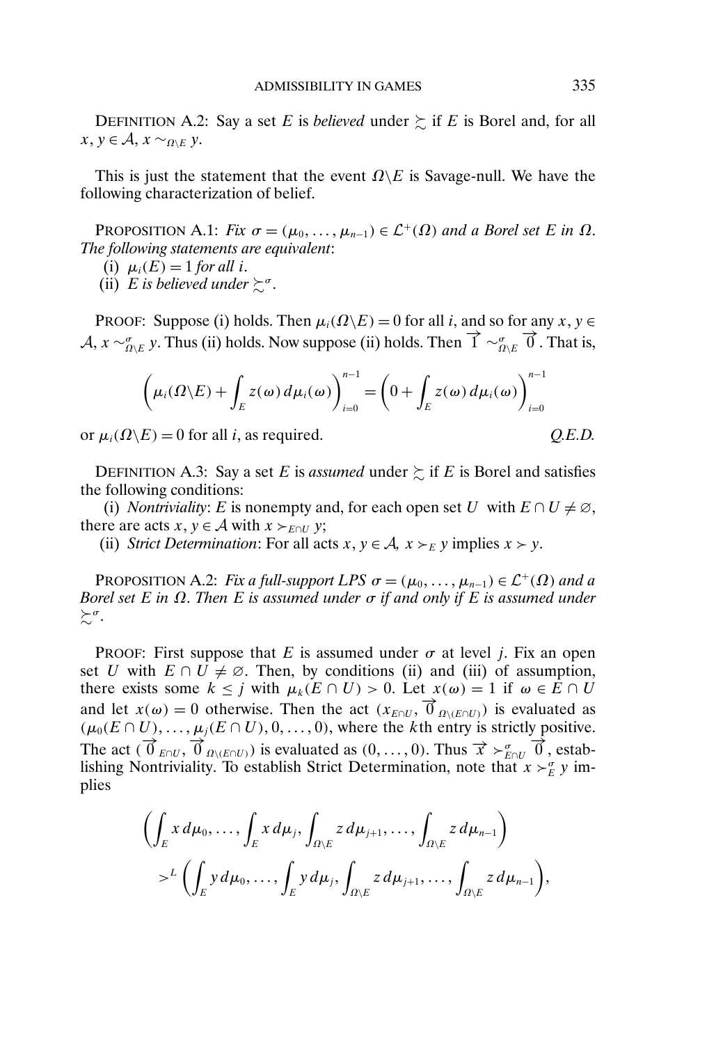DEFINITION A.2: Say a set $E$ is *believed* under $\succsim$ if $E$ is Borel and, for all $x, y \in \mathcal{A}$, $x \sim_{\Omega \setminus E} y$.

This is just the statement that the event $\Omega \setminus E$ is Savage-null. We have the following characterization of belief.

PROPOSITION A.1: *Fix $\sigma = (\mu_0, \ldots, \mu_{n-1}) \in \mathcal{L}^+(\Omega)$ and a Borel set $E$ in $\Omega$. The following statements are equivalent*:

(i) $\mu_i(E) = 1$ *for all $i$*.

(ii) *$E$ is believed under $\succsim^\sigma$*.

PROOF: Suppose (i) holds. Then $\mu_i(\Omega \setminus E) = 0$ for all $i$, and so for any $x, y \in \mathcal{A}$, $x \sim^\sigma_{\Omega \setminus E} y$. Thus (ii) holds. Now suppose (ii) holds. Then $\overrightarrow{1} \sim^\sigma_{\Omega \setminus E} \overrightarrow{0}$. That is,

$$\left( \mu_i(\Omega \setminus E) + \int_E z(\omega)\, d\mu_i(\omega) \right)_{i=0}^{n-1} = \left( 0 + \int_E z(\omega)\, d\mu_i(\omega) \right)_{i=0}^{n-1}$$

or $\mu_i(\Omega \setminus E) = 0$ for all $i$, as required. *Q.E.D.*

DEFINITION A.3: Say a set $E$ is *assumed* under $\succsim$ if $E$ is Borel and satisfies the following conditions:

(i) *Nontriviality*: $E$ is nonempty and, for each open set $U$ with $E \cap U \neq \varnothing$, there are acts $x, y \in \mathcal{A}$ with $x \succ_{E \cap U} y$;

(ii) *Strict Determination*: For all acts $x, y \in \mathcal{A}$, $x \succ_E y$ implies $x \succ y$.

PROPOSITION A.2: *Fix a full-support LPS $\sigma = (\mu_0, \ldots, \mu_{n-1}) \in \mathcal{L}^+(\Omega)$ and a Borel set $E$ in $\Omega$. Then $E$ is assumed under $\sigma$ if and only if $E$ is assumed under $\succsim^\sigma$*.

PROOF: First suppose that $E$ is assumed under $\sigma$ at level $j$. Fix an open set $U$ with $E \cap U \neq \varnothing$. Then, by conditions (ii) and (iii) of assumption, there exists some $k \leq j$ with $\mu_k(E \cap U) > 0$. Let $x(\omega) = 1$ if $\omega \in E \cap U$ and let $x(\omega) = 0$ otherwise. Then the act $(x_{E \cap U}, \overrightarrow{0}_{\Omega \setminus (E \cap U)})$ is evaluated as $(\mu_0(E \cap U), \ldots, \mu_j(E \cap U), 0, \ldots, 0)$, where the $k$th entry is strictly positive. The act $(\overrightarrow{0}_{E \cap U}, \overrightarrow{0}_{\Omega \setminus (E \cap U)})$ is evaluated as $(0, \ldots, 0)$. Thus $\overrightarrow{x} \succ^\sigma_{E \cap U} \overrightarrow{0}$, establishing Nontriviality. To establish Strict Determination, note that $x \succ^\sigma_E y$ implies

$$\left( \int_E x\, d\mu_0, \ldots, \int_E x\, d\mu_j, \int_{\Omega \setminus E} z\, d\mu_{j+1}, \ldots, \int_{\Omega \setminus E} z\, d\mu_{n-1} \right)$$
$$>^L \left( \int_E y\, d\mu_0, \ldots, \int_E y\, d\mu_j, \int_{\Omega \setminus E} z\, d\mu_{j+1}, \ldots, \int_{\Omega \setminus E} z\, d\mu_{n-1} \right),$$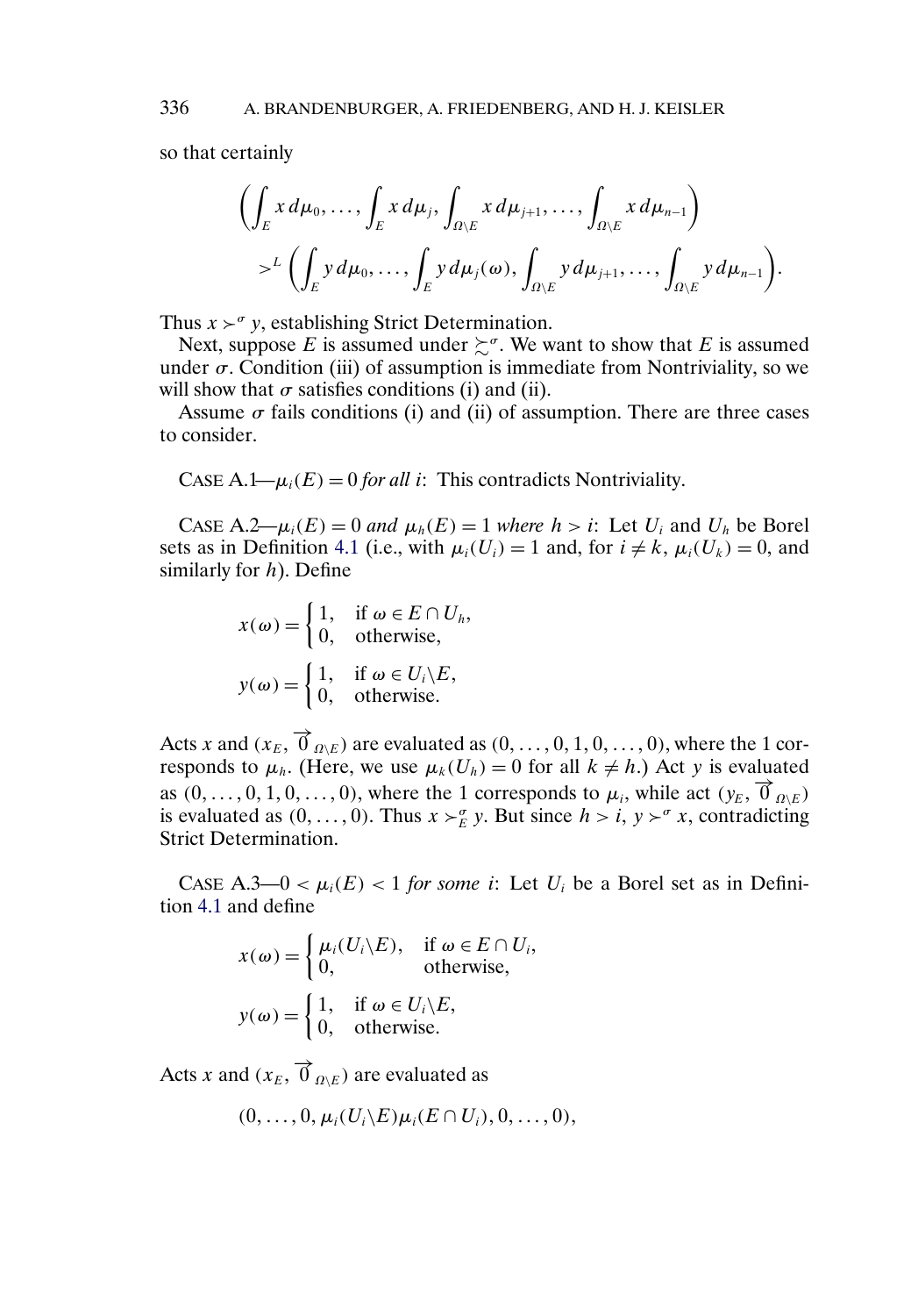so that certainly

$$\left(\int_E x\,d\mu_0,\ldots,\int_E x\,d\mu_j,\int_{\Omega\setminus E} x\,d\mu_{j+1},\ldots,\int_{\Omega\setminus E} x\,d\mu_{n-1}\right)$$
$$>^L \left(\int_E y\,d\mu_0,\ldots,\int_E y\,d\mu_j(\omega),\int_{\Omega\setminus E} y\,d\mu_{j+1},\ldots,\int_{\Omega\setminus E} y\,d\mu_{n-1}\right).$$

Thus $x \succ^\sigma y$, establishing Strict Determination.

Next, suppose $E$ is assumed under $\succsim^\sigma$. We want to show that $E$ is assumed under $\sigma$. Condition (iii) of assumption is immediate from Nontriviality, so we will show that $\sigma$ satisfies conditions (i) and (ii).

Assume $\sigma$ fails conditions (i) and (ii) of assumption. There are three cases to consider.

CASE A.1—$\mu_i(E) = 0$ *for all* $i$: This contradicts Nontriviality.

CASE A.2—$\mu_i(E) = 0$ *and* $\mu_h(E) = 1$ *where* $h > i$: Let $U_i$ and $U_h$ be Borel sets as in Definition 4.1 (i.e., with $\mu_i(U_i) = 1$ and, for $i \neq k$, $\mu_i(U_k) = 0$, and similarly for $h$). Define

$$x(\omega) = \begin{cases} 1, & \text{if } \omega \in E \cap U_h, \\ 0, & \text{otherwise,} \end{cases}$$

$$y(\omega) = \begin{cases} 1, & \text{if } \omega \in U_i \setminus E, \\ 0, & \text{otherwise.} \end{cases}$$

Acts $x$ and $(x_E, \overrightarrow{0}_{\Omega\setminus E})$ are evaluated as $(0,\ldots,0,1,0,\ldots,0)$, where the 1 corresponds to $\mu_h$. (Here, we use $\mu_k(U_h) = 0$ for all $k \neq h$.) Act $y$ is evaluated as $(0,\ldots,0,1,0,\ldots,0)$, where the 1 corresponds to $\mu_i$, while act $(y_E, \overrightarrow{0}_{\Omega\setminus E})$ is evaluated as $(0,\ldots,0)$. Thus $x \succ^\sigma_E y$. But since $h > i$, $y \succ^\sigma x$, contradicting Strict Determination.

CASE A.3—$0 < \mu_i(E) < 1$ *for some* $i$: Let $U_i$ be a Borel set as in Definition 4.1 and define

$$x(\omega) = \begin{cases} \mu_i(U_i \setminus E), & \text{if } \omega \in E \cap U_i, \\ 0, & \text{otherwise,} \end{cases}$$

$$y(\omega) = \begin{cases} 1, & \text{if } \omega \in U_i \setminus E, \\ 0, & \text{otherwise.} \end{cases}$$

Acts $x$ and $(x_E, \overrightarrow{0}_{\Omega\setminus E})$ are evaluated as

$$(0,\ldots,0,\mu_i(U_i \setminus E)\mu_i(E \cap U_i),0,\ldots,0),$$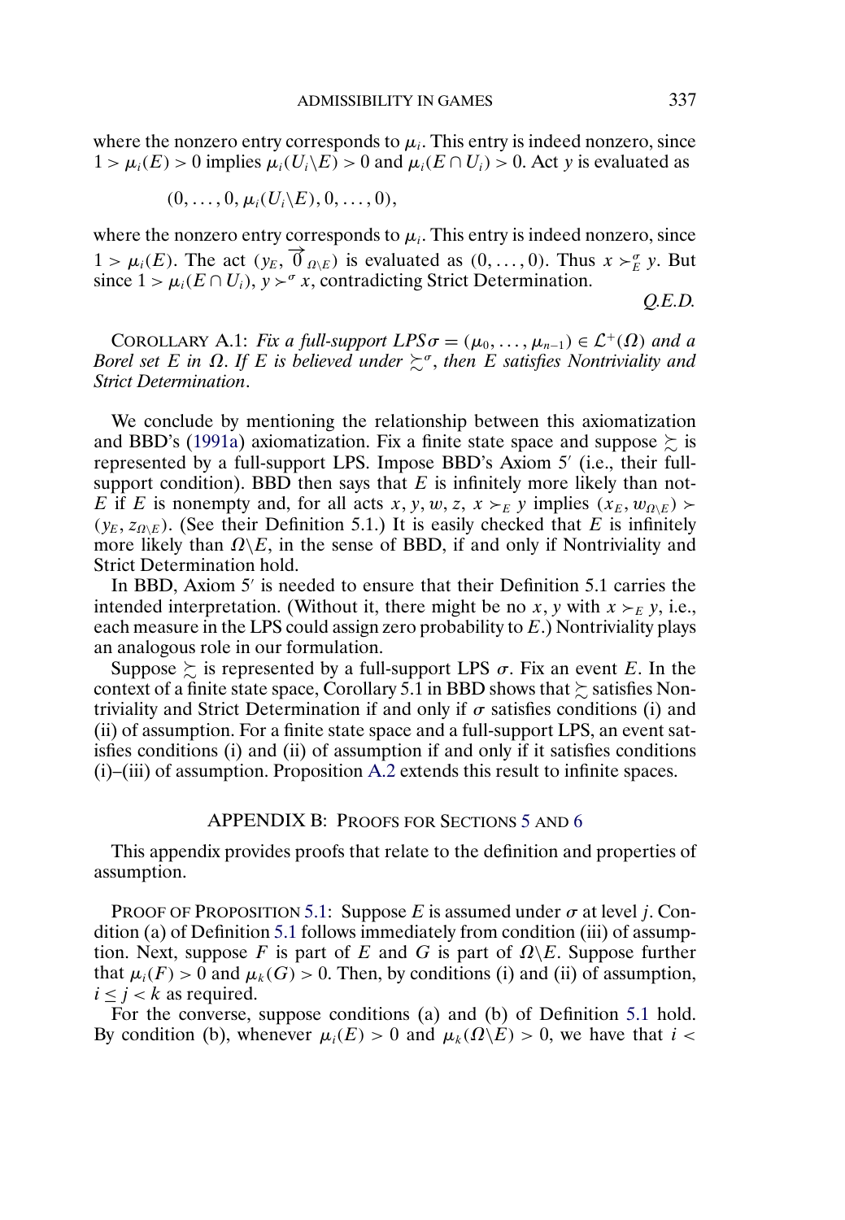where the nonzero entry corresponds to $\mu_i$. This entry is indeed nonzero, since $1 > \mu_i(E) > 0$ implies $\mu_i(U_i \backslash E) > 0$ and $\mu_i(E \cap U_i) > 0$. Act $y$ is evaluated as

$$(0, \dots, 0, \mu_i(U_i \backslash E), 0, \dots, 0),$$

where the nonzero entry corresponds to $\mu_i$. This entry is indeed nonzero, since $1 > \mu_i(E)$. The act $(y_E, \overrightarrow{0}_{\Omega \backslash E})$ is evaluated as $(0, \dots, 0)$. Thus $x \succ_E^\sigma y$. But since $1 > \mu_i(E \cap U_i)$, $y \succ^\sigma x$, contradicting Strict Determination.

*Q.E.D.*

COROLLARY A.1: *Fix a full-support LPS $\sigma = (\mu_0, \dots, \mu_{n-1}) \in \mathcal{L}^+(\Omega)$ and a Borel set $E$ in $\Omega$. If $E$ is believed under $\succsim^\sigma$, then $E$ satisfies Nontriviality and Strict Determination.*

We conclude by mentioning the relationship between this axiomatization and BBD's (1991a) axiomatization. Fix a finite state space and suppose $\succsim$ is represented by a full-support LPS. Impose BBD's Axiom 5′ (i.e., their full-support condition). BBD then says that $E$ is infinitely more likely than not-$E$ if $E$ is nonempty and, for all acts $x, y, w, z$, $x \succ_E y$ implies $(x_E, w_{\Omega \backslash E}) \succ (y_E, z_{\Omega \backslash E})$. (See their Definition 5.1.) It is easily checked that $E$ is infinitely more likely than $\Omega \backslash E$, in the sense of BBD, if and only if Nontriviality and Strict Determination hold.

In BBD, Axiom 5′ is needed to ensure that their Definition 5.1 carries the intended interpretation. (Without it, there might be no $x, y$ with $x \succ_E y$, i.e., each measure in the LPS could assign zero probability to $E$.) Nontriviality plays an analogous role in our formulation.

Suppose $\succsim$ is represented by a full-support LPS $\sigma$. Fix an event $E$. In the context of a finite state space, Corollary 5.1 in BBD shows that $\succsim$ satisfies Nontriviality and Strict Determination if and only if $\sigma$ satisfies conditions (i) and (ii) of assumption. For a finite state space and a full-support LPS, an event satisfies conditions (i) and (ii) of assumption if and only if it satisfies conditions (i)–(iii) of assumption. Proposition A.2 extends this result to infinite spaces.

## APPENDIX B: PROOFS FOR SECTIONS 5 AND 6

This appendix provides proofs that relate to the definition and properties of assumption.

PROOF OF PROPOSITION 5.1: Suppose $E$ is assumed under $\sigma$ at level $j$. Condition (a) of Definition 5.1 follows immediately from condition (iii) of assumption. Next, suppose $F$ is part of $E$ and $G$ is part of $\Omega \backslash E$. Suppose further that $\mu_i(F) > 0$ and $\mu_k(G) > 0$. Then, by conditions (i) and (ii) of assumption, $i \leq j < k$ as required.

For the converse, suppose conditions (a) and (b) of Definition 5.1 hold. By condition (b), whenever $\mu_i(E) > 0$ and $\mu_k(\Omega \backslash E) > 0$, we have that $i <$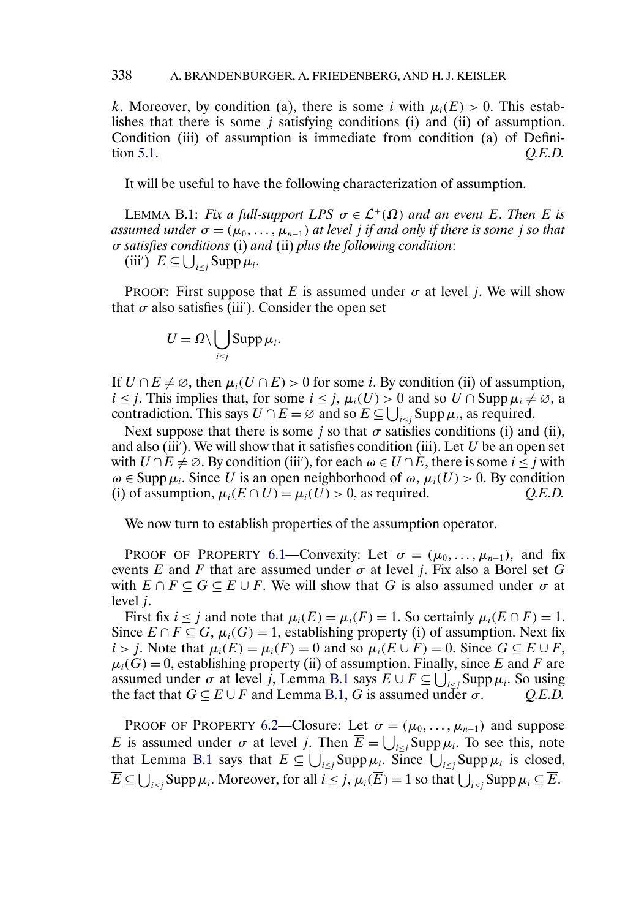$k$. Moreover, by condition (a), there is some $i$ with $\mu_i(E) > 0$. This establishes that there is some $j$ satisfying conditions (i) and (ii) of assumption. Condition (iii) of assumption is immediate from condition (a) of Definition 5.1. *Q.E.D.*

It will be useful to have the following characterization of assumption.

LEMMA B.1: *Fix a full-support LPS $\sigma \in \mathcal{L}^+(\Omega)$ and an event $E$. Then $E$ is assumed under $\sigma = (\mu_0, \ldots, \mu_{n-1})$ at level $j$ if and only if there is some $j$ so that $\sigma$ satisfies conditions* (i) *and* (ii) *plus the following condition*:

(iii′) $E \subseteq \bigcup_{i \le j} \operatorname{Supp} \mu_i$.

PROOF: First suppose that $E$ is assumed under $\sigma$ at level $j$. We will show that $\sigma$ also satisfies (iii′). Consider the open set

$$U = \Omega \setminus \bigcup_{i \le j} \operatorname{Supp} \mu_i.$$

If $U \cap E \neq \varnothing$, then $\mu_i(U \cap E) > 0$ for some $i$. By condition (ii) of assumption, $i \le j$. This implies that, for some $i \le j$, $\mu_i(U) > 0$ and so $U \cap \operatorname{Supp} \mu_i \neq \varnothing$, a contradiction. This says $U \cap E = \varnothing$ and so $E \subseteq \bigcup_{i \le j} \operatorname{Supp} \mu_i$, as required.

Next suppose that there is some $j$ so that $\sigma$ satisfies conditions (i) and (ii), and also (iii′). We will show that it satisfies condition (iii). Let $U$ be an open set with $U \cap E \neq \varnothing$. By condition (iii′), for each $\omega \in U \cap E$, there is some $i \le j$ with $\omega \in \operatorname{Supp} \mu_i$. Since $U$ is an open neighborhood of $\omega$, $\mu_i(U) > 0$. By condition (i) of assumption, $\mu_i(E \cap U) = \mu_i(U) > 0$, as required. *Q.E.D.*

We now turn to establish properties of the assumption operator.

PROOF OF PROPERTY 6.1—Convexity: Let $\sigma = (\mu_0, \ldots, \mu_{n-1})$, and fix events $E$ and $F$ that are assumed under $\sigma$ at level $j$. Fix also a Borel set $G$ with $E \cap F \subseteq G \subseteq E \cup F$. We will show that $G$ is also assumed under $\sigma$ at level $j$.

First fix $i \le j$ and note that $\mu_i(E) = \mu_i(F) = 1$. So certainly $\mu_i(E \cap F) = 1$. Since $E \cap F \subseteq G$, $\mu_i(G) = 1$, establishing property (i) of assumption. Next fix $i > j$. Note that $\mu_i(E) = \mu_i(F) = 0$ and so $\mu_i(E \cup F) = 0$. Since $G \subseteq E \cup F$, $\mu_i(G) = 0$, establishing property (ii) of assumption. Finally, since $E$ and $F$ are assumed under $\sigma$ at level $j$, Lemma B.1 says $E \cup F \subseteq \bigcup_{i \le j} \operatorname{Supp} \mu_i$. So using the fact that $G \subseteq E \cup F$ and Lemma B.1, $G$ is assumed under $\sigma$. *Q.E.D.*

PROOF OF PROPERTY 6.2—Closure: Let $\sigma = (\mu_0, \ldots, \mu_{n-1})$ and suppose $E$ is assumed under $\sigma$ at level $j$. Then $\overline{E} = \bigcup_{i \le j} \operatorname{Supp} \mu_i$. To see this, note that Lemma B.1 says that $E \subseteq \bigcup_{i \le j} \operatorname{Supp} \mu_i$. Since $\bigcup_{i \le j} \operatorname{Supp} \mu_i$ is closed, $\overline{E} \subseteq \bigcup_{i \le j} \operatorname{Supp} \mu_i$. Moreover, for all $i \le j$, $\mu_i(\overline{E}) = 1$ so that $\bigcup_{i \le j} \operatorname{Supp} \mu_i \subseteq \overline{E}$.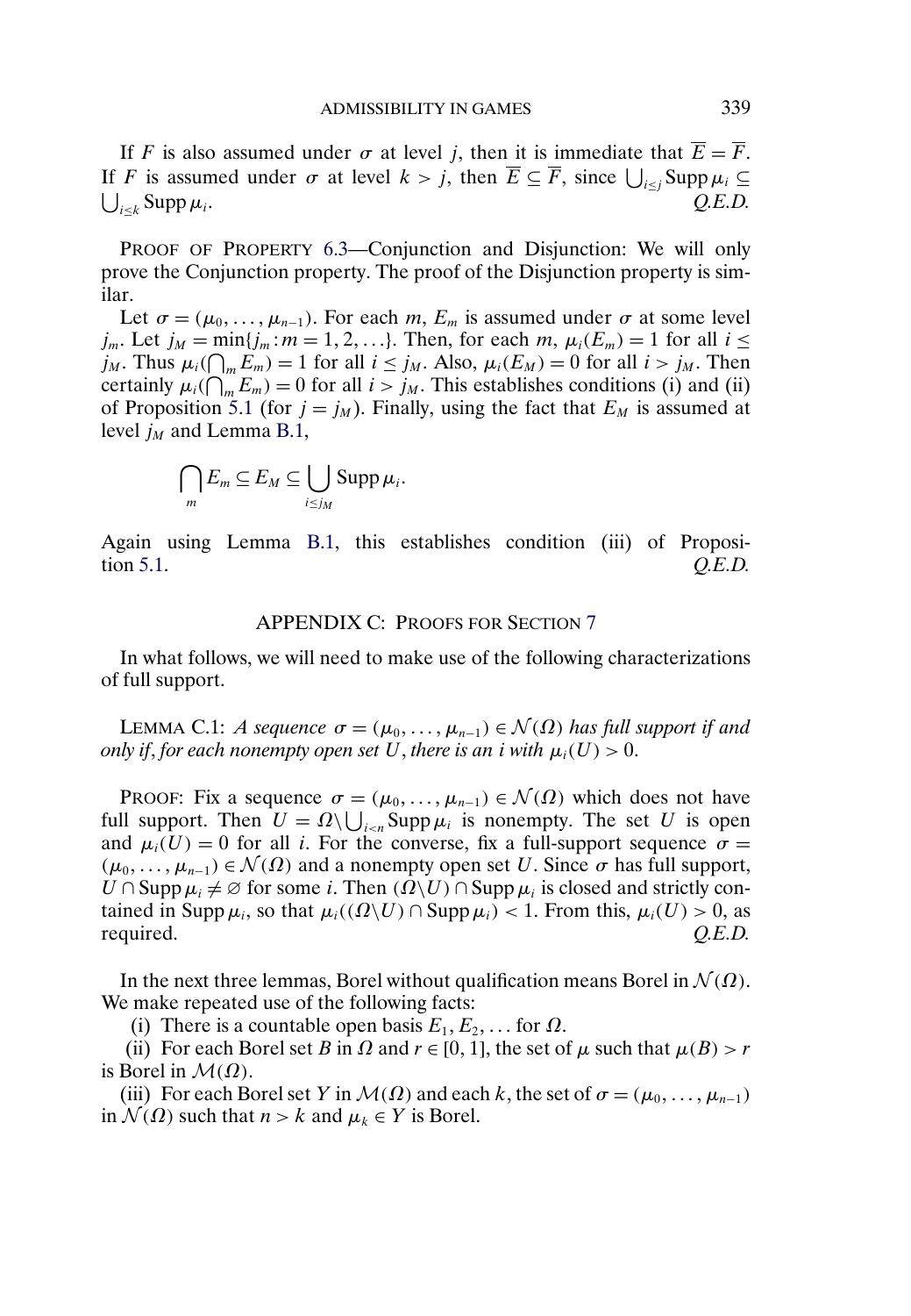If $F$ is also assumed under $\sigma$ at level $j$, then it is immediate that $\overline{E} = \overline{F}$. If $F$ is assumed under $\sigma$ at level $k > j$, then $\overline{E} \subseteq \overline{F}$, since $\bigcup_{i \leq j} \operatorname{Supp} \mu_i \subseteq \bigcup_{i \leq k} \operatorname{Supp} \mu_i$. *Q.E.D.*

PROOF OF PROPERTY 6.3—Conjunction and Disjunction: We will only prove the Conjunction property. The proof of the Disjunction property is similar.

Let $\sigma = (\mu_0, \ldots, \mu_{n-1})$. For each $m$, $E_m$ is assumed under $\sigma$ at some level $j_m$. Let $j_M = \min\{j_m : m = 1, 2, \ldots\}$. Then, for each $m$, $\mu_i(E_m) = 1$ for all $i \leq j_M$. Thus $\mu_i(\bigcap_m E_m) = 1$ for all $i \leq j_M$. Also, $\mu_i(E_M) = 0$ for all $i > j_M$. Then certainly $\mu_i(\bigcap_m E_m) = 0$ for all $i > j_M$. This establishes conditions (i) and (ii) of Proposition 5.1 (for $j = j_M$). Finally, using the fact that $E_M$ is assumed at level $j_M$ and Lemma B.1,

$$\bigcap_m E_m \subseteq E_M \subseteq \bigcup_{i \leq j_M} \operatorname{Supp} \mu_i.$$

Again using Lemma B.1, this establishes condition (iii) of Proposition 5.1. *Q.E.D.*

## APPENDIX C: PROOFS FOR SECTION 7

In what follows, we will need to make use of the following characterizations of full support.

LEMMA C.1: *A sequence $\sigma = (\mu_0, \ldots, \mu_{n-1}) \in \mathcal{N}(\Omega)$ has full support if and only if, for each nonempty open set $U$, there is an $i$ with $\mu_i(U) > 0$.*

PROOF: Fix a sequence $\sigma = (\mu_0, \ldots, \mu_{n-1}) \in \mathcal{N}(\Omega)$ which does not have full support. Then $U = \Omega \backslash \bigcup_{i<n} \operatorname{Supp} \mu_i$ is nonempty. The set $U$ is open and $\mu_i(U) = 0$ for all $i$. For the converse, fix a full-support sequence $\sigma = (\mu_0, \ldots, \mu_{n-1}) \in \mathcal{N}(\Omega)$ and a nonempty open set $U$. Since $\sigma$ has full support, $U \cap \operatorname{Supp} \mu_i \neq \varnothing$ for some $i$. Then $(\Omega \backslash U) \cap \operatorname{Supp} \mu_i$ is closed and strictly contained in $\operatorname{Supp} \mu_i$, so that $\mu_i((\Omega \backslash U) \cap \operatorname{Supp} \mu_i) < 1$. From this, $\mu_i(U) > 0$, as required. *Q.E.D.*

In the next three lemmas, Borel without qualification means Borel in $\mathcal{N}(\Omega)$. We make repeated use of the following facts:

(i) There is a countable open basis $E_1, E_2, \ldots$ for $\Omega$.

(ii) For each Borel set $B$ in $\Omega$ and $r \in [0, 1]$, the set of $\mu$ such that $\mu(B) > r$ is Borel in $\mathcal{M}(\Omega)$.

(iii) For each Borel set $Y$ in $\mathcal{M}(\Omega)$ and each $k$, the set of $\sigma = (\mu_0, \ldots, \mu_{n-1})$ in $\mathcal{N}(\Omega)$ such that $n > k$ and $\mu_k \in Y$ is Borel.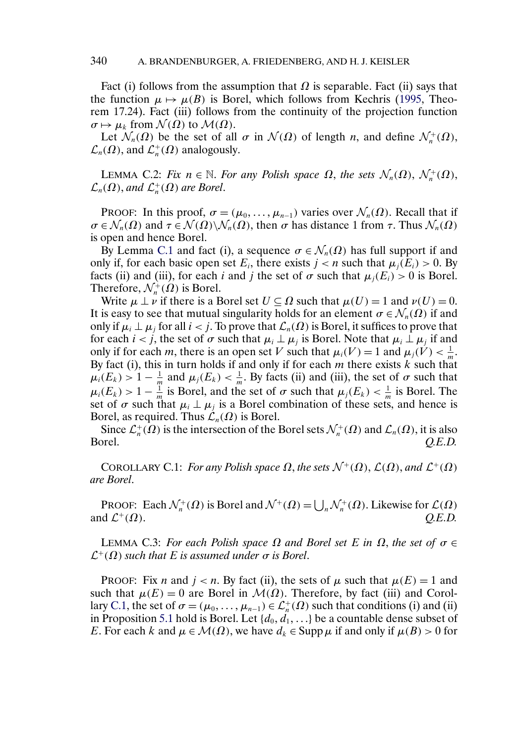Fact (i) follows from the assumption that $\Omega$ is separable. Fact (ii) says that the function $\mu \mapsto \mu(B)$ is Borel, which follows from Kechris (1995, Theorem 17.24). Fact (iii) follows from the continuity of the projection function $\sigma \mapsto \mu_k$ from $\mathcal{N}(\Omega)$ to $\mathcal{M}(\Omega)$.

Let $\mathcal{N}_n(\Omega)$ be the set of all $\sigma$ in $\mathcal{N}(\Omega)$ of length $n$, and define $\mathcal{N}_n^+(\Omega)$, $\mathcal{L}_n(\Omega)$, and $\mathcal{L}_n^+(\Omega)$ analogously.

LEMMA C.2: *Fix $n \in \mathbb{N}$. For any Polish space $\Omega$, the sets $\mathcal{N}_n(\Omega)$, $\mathcal{N}_n^+(\Omega)$, $\mathcal{L}_n(\Omega)$, and $\mathcal{L}_n^+(\Omega)$ are Borel.*

PROOF: In this proof, $\sigma = (\mu_0, \ldots, \mu_{n-1})$ varies over $\mathcal{N}_n(\Omega)$. Recall that if $\sigma \in \mathcal{N}_n(\Omega)$ and $\tau \in \mathcal{N}(\Omega) \backslash \mathcal{N}_n(\Omega)$, then $\sigma$ has distance 1 from $\tau$. Thus $\mathcal{N}_n(\Omega)$ is open and hence Borel.

By Lemma C.1 and fact (i), a sequence $\sigma \in \mathcal{N}_n(\Omega)$ has full support if and only if, for each basic open set $E_i$, there exists $j < n$ such that $\mu_j(E_i) > 0$. By facts (ii) and (iii), for each $i$ and $j$ the set of $\sigma$ such that $\mu_j(E_i) > 0$ is Borel. Therefore, $\mathcal{N}_n^+(\Omega)$ is Borel.

Write $\mu \perp \nu$ if there is a Borel set $U \subseteq \Omega$ such that $\mu(U) = 1$ and $\nu(U) = 0$. It is easy to see that mutual singularity holds for an element $\sigma \in \mathcal{N}_n(\Omega)$ if and only if $\mu_i \perp \mu_j$ for all $i < j$. To prove that $\mathcal{L}_n(\Omega)$ is Borel, it suffices to prove that for each $i < j$, the set of $\sigma$ such that $\mu_i \perp \mu_j$ is Borel. Note that $\mu_i \perp \mu_j$ if and only if for each $m$, there is an open set $V$ such that $\mu_i(V) = 1$ and $\mu_j(V) < \frac{1}{m}$. By fact (i), this in turn holds if and only if for each $m$ there exists $k$ such that $\mu_i(E_k) > 1 - \frac{1}{m}$ and $\mu_j(E_k) < \frac{1}{m}$. By facts (ii) and (iii), the set of $\sigma$ such that $\mu_i(E_k) > 1 - \frac{1}{m}$ is Borel, and the set of $\sigma$ such that $\mu_j(E_k) < \frac{1}{m}$ is Borel. The set of $\sigma$ such that $\mu_i \perp \mu_j$ is a Borel combination of these sets, and hence is Borel, as required. Thus $\mathcal{L}_n(\Omega)$ is Borel.

Since $\mathcal{L}_n^+(\Omega)$ is the intersection of the Borel sets $\mathcal{N}_n^+(\Omega)$ and $\mathcal{L}_n(\Omega)$, it is also Borel. *Q.E.D.*

COROLLARY C.1: *For any Polish space $\Omega$, the sets $\mathcal{N}^+(\Omega)$, $\mathcal{L}(\Omega)$, and $\mathcal{L}^+(\Omega)$ are Borel.*

PROOF: Each $\mathcal{N}_n^+(\Omega)$ is Borel and $\mathcal{N}^+(\Omega) = \bigcup_n \mathcal{N}_n^+(\Omega)$. Likewise for $\mathcal{L}(\Omega)$ and $\mathcal{L}^+(\Omega)$. *Q.E.D.*

LEMMA C.3: *For each Polish space $\Omega$ and Borel set $E$ in $\Omega$, the set of $\sigma \in \mathcal{L}^+(\Omega)$ such that $E$ is assumed under $\sigma$ is Borel.*

PROOF: Fix $n$ and $j < n$. By fact (ii), the sets of $\mu$ such that $\mu(E) = 1$ and such that $\mu(E) = 0$ are Borel in $\mathcal{M}(\Omega)$. Therefore, by fact (iii) and Corollary C.1, the set of $\sigma = (\mu_0, \ldots, \mu_{n-1}) \in \mathcal{L}_n^+(\Omega)$ such that conditions (i) and (ii) in Proposition 5.1 hold is Borel. Let $\{d_0, d_1, \ldots\}$ be a countable dense subset of $E$. For each $k$ and $\mu \in \mathcal{M}(\Omega)$, we have $d_k \in \operatorname{Supp} \mu$ if and only if $\mu(B) > 0$ for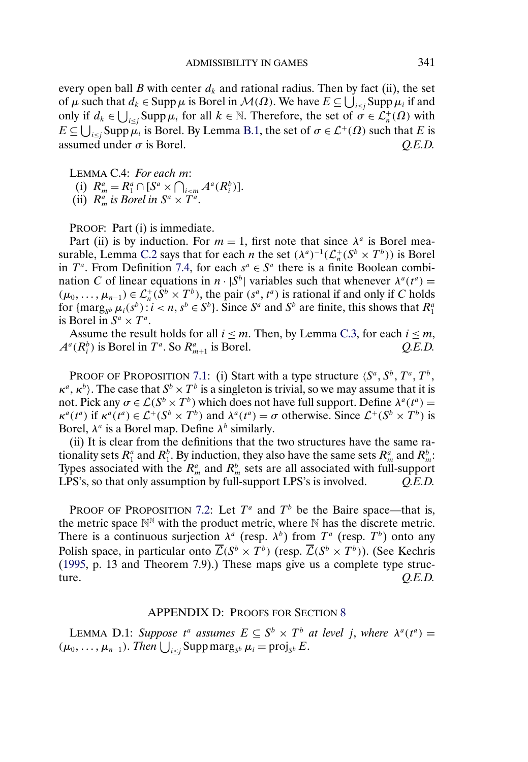every open ball $B$ with center $d_k$ and rational radius. Then by fact (ii), the set of $\mu$ such that $d_k \in \operatorname{Supp}\mu$ is Borel in $\mathcal{M}(\Omega)$. We have $E \subseteq \bigcup_{i\leq j} \operatorname{Supp}\mu_i$ if and only if $d_k \in \bigcup_{i\leq j} \operatorname{Supp}\mu_i$ for all $k \in \mathbb{N}$. Therefore, the set of $\sigma \in \mathcal{L}^+_n(\Omega)$ with $E \subseteq \bigcup_{i\leq j} \operatorname{Supp}\mu_i$ is Borel. By Lemma B.1, the set of $\sigma \in \mathcal{L}^+(\Omega)$ such that $E$ is assumed under $\sigma$ is Borel. *Q.E.D.*

LEMMA C.4: *For each* $m$:

(i) $R^a_m = R^a_1 \cap [S^a \times \bigcap_{i<m} A^a(R^b_i)]$.

(ii) $R^a_m$ *is Borel in* $S^a \times T^a$.

PROOF: Part (i) is immediate.

Part (ii) is by induction. For $m = 1$, first note that since $\lambda^a$ is Borel measurable, Lemma C.2 says that for each $n$ the set $(\lambda^a)^{-1}(\mathcal{L}^+_n(S^b \times T^b))$ is Borel in $T^a$. From Definition 7.4, for each $s^a \in S^a$ there is a finite Boolean combination $C$ of linear equations in $n \cdot |S^b|$ variables such that whenever $\lambda^a(t^a) = (\mu_0, \ldots, \mu_{n-1}) \in \mathcal{L}^+_n(S^b \times T^b)$, the pair $(s^a, t^a)$ is rational if and only if $C$ holds for $\{\operatorname{marg}_{S^b} \mu_i(s^b) : i < n, s^b \in S^b\}$. Since $S^a$ and $S^b$ are finite, this shows that $R^a_1$ is Borel in $S^a \times T^a$.

Assume the result holds for all $i \leq m$. Then, by Lemma C.3, for each $i \leq m$, $A^a(R^b_i)$ is Borel in $T^a$. So $R^a_{m+1}$ is Borel. *Q.E.D.*

PROOF OF PROPOSITION 7.1: (i) Start with a type structure $\langle S^a, S^b, T^a, T^b, \kappa^a, \kappa^b\rangle$. The case that $S^b \times T^b$ is a singleton is trivial, so we may assume that it is not. Pick any $\sigma \in \mathcal{L}(S^b \times T^b)$ which does not have full support. Define $\lambda^a(t^a) = \kappa^a(t^a)$ if $\kappa^a(t^a) \in \mathcal{L}^+(S^b \times T^b)$ and $\lambda^a(t^a) = \sigma$ otherwise. Since $\mathcal{L}^+(S^b \times T^b)$ is Borel, $\lambda^a$ is a Borel map. Define $\lambda^b$ similarly.

(ii) It is clear from the definitions that the two structures have the same rationality sets $R^a_1$ and $R^b_1$. By induction, they also have the same sets $R^a_m$ and $R^b_m$: Types associated with the $R^a_m$ and $R^b_m$ sets are all associated with full-support LPS's, so that only assumption by full-support LPS's is involved. *Q.E.D.*

PROOF OF PROPOSITION 7.2: Let $T^a$ and $T^b$ be the Baire space—that is, the metric space $\mathbb{N}^{\mathbb{N}}$ with the product metric, where $\mathbb{N}$ has the discrete metric. There is a continuous surjection $\lambda^a$ (resp. $\lambda^b$) from $T^a$ (resp. $T^b$) onto any Polish space, in particular onto $\overline{\mathcal{L}}(S^b \times T^b)$ (resp. $\overline{\mathcal{L}}(S^b \times T^b)$). (See Kechris (1995, p. 13 and Theorem 7.9).) These maps give us a complete type structure. *Q.E.D.*

## APPENDIX D: PROOFS FOR SECTION 8

LEMMA D.1: *Suppose* $t^a$ *assumes* $E \subseteq S^b \times T^b$ *at level* $j$, *where* $\lambda^a(t^a) = (\mu_0, \ldots, \mu_{n-1})$. *Then* $\bigcup_{i\leq j} \operatorname{Supp} \operatorname{marg}_{S^b} \mu_i = \operatorname{proj}_{S^b} E$.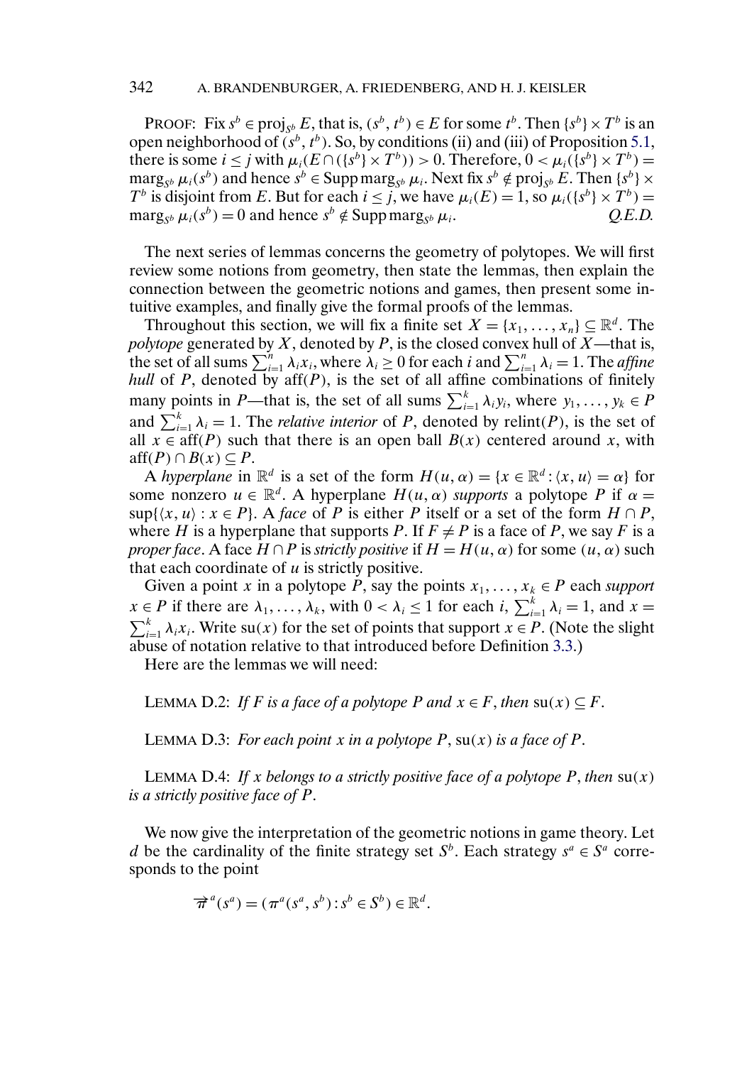PROOF: Fix $s^b \in \text{proj}_{S^b} E$, that is, $(s^b, t^b) \in E$ for some $t^b$. Then $\{s^b\} \times T^b$ is an open neighborhood of $(s^b, t^b)$. So, by conditions (ii) and (iii) of Proposition 5.1, there is some $i \leq j$ with $\mu_i(E \cap (\{s^b\} \times T^b)) > 0$. Therefore, $0 < \mu_i(\{s^b\} \times T^b) = \text{marg}_{S^b} \mu_i(s^b)$ and hence $s^b \in \text{Supp}\,\text{marg}_{S^b} \mu_i$. Next fix $s^b \notin \text{proj}_{S^b} E$. Then $\{s^b\} \times T^b$ is disjoint from $E$. But for each $i \leq j$, we have $\mu_i(E) = 1$, so $\mu_i(\{s^b\} \times T^b) = \text{marg}_{S^b} \mu_i(s^b) = 0$ and hence $s^b \notin \text{Supp}\,\text{marg}_{S^b} \mu_i$. *Q.E.D.*

The next series of lemmas concerns the geometry of polytopes. We will first review some notions from geometry, then state the lemmas, then explain the connection between the geometric notions and games, then present some intuitive examples, and finally give the formal proofs of the lemmas.

Throughout this section, we will fix a finite set $X = \{x_1, \ldots, x_n\} \subseteq \mathbb{R}^d$. The *polytope* generated by $X$, denoted by $P$, is the closed convex hull of $X$—that is, the set of all sums $\sum_{i=1}^n \lambda_i x_i$, where $\lambda_i \geq 0$ for each $i$ and $\sum_{i=1}^n \lambda_i = 1$. The *affine hull* of $P$, denoted by $\text{aff}(P)$, is the set of all affine combinations of finitely many points in $P$—that is, the set of all sums $\sum_{i=1}^k \lambda_i y_i$, where $y_1, \ldots, y_k \in P$ and $\sum_{i=1}^k \lambda_i = 1$. The *relative interior* of $P$, denoted by $\text{relint}(P)$, is the set of all $x \in \text{aff}(P)$ such that there is an open ball $B(x)$ centered around $x$, with $\text{aff}(P) \cap B(x) \subseteq P$.

A *hyperplane* in $\mathbb{R}^d$ is a set of the form $H(u, \alpha) = \{x \in \mathbb{R}^d : \langle x, u \rangle = \alpha\}$ for some nonzero $u \in \mathbb{R}^d$. A hyperplane $H(u, \alpha)$ *supports* a polytope $P$ if $\alpha = \sup\{\langle x, u \rangle : x \in P\}$. A *face* of $P$ is either $P$ itself or a set of the form $H \cap P$, where $H$ is a hyperplane that supports $P$. If $F \neq P$ is a face of $P$, we say $F$ is a *proper face*. A face $H \cap P$ is *strictly positive* if $H = H(u, \alpha)$ for some $(u, \alpha)$ such that each coordinate of $u$ is strictly positive.

Given a point $x$ in a polytope $P$, say the points $x_1, \ldots, x_k \in P$ each *support* $x \in P$ if there are $\lambda_1, \ldots, \lambda_k$, with $0 < \lambda_i \leq 1$ for each $i$, $\sum_{i=1}^k \lambda_i = 1$, and $x = \sum_{i=1}^k \lambda_i x_i$. Write $\text{su}(x)$ for the set of points that support $x \in P$. (Note the slight abuse of notation relative to that introduced before Definition 3.3.)

Here are the lemmas we will need:

LEMMA D.2: *If $F$ is a face of a polytope $P$ and $x \in F$, then $\text{su}(x) \subseteq F$.*

LEMMA D.3: *For each point $x$ in a polytope $P$, $\text{su}(x)$ is a face of $P$.*

LEMMA D.4: *If $x$ belongs to a strictly positive face of a polytope $P$, then $\text{su}(x)$ is a strictly positive face of $P$.*

We now give the interpretation of the geometric notions in game theory. Let $d$ be the cardinality of the finite strategy set $S^b$. Each strategy $s^a \in S^a$ corresponds to the point

$$\overrightarrow{\pi}^a(s^a) = (\pi^a(s^a, s^b) : s^b \in S^b) \in \mathbb{R}^d.$$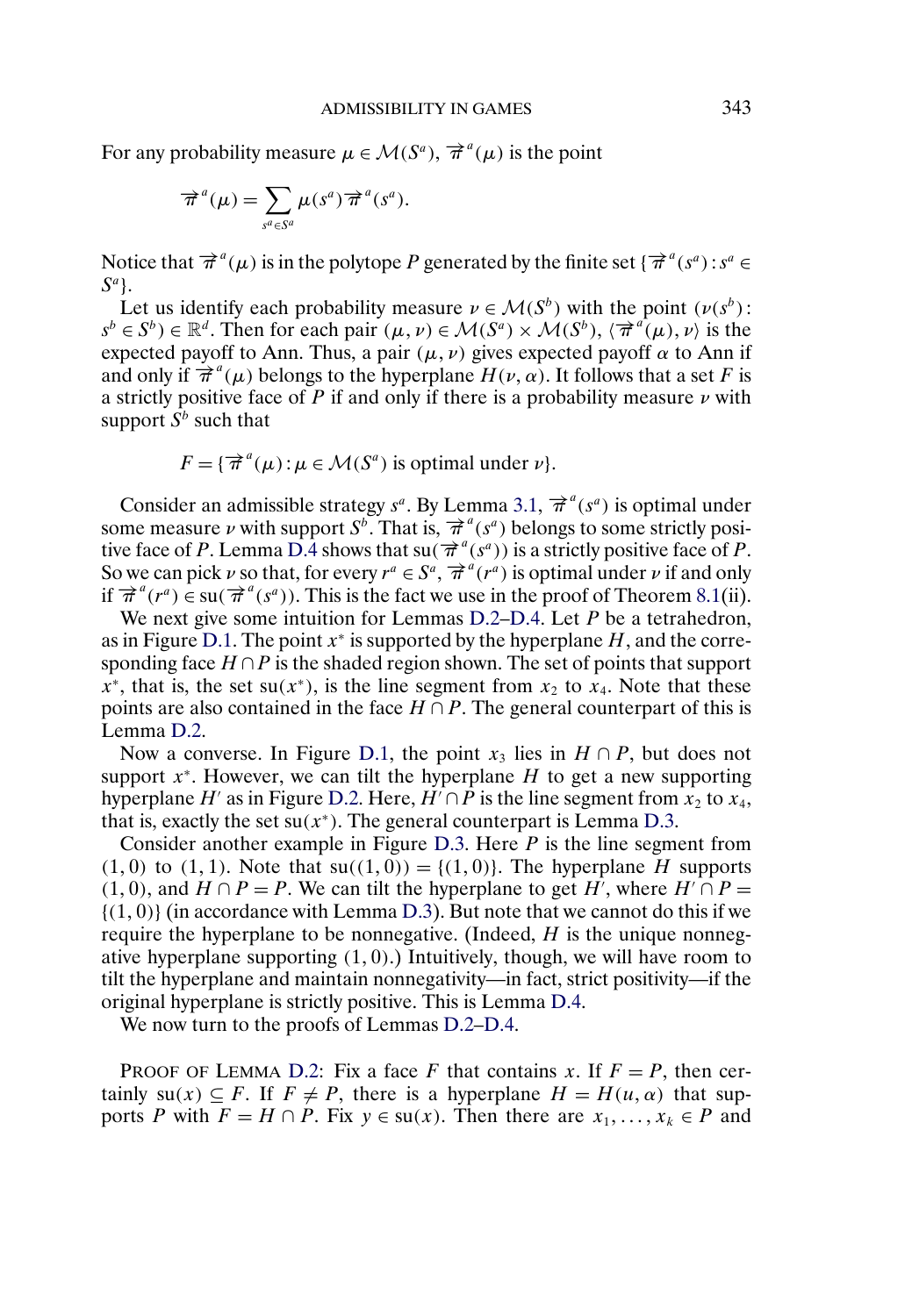For any probability measure $\mu \in \mathcal{M}(S^a)$, $\overrightarrow{\pi}^a(\mu)$ is the point

$$\overrightarrow{\pi}^a(\mu) = \sum_{s^a \in S^a} \mu(s^a)\overrightarrow{\pi}^a(s^a).$$

Notice that $\overrightarrow{\pi}^a(\mu)$ is in the polytope $P$ generated by the finite set $\{\overrightarrow{\pi}^a(s^a) : s^a \in S^a\}$.

Let us identify each probability measure $\nu \in \mathcal{M}(S^b)$ with the point $(\nu(s^b) : s^b \in S^b) \in \mathbb{R}^d$. Then for each pair $(\mu, \nu) \in \mathcal{M}(S^a) \times \mathcal{M}(S^b)$, $\langle \overrightarrow{\pi}^a(\mu), \nu \rangle$ is the expected payoff to Ann. Thus, a pair $(\mu, \nu)$ gives expected payoff $\alpha$ to Ann if and only if $\overrightarrow{\pi}^a(\mu)$ belongs to the hyperplane $H(\nu, \alpha)$. It follows that a set $F$ is a strictly positive face of $P$ if and only if there is a probability measure $\nu$ with support $S^b$ such that

$$F = \{\overrightarrow{\pi}^a(\mu) : \mu \in \mathcal{M}(S^a) \text{ is optimal under } \nu\}.$$

Consider an admissible strategy $s^a$. By Lemma 3.1, $\overrightarrow{\pi}^a(s^a)$ is optimal under some measure $\nu$ with support $S^b$. That is, $\overrightarrow{\pi}^a(s^a)$ belongs to some strictly positive face of $P$. Lemma D.4 shows that $\text{su}(\overrightarrow{\pi}^a(s^a))$ is a strictly positive face of $P$. So we can pick $\nu$ so that, for every $r^a \in S^a$, $\overrightarrow{\pi}^a(r^a)$ is optimal under $\nu$ if and only if $\overrightarrow{\pi}^a(r^a) \in \text{su}(\overrightarrow{\pi}^a(s^a))$. This is the fact we use in the proof of Theorem 8.1(ii).

We next give some intuition for Lemmas D.2–D.4. Let $P$ be a tetrahedron, as in Figure D.1. The point $x^*$ is supported by the hyperplane $H$, and the corresponding face $H \cap P$ is the shaded region shown. The set of points that support $x^*$, that is, the set $\text{su}(x^*)$, is the line segment from $x_2$ to $x_4$. Note that these points are also contained in the face $H \cap P$. The general counterpart of this is Lemma D.2.

Now a converse. In Figure D.1, the point $x_3$ lies in $H \cap P$, but does not support $x^*$. However, we can tilt the hyperplane $H$ to get a new supporting hyperplane $H'$ as in Figure D.2. Here, $H' \cap P$ is the line segment from $x_2$ to $x_4$, that is, exactly the set $\text{su}(x^*)$. The general counterpart is Lemma D.3.

Consider another example in Figure D.3. Here $P$ is the line segment from $(1, 0)$ to $(1, 1)$. Note that $\text{su}((1, 0)) = \{(1, 0)\}$. The hyperplane $H$ supports $(1, 0)$, and $H \cap P = P$. We can tilt the hyperplane to get $H'$, where $H' \cap P = \{(1, 0)\}$ (in accordance with Lemma D.3). But note that we cannot do this if we require the hyperplane to be nonnegative. (Indeed, $H$ is the unique nonnegative hyperplane supporting $(1, 0)$.) Intuitively, though, we will have room to tilt the hyperplane and maintain nonnegativity—in fact, strict positivity—if the original hyperplane is strictly positive. This is Lemma D.4.

We now turn to the proofs of Lemmas D.2–D.4.

PROOF OF LEMMA D.2: Fix a face $F$ that contains $x$. If $F = P$, then certainly $\text{su}(x) \subseteq F$. If $F \neq P$, there is a hyperplane $H = H(u, \alpha)$ that supports $P$ with $F = H \cap P$. Fix $y \in \text{su}(x)$. Then there are $x_1, \ldots, x_k \in P$ and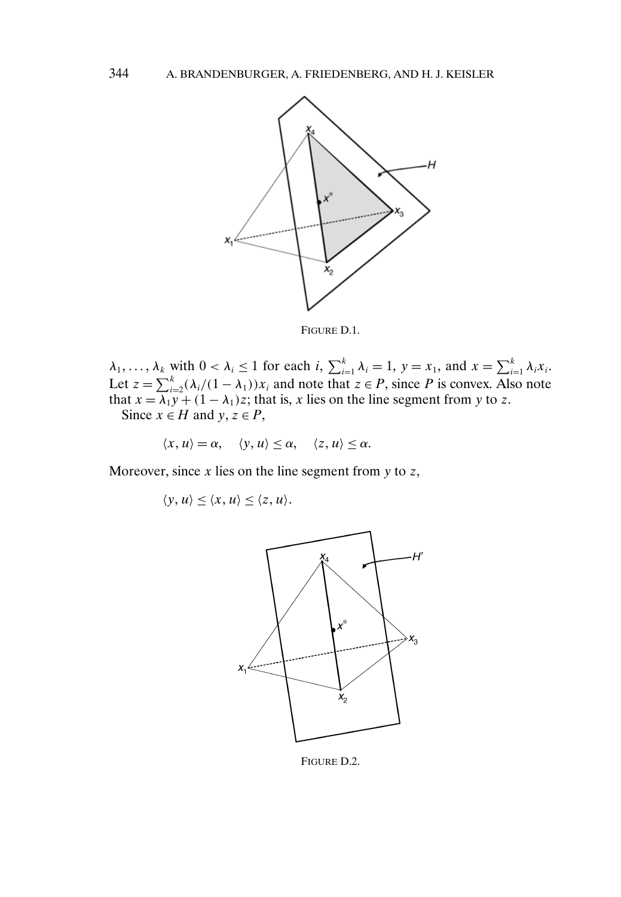FIGURE D.1.

$\lambda_1, \ldots, \lambda_k$ with $0 < \lambda_i \leq 1$ for each $i$, $\sum_{i=1}^{k} \lambda_i = 1$, $y = x_1$, and $x = \sum_{i=1}^{k} \lambda_i x_i$. Let $z = \sum_{i=2}^{k} (\lambda_i/(1-\lambda_1))x_i$ and note that $z \in P$, since $P$ is convex. Also note that $x = \lambda_1 y + (1-\lambda_1)z$; that is, $x$ lies on the line segment from $y$ to $z$.

Since $x \in H$ and $y, z \in P$,

$$\langle x, u \rangle = \alpha, \quad \langle y, u \rangle \leq \alpha, \quad \langle z, u \rangle \leq \alpha.$$

Moreover, since $x$ lies on the line segment from $y$ to $z$,

$$\langle y, u \rangle \leq \langle x, u \rangle \leq \langle z, u \rangle.$$

FIGURE D.2.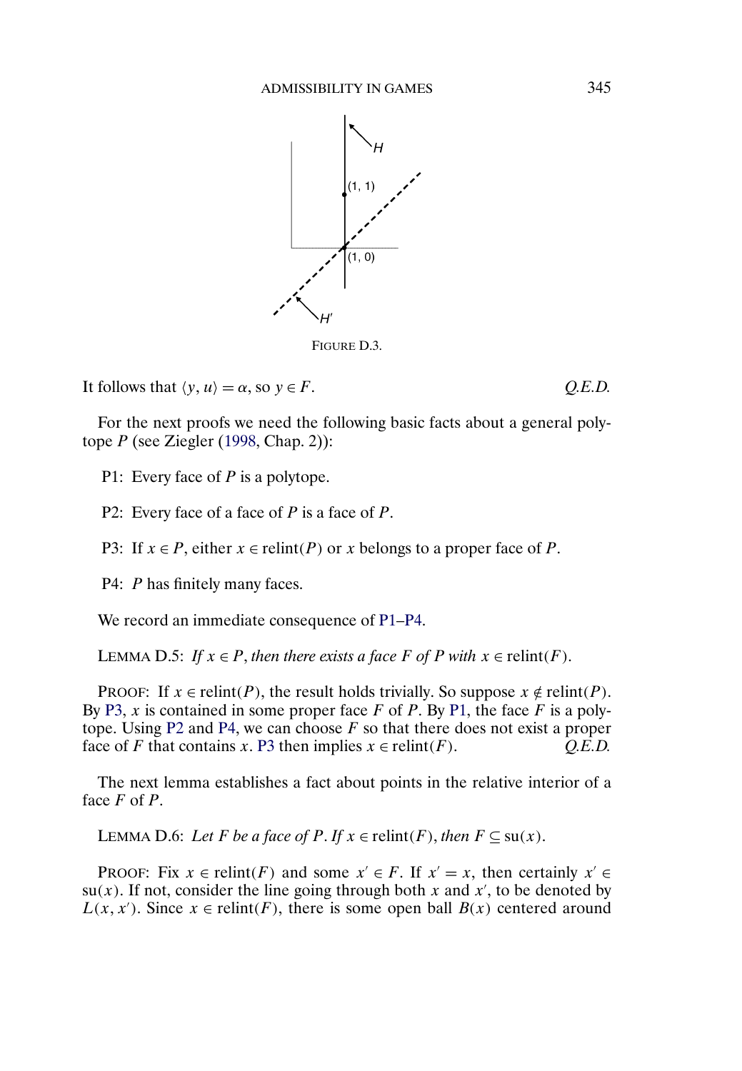FIGURE D.3.

It follows that $\langle y, u\rangle = \alpha$, so $y \in F$. *Q.E.D.*

For the next proofs we need the following basic facts about a general polytope $P$ (see Ziegler (1998, Chap. 2)):

P1: Every face of $P$ is a polytope.

P2: Every face of a face of $P$ is a face of $P$.

P3: If $x \in P$, either $x \in \mathrm{relint}(P)$ or $x$ belongs to a proper face of $P$.

P4: $P$ has finitely many faces.

We record an immediate consequence of P1–P4.

LEMMA D.5: *If $x \in P$, then there exists a face $F$ of $P$ with $x \in \mathrm{relint}(F)$.*

PROOF: If $x \in \mathrm{relint}(P)$, the result holds trivially. So suppose $x \notin \mathrm{relint}(P)$. By P3, $x$ is contained in some proper face $F$ of $P$. By P1, the face $F$ is a polytope. Using P2 and P4, we can choose $F$ so that there does not exist a proper face of $F$ that contains $x$. P3 then implies $x \in \mathrm{relint}(F)$. *Q.E.D.*

The next lemma establishes a fact about points in the relative interior of a face $F$ of $P$.

LEMMA D.6: *Let $F$ be a face of $P$. If $x \in \mathrm{relint}(F)$, then $F \subseteq \mathrm{su}(x)$.*

PROOF: Fix $x \in \mathrm{relint}(F)$ and some $x' \in F$. If $x' = x$, then certainly $x' \in \mathrm{su}(x)$. If not, consider the line going through both $x$ and $x'$, to be denoted by $L(x, x')$. Since $x \in \mathrm{relint}(F)$, there is some open ball $B(x)$ centered around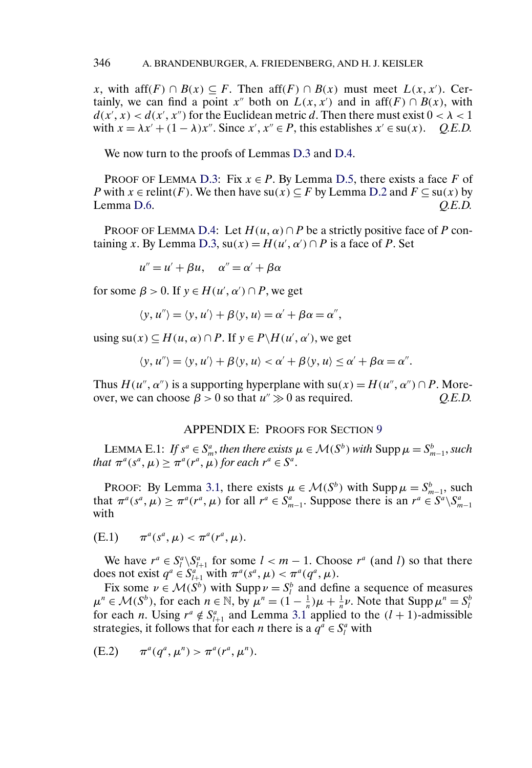$x$, with $\text{aff}(F) \cap B(x) \subseteq F$. Then $\text{aff}(F) \cap B(x)$ must meet $L(x, x')$. Certainly, we can find a point $x''$ both on $L(x, x')$ and in $\text{aff}(F) \cap B(x)$, with $d(x', x) < d(x', x'')$ for the Euclidean metric $d$. Then there must exist $0 < \lambda < 1$ with $x = \lambda x' + (1 - \lambda)x''$. Since $x', x'' \in P$, this establishes $x' \in \text{su}(x)$. *Q.E.D.*

We now turn to the proofs of Lemmas D.3 and D.4.

PROOF OF LEMMA D.3: Fix $x \in P$. By Lemma D.5, there exists a face $F$ of $P$ with $x \in \text{relint}(F)$. We then have $\text{su}(x) \subseteq F$ by Lemma D.2 and $F \subseteq \text{su}(x)$ by Lemma D.6. *Q.E.D.*

PROOF OF LEMMA D.4: Let $H(u, \alpha) \cap P$ be a strictly positive face of $P$ containing $x$. By Lemma D.3, $\text{su}(x) = H(u', \alpha') \cap P$ is a face of $P$. Set

$$u'' = u' + \beta u, \quad \alpha'' = \alpha' + \beta\alpha$$

for some $\beta > 0$. If $y \in H(u', \alpha') \cap P$, we get

$$\langle y, u''\rangle = \langle y, u'\rangle + \beta\langle y, u\rangle = \alpha' + \beta\alpha = \alpha'',$$

using $\text{su}(x) \subseteq H(u, \alpha) \cap P$. If $y \in P \backslash H(u', \alpha')$, we get

$$\langle y, u''\rangle = \langle y, u'\rangle + \beta\langle y, u\rangle < \alpha' + \beta\langle y, u\rangle \leq \alpha' + \beta\alpha = \alpha''.$$

Thus $H(u'', \alpha'')$ is a supporting hyperplane with $\text{su}(x) = H(u'', \alpha'') \cap P$. Moreover, we can choose $\beta > 0$ so that $u'' \gg 0$ as required. *Q.E.D.*

## APPENDIX E: PROOFS FOR SECTION 9

LEMMA E.1: *If $s^a \in S^a_m$, then there exists $\mu \in \mathcal{M}(S^b)$ with $\text{Supp}\,\mu = S^b_{m-1}$, such that $\pi^a(s^a, \mu) \geq \pi^a(r^a, \mu)$ for each $r^a \in S^a$.*

PROOF: By Lemma 3.1, there exists $\mu \in \mathcal{M}(S^b)$ with $\text{Supp}\,\mu = S^b_{m-1}$, such that $\pi^a(s^a, \mu) \geq \pi^a(r^a, \mu)$ for all $r^a \in S^a_{m-1}$. Suppose there is an $r^a \in S^a \backslash S^a_{m-1}$ with

$$\pi^a(s^a, \mu) < \pi^a(r^a, \mu). \tag{E.1}$$

We have $r^a \in S^a_l \backslash S^a_{l+1}$ for some $l < m - 1$. Choose $r^a$ (and $l$) so that there does not exist $q^a \in S^a_{l+1}$ with $\pi^a(s^a, \mu) < \pi^a(q^a, \mu)$.

Fix some $\nu \in \mathcal{M}(S^b)$ with $\text{Supp}\,\nu = S^b_l$ and define a sequence of measures $\mu^n \in \mathcal{M}(S^b)$, for each $n \in \mathbb{N}$, by $\mu^n = (1 - \frac{1}{n})\mu + \frac{1}{n}\nu$. Note that $\text{Supp}\,\mu^n = S^b_l$ for each $n$. Using $r^a \notin S^a_{l+1}$ and Lemma 3.1 applied to the $(l+1)$-admissible strategies, it follows that for each $n$ there is a $q^a \in S^a_l$ with

$$\pi^a(q^a, \mu^n) > \pi^a(r^a, \mu^n). \tag{E.2}$$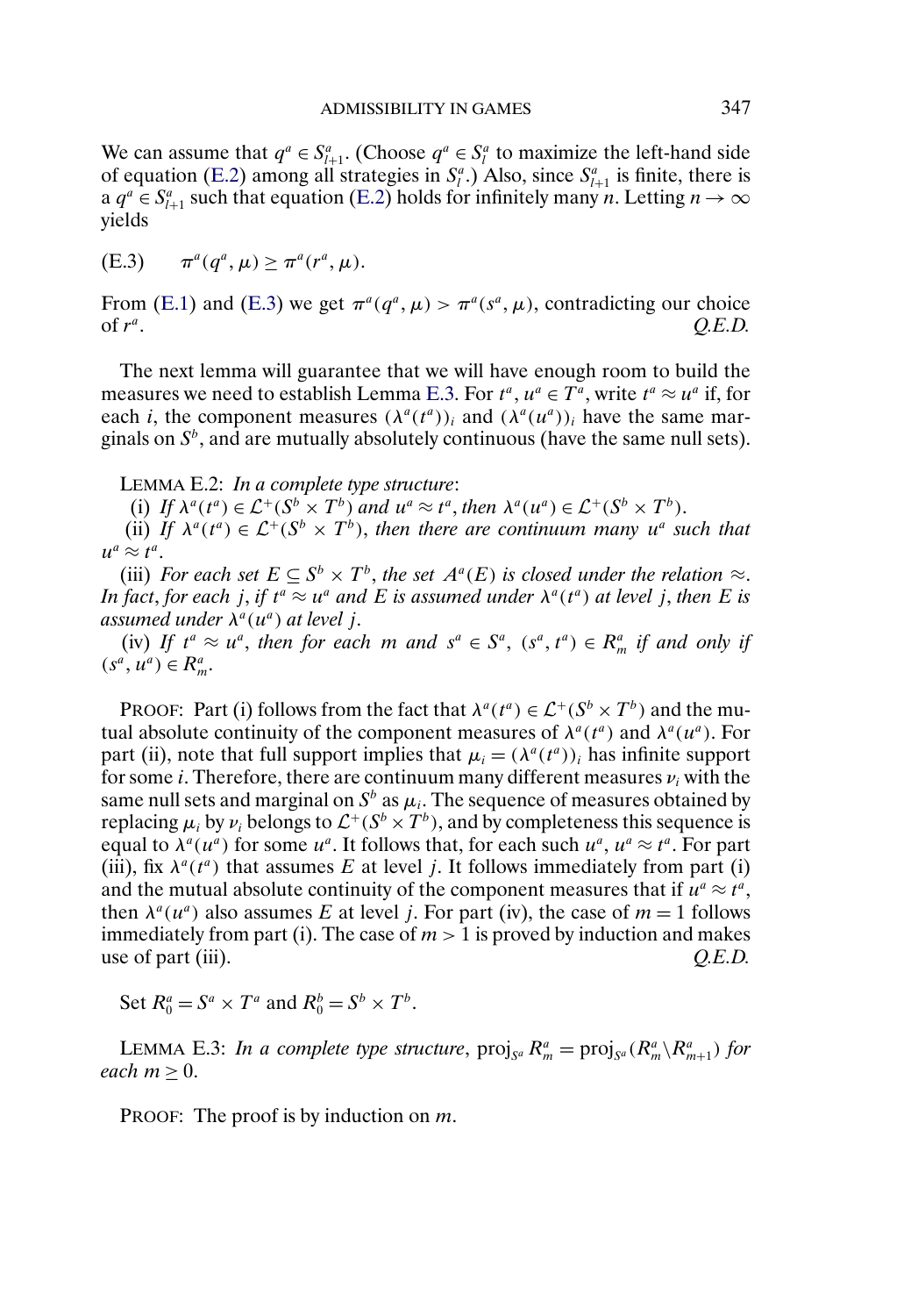We can assume that $q^a \in S^a_{l+1}$. (Choose $q^a \in S^a_l$ to maximize the left-hand side of equation (E.2) among all strategies in $S^a_l$.) Also, since $S^a_{l+1}$ is finite, there is a $q^a \in S^a_{l+1}$ such that equation (E.2) holds for infinitely many $n$. Letting $n \to \infty$ yields

$$\text{(E.3)} \qquad \pi^a(q^a, \mu) \geq \pi^a(r^a, \mu).$$

From (E.1) and (E.3) we get $\pi^a(q^a, \mu) > \pi^a(s^a, \mu)$, contradicting our choice of $r^a$. *Q.E.D.*

The next lemma will guarantee that we will have enough room to build the measures we need to establish Lemma E.3. For $t^a, u^a \in T^a$, write $t^a \approx u^a$ if, for each $i$, the component measures $(\lambda^a(t^a))_i$ and $(\lambda^a(u^a))_i$ have the same marginals on $S^b$, and are mutually absolutely continuous (have the same null sets).

LEMMA E.2: *In a complete type structure*:

(i) *If $\lambda^a(t^a) \in \mathcal{L}^+(S^b \times T^b)$ and $u^a \approx t^a$, then $\lambda^a(u^a) \in \mathcal{L}^+(S^b \times T^b)$.*

(ii) *If $\lambda^a(t^a) \in \mathcal{L}^+(S^b \times T^b)$, then there are continuum many $u^a$ such that $u^a \approx t^a$.*

(iii) *For each set $E \subseteq S^b \times T^b$, the set $A^a(E)$ is closed under the relation $\approx$. In fact, for each $j$, if $t^a \approx u^a$ and $E$ is assumed under $\lambda^a(t^a)$ at level $j$, then $E$ is assumed under $\lambda^a(u^a)$ at level $j$.*

(iv) *If $t^a \approx u^a$, then for each $m$ and $s^a \in S^a$, $(s^a, t^a) \in R^a_m$ if and only if $(s^a, u^a) \in R^a_m$.*

PROOF: Part (i) follows from the fact that $\lambda^a(t^a) \in \mathcal{L}^+(S^b \times T^b)$ and the mutual absolute continuity of the component measures of $\lambda^a(t^a)$ and $\lambda^a(u^a)$. For part (ii), note that full support implies that $\mu_i = (\lambda^a(t^a))_i$ has infinite support for some $i$. Therefore, there are continuum many different measures $\nu_i$ with the same null sets and marginal on $S^b$ as $\mu_i$. The sequence of measures obtained by replacing $\mu_i$ by $\nu_i$ belongs to $\mathcal{L}^+(S^b \times T^b)$, and by completeness this sequence is equal to $\lambda^a(u^a)$ for some $u^a$. It follows that, for each such $u^a$, $u^a \approx t^a$. For part (iii), fix $\lambda^a(t^a)$ that assumes $E$ at level $j$. It follows immediately from part (i) and the mutual absolute continuity of the component measures that if $u^a \approx t^a$, then $\lambda^a(u^a)$ also assumes $E$ at level $j$. For part (iv), the case of $m = 1$ follows immediately from part (i). The case of $m > 1$ is proved by induction and makes use of part (iii). *Q.E.D.*

Set $R^a_0 = S^a \times T^a$ and $R^b_0 = S^b \times T^b$.

LEMMA E.3: *In a complete type structure*, $\text{proj}_{S^a} R^a_m = \text{proj}_{S^a}(R^a_m \backslash R^a_{m+1})$ *for each* $m \geq 0$.

PROOF: The proof is by induction on $m$.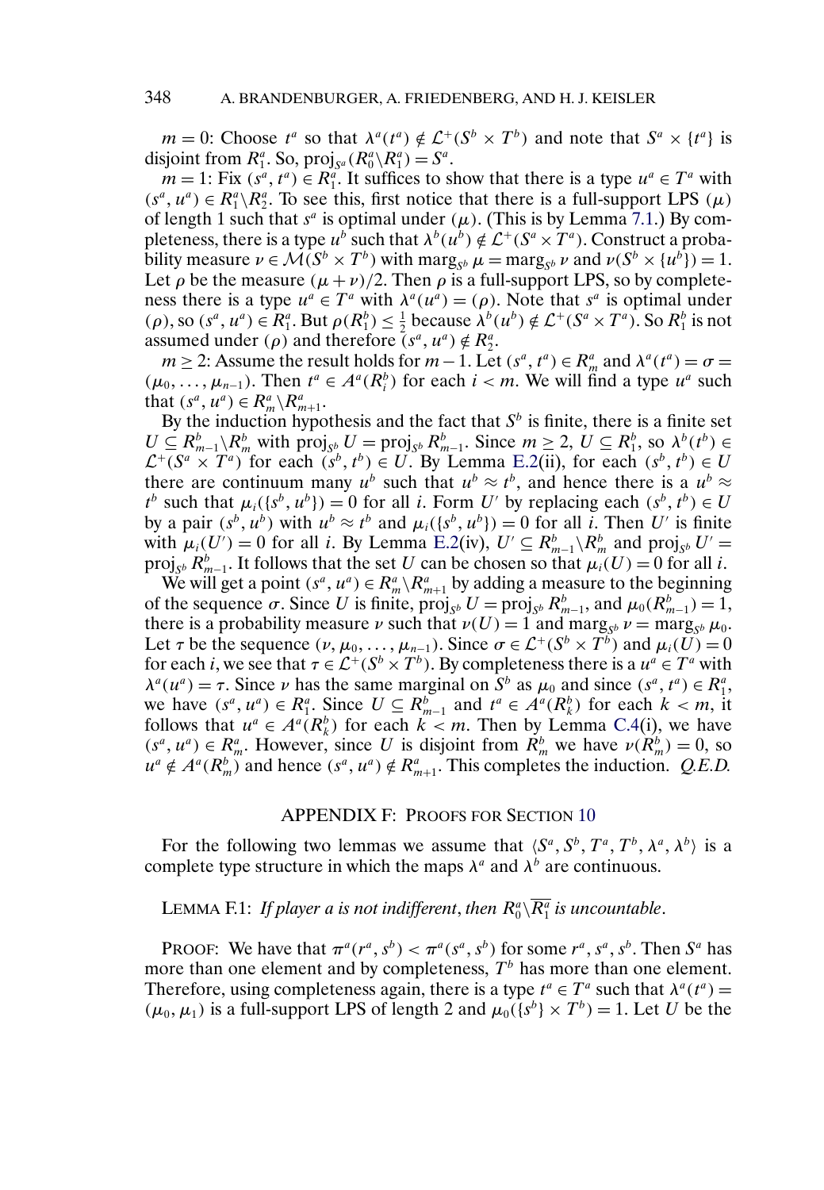$m = 0$: Choose $t^a$ so that $\lambda^a(t^a) \notin \mathcal{L}^+(S^b \times T^b)$ and note that $S^a \times \{t^a\}$ is disjoint from $R_1^a$. So, $\text{proj}_{S^a}(R_0^a \backslash R_1^a) = S^a$.

$m = 1$: Fix $(s^a, t^a) \in R_1^a$. It suffices to show that there is a type $u^a \in T^a$ with $(s^a, u^a) \in R_1^a \backslash R_2^a$. To see this, first notice that there is a full-support LPS $(\mu)$ of length 1 such that $s^a$ is optimal under $(\mu)$. (This is by Lemma 7.1.) By completeness, there is a type $u^b$ such that $\lambda^b(u^b) \notin \mathcal{L}^+(S^a \times T^a)$. Construct a probability measure $\nu \in \mathcal{M}(S^b \times T^b)$ with $\text{marg}_{S^b} \mu = \text{marg}_{S^b} \nu$ and $\nu(S^b \times \{u^b\}) = 1$. Let $\rho$ be the measure $(\mu + \nu)/2$. Then $\rho$ is a full-support LPS, so by completeness there is a type $u^a \in T^a$ with $\lambda^a(u^a) = (\rho)$. Note that $s^a$ is optimal under $(\rho)$, so $(s^a, u^a) \in R_1^a$. But $\rho(R_1^b) \leq \frac{1}{2}$ because $\lambda^b(u^b) \notin \mathcal{L}^+(S^a \times T^a)$. So $R_1^b$ is not assumed under $(\rho)$ and therefore $(s^a, u^a) \notin R_2^a$.

$m \geq 2$: Assume the result holds for $m - 1$. Let $(s^a, t^a) \in R_m^a$ and $\lambda^a(t^a) = \sigma = (\mu_0, \ldots, \mu_{n-1})$. Then $t^a \in A^a(R_i^b)$ for each $i < m$. We will find a type $u^a$ such that $(s^a, u^a) \in R_m^a \backslash R_{m+1}^a$.

By the induction hypothesis and the fact that $S^b$ is finite, there is a finite set $U \subseteq R_{m-1}^b \backslash R_m^b$ with $\text{proj}_{S^b} U = \text{proj}_{S^b} R_{m-1}^b$. Since $m \geq 2$, $U \subseteq R_1^b$, so $\lambda^b(t^b) \in \mathcal{L}^+(S^a \times T^a)$ for each $(s^b, t^b) \in U$. By Lemma E.2(ii), for each $(s^b, t^b) \in U$ there are continuum many $u^b$ such that $u^b \approx t^b$, and hence there is a $u^b \approx t^b$ such that $\mu_i(\{s^b, u^b\}) = 0$ for all $i$. Form $U'$ by replacing each $(s^b, t^b) \in U$ by a pair $(s^b, u^b)$ with $u^b \approx t^b$ and $\mu_i(\{s^b, u^b\}) = 0$ for all $i$. Then $U'$ is finite with $\mu_i(U') = 0$ for all $i$. By Lemma E.2(iv), $U' \subseteq R_{m-1}^b \backslash R_m^b$ and $\text{proj}_{S^b} U' = \text{proj}_{S^b} R_{m-1}^b$. It follows that the set $U$ can be chosen so that $\mu_i(U) = 0$ for all $i$.

We will get a point $(s^a, u^a) \in R_m^a \backslash R_{m+1}^a$ by adding a measure to the beginning of the sequence $\sigma$. Since $U$ is finite, $\text{proj}_{S^b} U = \text{proj}_{S^b} R_{m-1}^b$, and $\mu_0(R_{m-1}^b) = 1$, there is a probability measure $\nu$ such that $\nu(U) = 1$ and $\text{marg}_{S^b} \nu = \text{marg}_{S^b} \mu_0$. Let $\tau$ be the sequence $(\nu, \mu_0, \ldots, \mu_{n-1})$. Since $\sigma \in \mathcal{L}^+(S^b \times T^b)$ and $\mu_i(U) = 0$ for each $i$, we see that $\tau \in \mathcal{L}^+(S^b \times T^b)$. By completeness there is a $u^a \in T^a$ with $\lambda^a(u^a) = \tau$. Since $\nu$ has the same marginal on $S^b$ as $\mu_0$ and since $(s^a, t^a) \in R_1^a$, we have $(s^a, u^a) \in R_1^a$. Since $U \subseteq R_{m-1}^b$ and $t^a \in A^a(R_k^b)$ for each $k < m$, it follows that $u^a \in A^a(R_k^b)$ for each $k < m$. Then by Lemma C.4(i), we have $(s^a, u^a) \in R_m^a$. However, since $U$ is disjoint from $R_m^b$ we have $\nu(R_m^b) = 0$, so $u^a \notin A^a(R_m^b)$ and hence $(s^a, u^a) \notin R_{m+1}^a$. This completes the induction. *Q.E.D.*

## APPENDIX F: PROOFS FOR SECTION 10

For the following two lemmas we assume that $\langle S^a, S^b, T^a, T^b, \lambda^a, \lambda^b \rangle$ is a complete type structure in which the maps $\lambda^a$ and $\lambda^b$ are continuous.

LEMMA F.1: *If player $a$ is not indifferent, then $R_0^a \backslash \overline{R_1^a}$ is uncountable.*

PROOF: We have that $\pi^a(r^a, s^b) < \pi^a(s^a, s^b)$ for some $r^a, s^a, s^b$. Then $S^a$ has more than one element and by completeness, $T^b$ has more than one element. Therefore, using completeness again, there is a type $t^a \in T^a$ such that $\lambda^a(t^a) = (\mu_0, \mu_1)$ is a full-support LPS of length 2 and $\mu_0(\{s^b\} \times T^b) = 1$. Let $U$ be the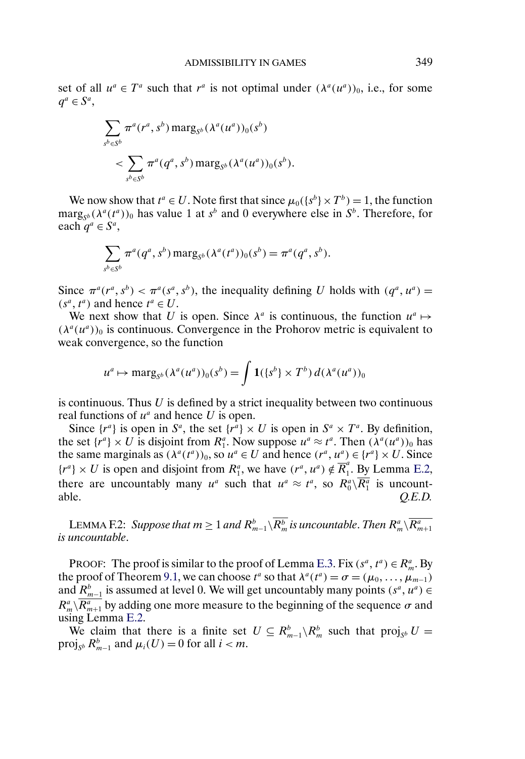set of all $u^a \in T^a$ such that $r^a$ is not optimal under $(\lambda^a(u^a))_0$, i.e., for some $q^a \in S^a$,

$$\sum_{s^b \in S^b} \pi^a(r^a, s^b) \operatorname{marg}_{S^b}(\lambda^a(u^a))_0(s^b) < \sum_{s^b \in S^b} \pi^a(q^a, s^b) \operatorname{marg}_{S^b}(\lambda^a(u^a))_0(s^b).$$

We now show that $t^a \in U$. Note first that since $\mu_0(\{s^b\} \times T^b) = 1$, the function $\operatorname{marg}_{S^b}(\lambda^a(t^a))_0$ has value 1 at $s^b$ and 0 everywhere else in $S^b$. Therefore, for each $q^a \in S^a$,

$$\sum_{s^b \in S^b} \pi^a(q^a, s^b) \operatorname{marg}_{S^b}(\lambda^a(t^a))_0(s^b) = \pi^a(q^a, s^b).$$

Since $\pi^a(r^a, s^b) < \pi^a(s^a, s^b)$, the inequality defining $U$ holds with $(q^a, u^a) = (s^a, t^a)$ and hence $t^a \in U$.

We next show that $U$ is open. Since $\lambda^a$ is continuous, the function $u^a \mapsto (\lambda^a(u^a))_0$ is continuous. Convergence in the Prohorov metric is equivalent to weak convergence, so the function

$$u^a \mapsto \operatorname{marg}_{S^b}(\lambda^a(u^a))_0(s^b) = \int \mathbf{1}(\{s^b\} \times T^b)\, d(\lambda^a(u^a))_0$$

is continuous. Thus $U$ is defined by a strict inequality between two continuous real functions of $u^a$ and hence $U$ is open.

Since $\{r^a\}$ is open in $S^a$, the set $\{r^a\} \times U$ is open in $S^a \times T^a$. By definition, the set $\{r^a\} \times U$ is disjoint from $R_1^a$. Now suppose $u^a \approx t^a$. Then $(\lambda^a(u^a))_0$ has the same marginals as $(\lambda^a(t^a))_0$, so $u^a \in U$ and hence $(r^a, u^a) \in \{r^a\} \times U$. Since $\{r^a\} \times U$ is open and disjoint from $R_1^a$, we have $(r^a, u^a) \notin \overline{R}_1^a$. By Lemma E.2, there are uncountably many $u^a$ such that $u^a \approx t^a$, so $R_0^a \backslash \overline{R_1^a}$ is uncountable. *Q.E.D.*

LEMMA F.2: *Suppose that $m \geq 1$ and $R_{m-1}^b \backslash \overline{R_m^b}$ is uncountable. Then $R_m^a \backslash \overline{R_{m+1}^a}$ is uncountable.*

PROOF: The proof is similar to the proof of Lemma E.3. Fix $(s^a, t^a) \in R_m^a$. By the proof of Theorem 9.1, we can choose $t^a$ so that $\lambda^a(t^a) = \sigma = (\mu_0, \ldots, \mu_{m-1})$ and $R_{m-1}^b$ is assumed at level 0. We will get uncountably many points $(s^a, u^a) \in R_m^a \backslash \overline{R_{m+1}^a}$ by adding one more measure to the beginning of the sequence $\sigma$ and using Lemma E.2.

We claim that there is a finite set $U \subseteq R_{m-1}^b \backslash R_m^b$ such that $\operatorname{proj}_{S^b} U = \operatorname{proj}_{S^b} R_{m-1}^b$ and $\mu_i(U) = 0$ for all $i < m$.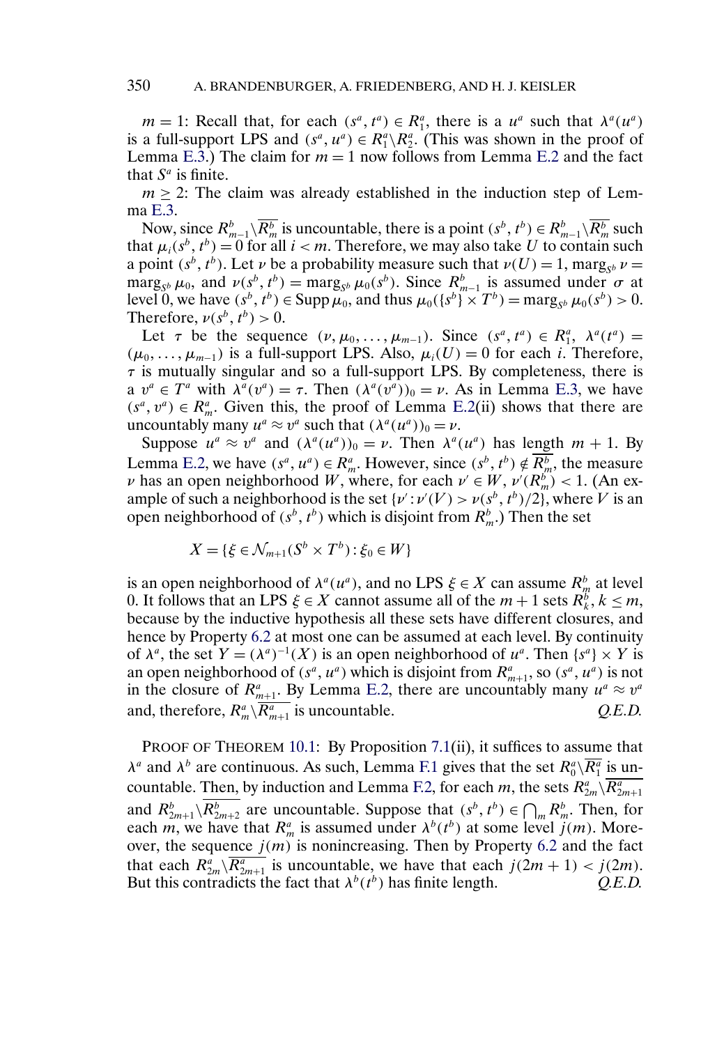$m = 1$: Recall that, for each $(s^a, t^a) \in R_1^a$, there is a $u^a$ such that $\lambda^a(u^a)$ is a full-support LPS and $(s^a, u^a) \in R_1^a \backslash R_2^a$. (This was shown in the proof of Lemma E.3.) The claim for $m = 1$ now follows from Lemma E.2 and the fact that $S^a$ is finite.

$m \geq 2$: The claim was already established in the induction step of Lemma E.3.

Now, since $R_{m-1}^b \backslash \overline{R_m^b}$ is uncountable, there is a point $(s^b, t^b) \in R_{m-1}^b \backslash \overline{R_m^b}$ such that $\mu_i(s^b, t^b) = 0$ for all $i < m$. Therefore, we may also take $U$ to contain such a point $(s^b, t^b)$. Let $\nu$ be a probability measure such that $\nu(U) = 1$, $\text{marg}_{S^b} \nu = \text{marg}_{S^b} \mu_0$, and $\nu(s^b, t^b) = \text{marg}_{S^b} \mu_0(s^b)$. Since $R_{m-1}^b$ is assumed under $\sigma$ at level 0, we have $(s^b, t^b) \in \text{Supp}\, \mu_0$, and thus $\mu_0(\{s^b\} \times T^b) = \text{marg}_{S^b} \mu_0(s^b) > 0$. Therefore, $\nu(s^b, t^b) > 0$.

Let $\tau$ be the sequence $(\nu, \mu_0, \ldots, \mu_{m-1})$. Since $(s^a, t^a) \in R_1^a$, $\lambda^a(t^a) = (\mu_0, \ldots, \mu_{m-1})$ is a full-support LPS. Also, $\mu_i(U) = 0$ for each $i$. Therefore, $\tau$ is mutually singular and so a full-support LPS. By completeness, there is a $v^a \in T^a$ with $\lambda^a(v^a) = \tau$. Then $(\lambda^a(v^a))_0 = \nu$. As in Lemma E.3, we have $(s^a, v^a) \in R_m^a$. Given this, the proof of Lemma E.2(ii) shows that there are uncountably many $u^a \approx v^a$ such that $(\lambda^a(u^a))_0 = \nu$.

Suppose $u^a \approx v^a$ and $(\lambda^a(u^a))_0 = \nu$. Then $\lambda^a(u^a)$ has length $m + 1$. By Lemma E.2, we have $(s^a, u^a) \in R_m^a$. However, since $(s^b, t^b) \notin \overline{R_m^b}$, the measure $\nu$ has an open neighborhood $W$, where, for each $\nu' \in W$, $\nu'(R_m^b) < 1$. (An example of such a neighborhood is the set $\{\nu' : \nu'(V) > \nu(s^b, t^b)/2\}$, where $V$ is an open neighborhood of $(s^b, t^b)$ which is disjoint from $R_m^b$.) Then the set

$$X = \{\xi \in \mathcal{N}_{m+1}(S^b \times T^b) : \xi_0 \in W\}$$

is an open neighborhood of $\lambda^a(u^a)$, and no LPS $\xi \in X$ can assume $R_m^b$ at level 0. It follows that an LPS $\xi \in X$ cannot assume all of the $m + 1$ sets $R_k^b$, $k \leq m$, because by the inductive hypothesis all these sets have different closures, and hence by Property 6.2 at most one can be assumed at each level. By continuity of $\lambda^a$, the set $Y = (\lambda^a)^{-1}(X)$ is an open neighborhood of $u^a$. Then $\{s^a\} \times Y$ is an open neighborhood of $(s^a, u^a)$ which is disjoint from $R_{m+1}^a$, so $(s^a, u^a)$ is not in the closure of $R_{m+1}^a$. By Lemma E.2, there are uncountably many $u^a \approx v^a$ and, therefore, $R_m^a \backslash \overline{R_{m+1}^a}$ is uncountable. *Q.E.D.*

PROOF OF THEOREM 10.1: By Proposition 7.1(ii), it suffices to assume that $\lambda^a$ and $\lambda^b$ are continuous. As such, Lemma F.1 gives that the set $R_0^a \backslash \overline{R_1^a}$ is uncountable. Then, by induction and Lemma F.2, for each $m$, the sets $R_{2m}^a \backslash \overline{R_{2m+1}^a}$ and $R_{2m+1}^b \backslash \overline{R_{2m+2}^b}$ are uncountable. Suppose that $(s^b, t^b) \in \bigcap_m R_m^b$. Then, for each $m$, we have that $R_m^a$ is assumed under $\lambda^b(t^b)$ at some level $j(m)$. Moreover, the sequence $j(m)$ is nonincreasing. Then by Property 6.2 and the fact that each $R_{2m}^a \backslash \overline{R_{2m+1}^a}$ is uncountable, we have that each $j(2m + 1) < j(2m)$. But this contradicts the fact that $\lambda^b(t^b)$ has finite length. *Q.E.D.*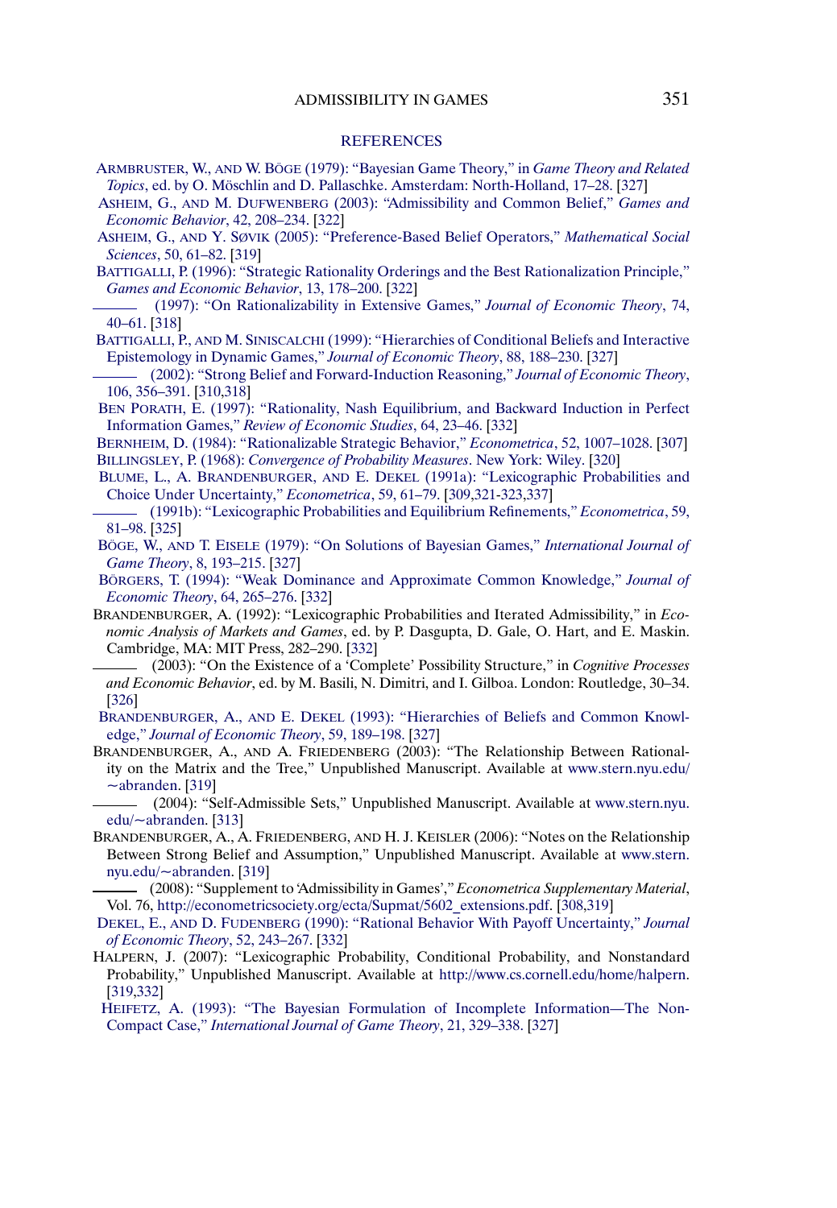## REFERENCES

ARMBRUSTER, W., AND W. BÖGE (1979): "Bayesian Game Theory," in *Game Theory and Related Topics*, ed. by O. Möschlin and D. Pallaschke. Amsterdam: North-Holland, 17–28. [327]

ASHEIM, G., AND M. DUFWENBERG (2003): "Admissibility and Common Belief," *Games and Economic Behavior*, 42, 208–234. [322]

ASHEIM, G., AND Y. SØVIK (2005): "Preference-Based Belief Operators," *Mathematical Social Sciences*, 50, 61–82. [319]

BATTIGALLI, P. (1996): "Strategic Rationality Orderings and the Best Rationalization Principle," *Games and Economic Behavior*, 13, 178–200. [322]

——— (1997): "On Rationalizability in Extensive Games," *Journal of Economic Theory*, 74, 40–61. [318]

BATTIGALLI, P., AND M. SINISCALCHI (1999): "Hierarchies of Conditional Beliefs and Interactive Epistemology in Dynamic Games," *Journal of Economic Theory*, 88, 188–230. [327]

——— (2002): "Strong Belief and Forward-Induction Reasoning," *Journal of Economic Theory*, 106, 356–391. [310,318]

BEN PORATH, E. (1997): "Rationality, Nash Equilibrium, and Backward Induction in Perfect Information Games," *Review of Economic Studies*, 64, 23–46. [332]

BERNHEIM, D. (1984): "Rationalizable Strategic Behavior," *Econometrica*, 52, 1007–1028. [307]

BILLINGSLEY, P. (1968): *Convergence of Probability Measures*. New York: Wiley. [320]

BLUME, L., A. BRANDENBURGER, AND E. DEKEL (1991a): "Lexicographic Probabilities and Choice Under Uncertainty," *Econometrica*, 59, 61–79. [309,321-323,337]

——— (1991b): "Lexicographic Probabilities and Equilibrium Refinements," *Econometrica*, 59, 81–98. [325]

BÖGE, W., AND T. EISELE (1979): "On Solutions of Bayesian Games," *International Journal of Game Theory*, 8, 193–215. [327]

BÖRGERS, T. (1994): "Weak Dominance and Approximate Common Knowledge," *Journal of Economic Theory*, 64, 265–276. [332]

BRANDENBURGER, A. (1992): "Lexicographic Probabilities and Iterated Admissibility," in *Economic Analysis of Markets and Games*, ed. by P. Dasgupta, D. Gale, O. Hart, and E. Maskin. Cambridge, MA: MIT Press, 282–290. [332]

——— (2003): "On the Existence of a 'Complete' Possibility Structure," in *Cognitive Processes and Economic Behavior*, ed. by M. Basili, N. Dimitri, and I. Gilboa. London: Routledge, 30–34. [326]

BRANDENBURGER, A., AND E. DEKEL (1993): "Hierarchies of Beliefs and Common Knowledge," *Journal of Economic Theory*, 59, 189–198. [327]

BRANDENBURGER, A., AND A. FRIEDENBERG (2003): "The Relationship Between Rationality on the Matrix and the Tree," Unpublished Manuscript. Available at www.stern.nyu.edu/~abranden. [319]

——— (2004): "Self-Admissible Sets," Unpublished Manuscript. Available at www.stern.nyu.edu/~abranden. [313]

BRANDENBURGER, A., A. FRIEDENBERG, AND H. J. KEISLER (2006): "Notes on the Relationship Between Strong Belief and Assumption," Unpublished Manuscript. Available at www.stern.nyu.edu/~abranden. [319]

——— (2008): "Supplement to 'Admissibility in Games'," *Econometrica Supplementary Material*, Vol. 76, http://econometricsociety.org/ecta/Supmat/5602_extensions.pdf. [308,319]

DEKEL, E., AND D. FUDENBERG (1990): "Rational Behavior With Payoff Uncertainty," *Journal of Economic Theory*, 52, 243–267. [332]

HALPERN, J. (2007): "Lexicographic Probability, Conditional Probability, and Nonstandard Probability," Unpublished Manuscript. Available at http://www.cs.cornell.edu/home/halpern. [319,332]

HEIFETZ, A. (1993): "The Bayesian Formulation of Incomplete Information—The Non-Compact Case," *International Journal of Game Theory*, 21, 329–338. [327]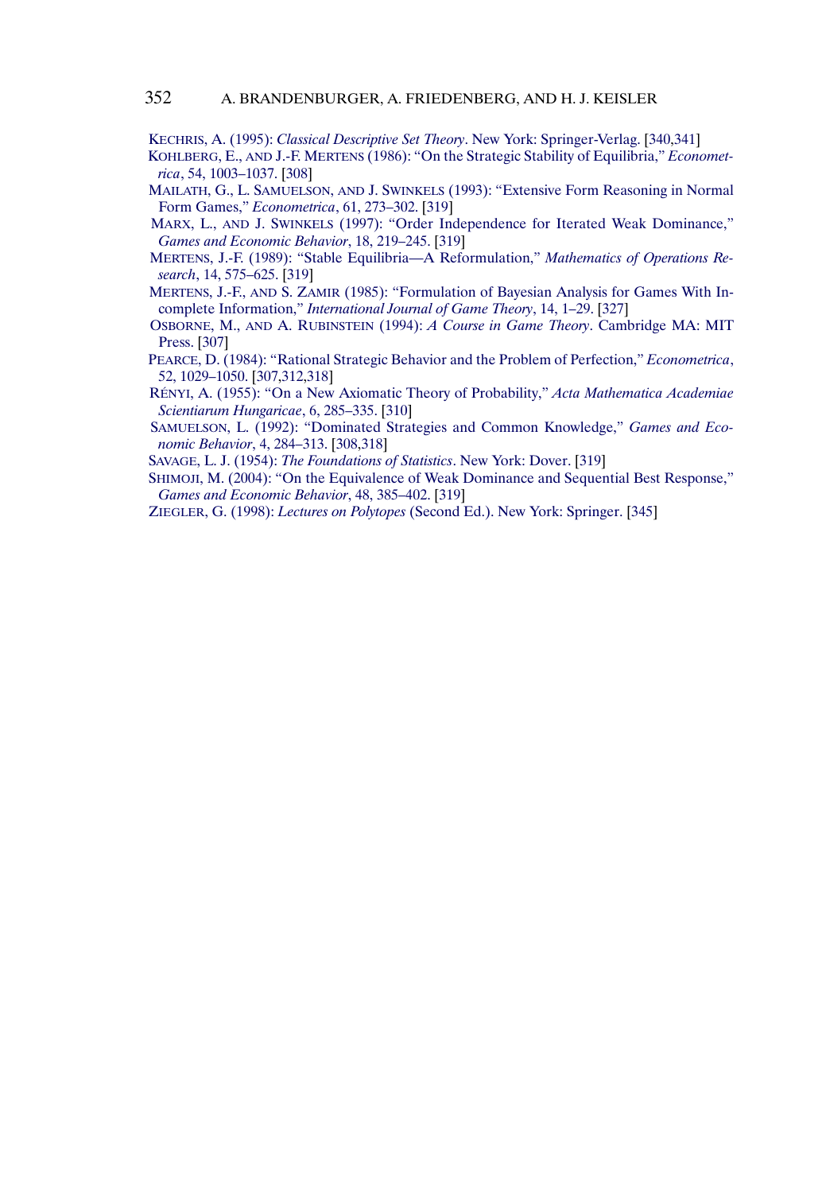KECHRIS, A. (1995): *Classical Descriptive Set Theory*. New York: Springer-Verlag. [340,341]

KOHLBERG, E., AND J.-F. MERTENS (1986): "On the Strategic Stability of Equilibria," *Econometrica*, 54, 1003–1037. [308]

MAILATH, G., L. SAMUELSON, AND J. SWINKELS (1993): "Extensive Form Reasoning in Normal Form Games," *Econometrica*, 61, 273–302. [319]

MARX, L., AND J. SWINKELS (1997): "Order Independence for Iterated Weak Dominance," *Games and Economic Behavior*, 18, 219–245. [319]

MERTENS, J.-F. (1989): "Stable Equilibria—A Reformulation," *Mathematics of Operations Research*, 14, 575–625. [319]

MERTENS, J.-F., AND S. ZAMIR (1985): "Formulation of Bayesian Analysis for Games With Incomplete Information," *International Journal of Game Theory*, 14, 1–29. [327]

OSBORNE, M., AND A. RUBINSTEIN (1994): *A Course in Game Theory*. Cambridge MA: MIT Press. [307]

PEARCE, D. (1984): "Rational Strategic Behavior and the Problem of Perfection," *Econometrica*, 52, 1029–1050. [307,312,318]

RÉNYI, A. (1955): "On a New Axiomatic Theory of Probability," *Acta Mathematica Academiae Scientiarum Hungaricae*, 6, 285–335. [310]

SAMUELSON, L. (1992): "Dominated Strategies and Common Knowledge," *Games and Economic Behavior*, 4, 284–313. [308,318]

SAVAGE, L. J. (1954): *The Foundations of Statistics*. New York: Dover. [319]

SHIMOJI, M. (2004): "On the Equivalence of Weak Dominance and Sequential Best Response," *Games and Economic Behavior*, 48, 385–402. [319]

ZIEGLER, G. (1998): *Lectures on Polytopes* (Second Ed.). New York: Springer. [345]